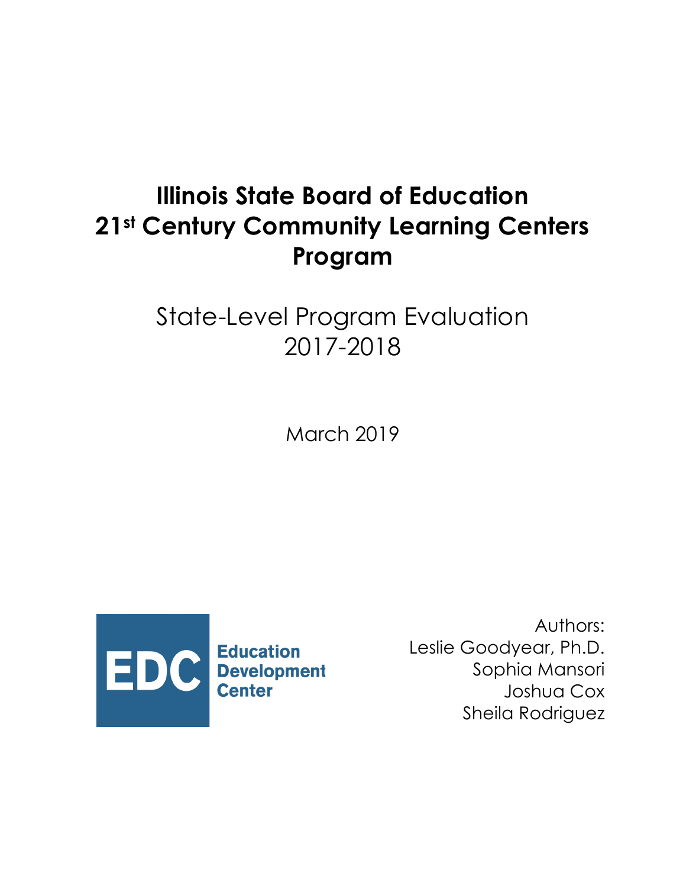# Illinois State Board of Education 21st Century Community Learning Centers Program

## State-Level Program Evaluation 2017-2018

March 2019

EDC Education Development Center

Authors:
Leslie Goodyear, Ph.D.
Sophia Mansori
Joshua Cox
Sheila Rodriguez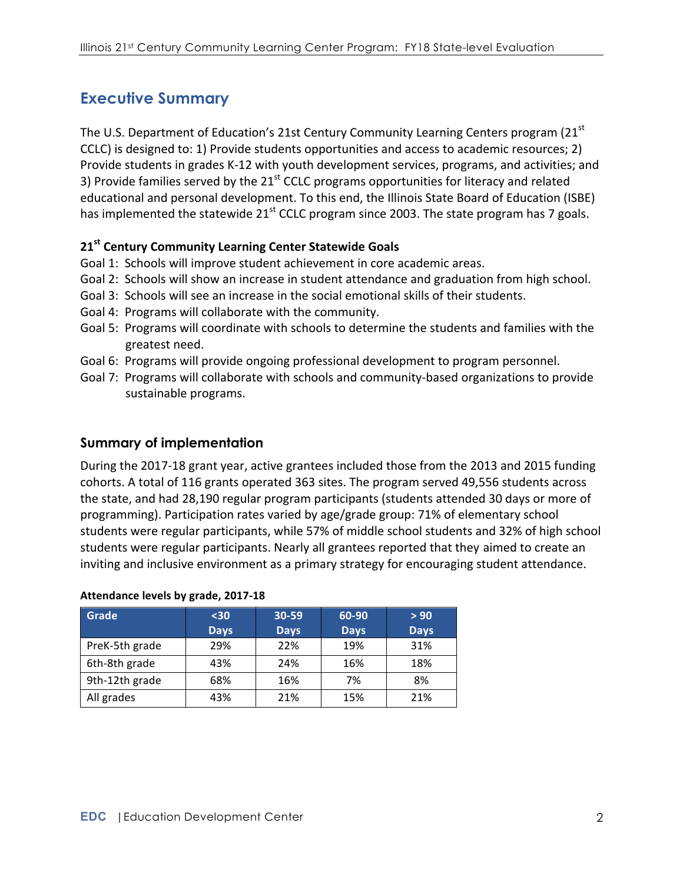## Executive Summary

The U.S. Department of Education's 21st Century Community Learning Centers program (21st CCLC) is designed to: 1) Provide students opportunities and access to academic resources; 2) Provide students in grades K-12 with youth development services, programs, and activities; and 3) Provide families served by the 21st CCLC programs opportunities for literacy and related educational and personal development. To this end, the Illinois State Board of Education (ISBE) has implemented the statewide 21st CCLC program since 2003. The state program has 7 goals.

**21st Century Community Learning Center Statewide Goals**

Goal 1: Schools will improve student achievement in core academic areas.
Goal 2: Schools will show an increase in student attendance and graduation from high school.
Goal 3: Schools will see an increase in the social emotional skills of their students.
Goal 4: Programs will collaborate with the community.
Goal 5: Programs will coordinate with schools to determine the students and families with the greatest need.
Goal 6: Programs will provide ongoing professional development to program personnel.
Goal 7: Programs will collaborate with schools and community-based organizations to provide sustainable programs.

### Summary of implementation

During the 2017-18 grant year, active grantees included those from the 2013 and 2015 funding cohorts. A total of 116 grants operated 363 sites. The program served 49,556 students across the state, and had 28,190 regular program participants (students attended 30 days or more of programming). Participation rates varied by age/grade group: 71% of elementary school students were regular participants, while 57% of middle school students and 32% of high school students were regular participants. Nearly all grantees reported that they aimed to create an inviting and inclusive environment as a primary strategy for encouraging student attendance.

**Attendance levels by grade, 2017-18**

| Grade | <30 Days | 30-59 Days | 60-90 Days | > 90 Days |
|---|---|---|---|---|
| PreK-5th grade | 29% | 22% | 19% | 31% |
| 6th-8th grade | 43% | 24% | 16% | 18% |
| 9th-12th grade | 68% | 16% | 7% | 8% |
| All grades | 43% | 21% | 15% | 21% |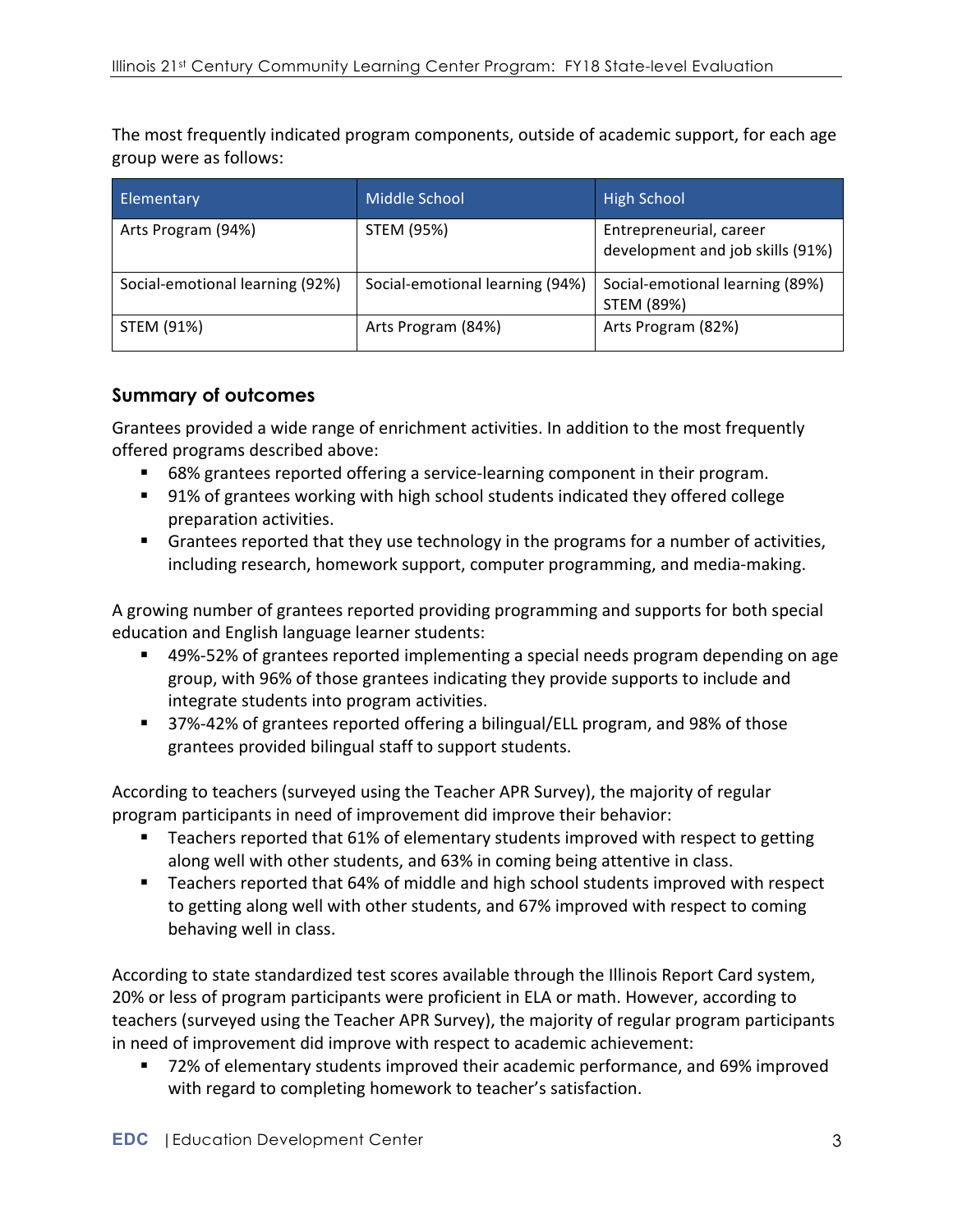The most frequently indicated program components, outside of academic support, for each age group were as follows:

| Elementary | Middle School | High School |
|---|---|---|
| Arts Program (94%) | STEM (95%) | Entrepreneurial, career development and job skills (91%) |
| Social-emotional learning (92%) | Social-emotional learning (94%) | Social-emotional learning (89%) STEM (89%) |
| STEM (91%) | Arts Program (84%) | Arts Program (82%) |

### Summary of outcomes

Grantees provided a wide range of enrichment activities. In addition to the most frequently offered programs described above:

- 68% grantees reported offering a service-learning component in their program.
- 91% of grantees working with high school students indicated they offered college preparation activities.
- Grantees reported that they use technology in the programs for a number of activities, including research, homework support, computer programming, and media-making.

A growing number of grantees reported providing programming and supports for both special education and English language learner students:

- 49%-52% of grantees reported implementing a special needs program depending on age group, with 96% of those grantees indicating they provide supports to include and integrate students into program activities.
- 37%-42% of grantees reported offering a bilingual/ELL program, and 98% of those grantees provided bilingual staff to support students.

According to teachers (surveyed using the Teacher APR Survey), the majority of regular program participants in need of improvement did improve their behavior:

- Teachers reported that 61% of elementary students improved with respect to getting along well with other students, and 63% in coming being attentive in class.
- Teachers reported that 64% of middle and high school students improved with respect to getting along well with other students, and 67% improved with respect to coming behaving well in class.

According to state standardized test scores available through the Illinois Report Card system, 20% or less of program participants were proficient in ELA or math. However, according to teachers (surveyed using the Teacher APR Survey), the majority of regular program participants in need of improvement did improve with respect to academic achievement:

- 72% of elementary students improved their academic performance, and 69% improved with regard to completing homework to teacher's satisfaction.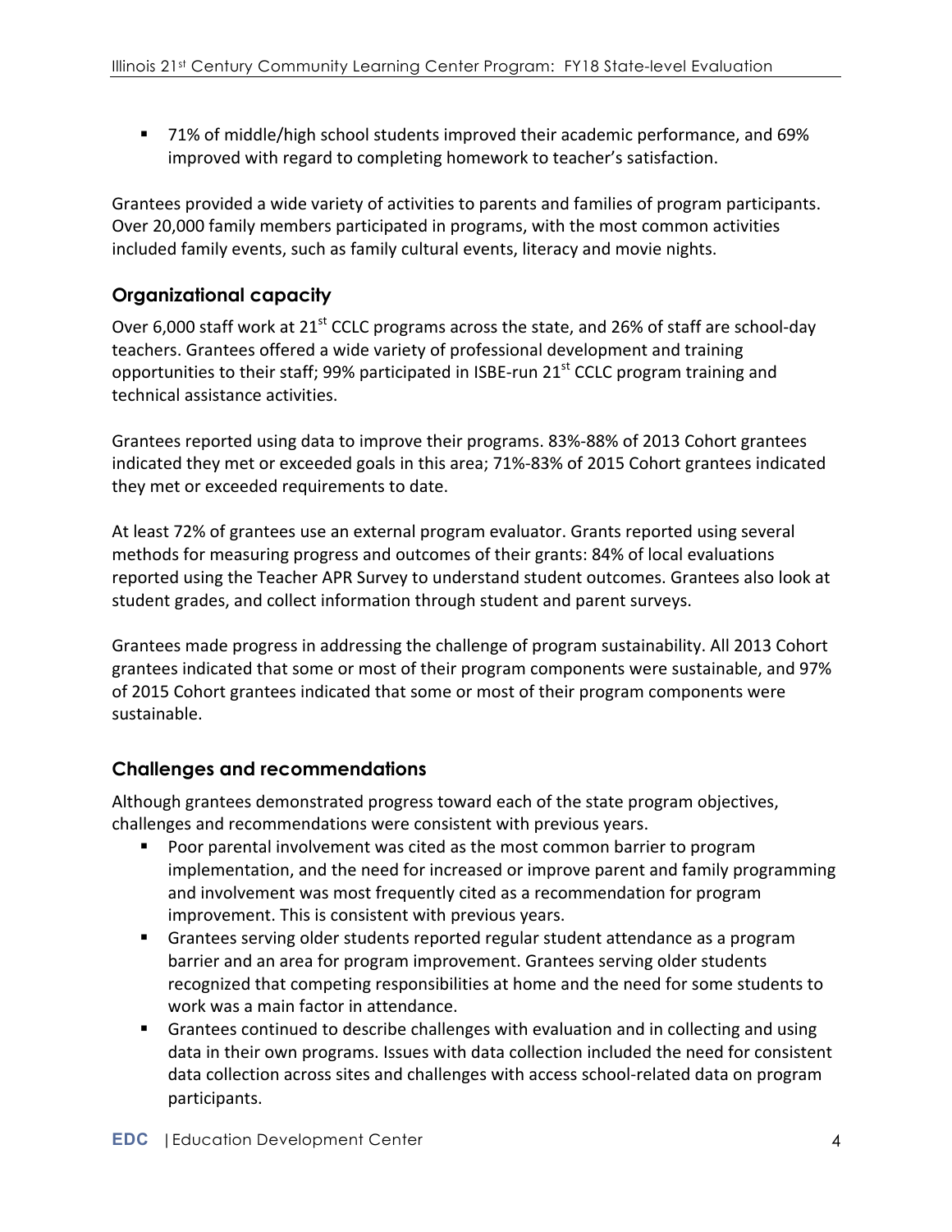- 71% of middle/high school students improved their academic performance, and 69% improved with regard to completing homework to teacher's satisfaction.

Grantees provided a wide variety of activities to parents and families of program participants. Over 20,000 family members participated in programs, with the most common activities included family events, such as family cultural events, literacy and movie nights.

## Organizational capacity

Over 6,000 staff work at 21st CCLC programs across the state, and 26% of staff are school-day teachers. Grantees offered a wide variety of professional development and training opportunities to their staff; 99% participated in ISBE-run 21st CCLC program training and technical assistance activities.

Grantees reported using data to improve their programs. 83%-88% of 2013 Cohort grantees indicated they met or exceeded goals in this area; 71%-83% of 2015 Cohort grantees indicated they met or exceeded requirements to date.

At least 72% of grantees use an external program evaluator. Grants reported using several methods for measuring progress and outcomes of their grants: 84% of local evaluations reported using the Teacher APR Survey to understand student outcomes. Grantees also look at student grades, and collect information through student and parent surveys.

Grantees made progress in addressing the challenge of program sustainability. All 2013 Cohort grantees indicated that some or most of their program components were sustainable, and 97% of 2015 Cohort grantees indicated that some or most of their program components were sustainable.

## Challenges and recommendations

Although grantees demonstrated progress toward each of the state program objectives, challenges and recommendations were consistent with previous years.

- Poor parental involvement was cited as the most common barrier to program implementation, and the need for increased or improve parent and family programming and involvement was most frequently cited as a recommendation for program improvement. This is consistent with previous years.
- Grantees serving older students reported regular student attendance as a program barrier and an area for program improvement. Grantees serving older students recognized that competing responsibilities at home and the need for some students to work was a main factor in attendance.
- Grantees continued to describe challenges with evaluation and in collecting and using data in their own programs. Issues with data collection included the need for consistent data collection across sites and challenges with access school-related data on program participants.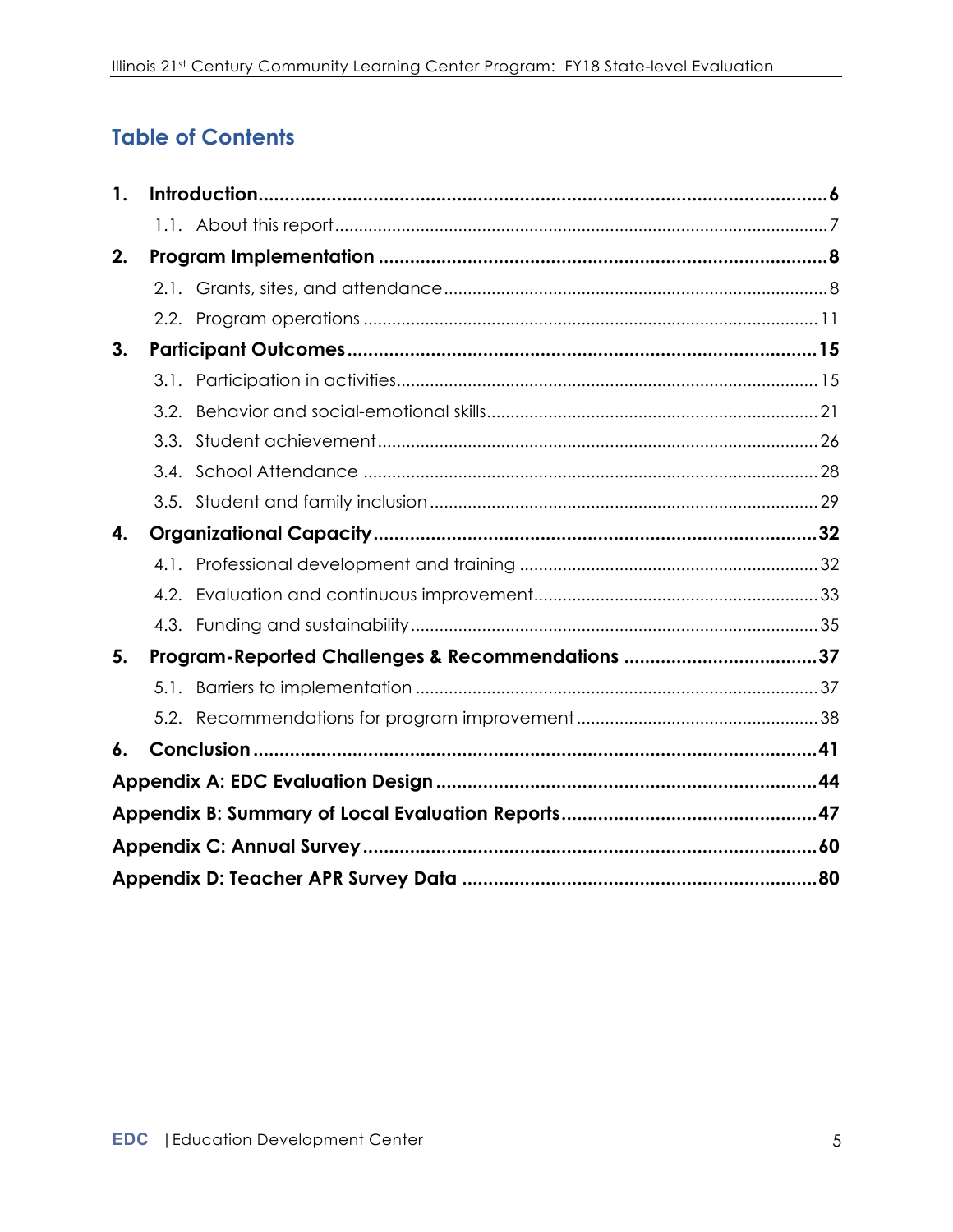## Table of Contents

**1. Introduction** .......... **6**
- 1.1. About this report .......... 7

**2. Program Implementation** .......... **8**
- 2.1. Grants, sites, and attendance .......... 8
- 2.2. Program operations .......... 11

**3. Participant Outcomes** .......... **15**
- 3.1. Participation in activities .......... 15
- 3.2. Behavior and social-emotional skills .......... 21
- 3.3. Student achievement .......... 26
- 3.4. School Attendance .......... 28
- 3.5. Student and family inclusion .......... 29

**4. Organizational Capacity** .......... **32**
- 4.1. Professional development and training .......... 32
- 4.2. Evaluation and continuous improvement .......... 33
- 4.3. Funding and sustainability .......... 35

**5. Program-Reported Challenges & Recommendations** .......... **37**
- 5.1. Barriers to implementation .......... 37
- 5.2. Recommendations for program improvement .......... 38

**6. Conclusion** .......... **41**

**Appendix A: EDC Evaluation Design** .......... **44**

**Appendix B: Summary of Local Evaluation Reports** .......... **47**

**Appendix C: Annual Survey** .......... **60**

**Appendix D: Teacher APR Survey Data** .......... **80**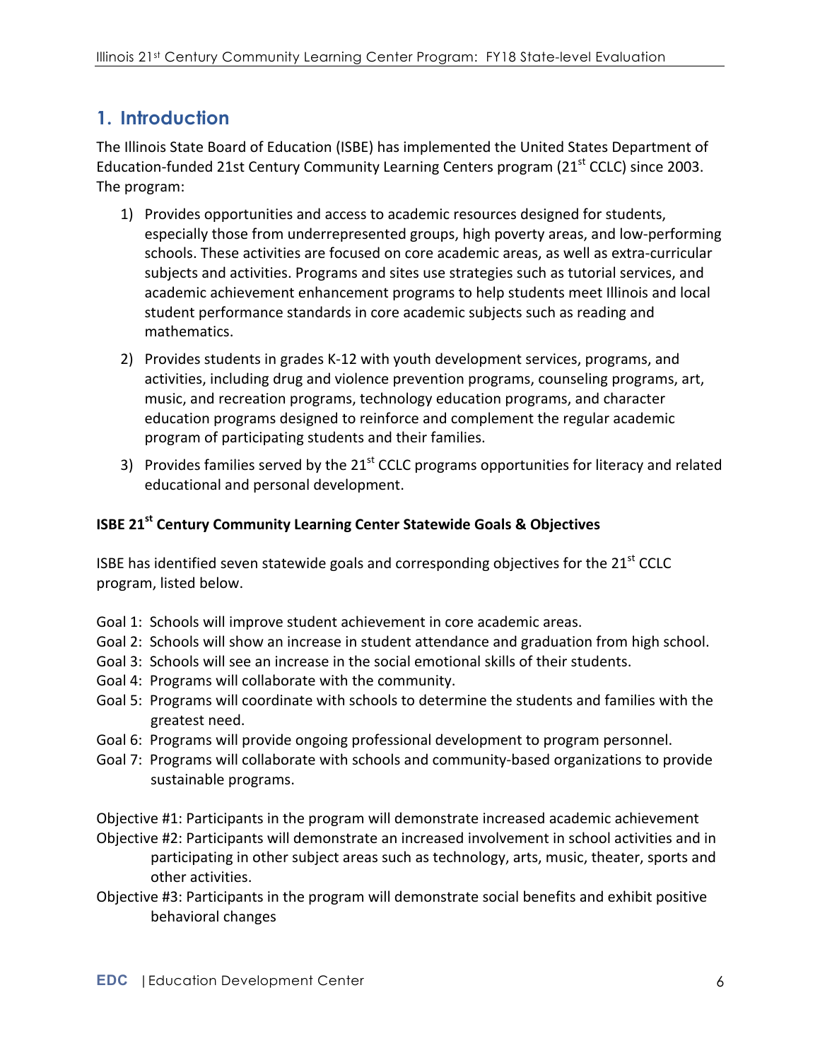## 1. Introduction

The Illinois State Board of Education (ISBE) has implemented the United States Department of Education-funded 21st Century Community Learning Centers program (21st CCLC) since 2003. The program:

1) Provides opportunities and access to academic resources designed for students, especially those from underrepresented groups, high poverty areas, and low-performing schools. These activities are focused on core academic areas, as well as extra-curricular subjects and activities. Programs and sites use strategies such as tutorial services, and academic achievement enhancement programs to help students meet Illinois and local student performance standards in core academic subjects such as reading and mathematics.

2) Provides students in grades K-12 with youth development services, programs, and activities, including drug and violence prevention programs, counseling programs, art, music, and recreation programs, technology education programs, and character education programs designed to reinforce and complement the regular academic program of participating students and their families.

3) Provides families served by the 21st CCLC programs opportunities for literacy and related educational and personal development.

**ISBE 21st Century Community Learning Center Statewide Goals & Objectives**

ISBE has identified seven statewide goals and corresponding objectives for the 21st CCLC program, listed below.

Goal 1: Schools will improve student achievement in core academic areas.
Goal 2: Schools will show an increase in student attendance and graduation from high school.
Goal 3: Schools will see an increase in the social emotional skills of their students.
Goal 4: Programs will collaborate with the community.
Goal 5: Programs will coordinate with schools to determine the students and families with the greatest need.
Goal 6: Programs will provide ongoing professional development to program personnel.
Goal 7: Programs will collaborate with schools and community-based organizations to provide sustainable programs.

Objective #1: Participants in the program will demonstrate increased academic achievement
Objective #2: Participants will demonstrate an increased involvement in school activities and in participating in other subject areas such as technology, arts, music, theater, sports and other activities.
Objective #3: Participants in the program will demonstrate social benefits and exhibit positive behavioral changes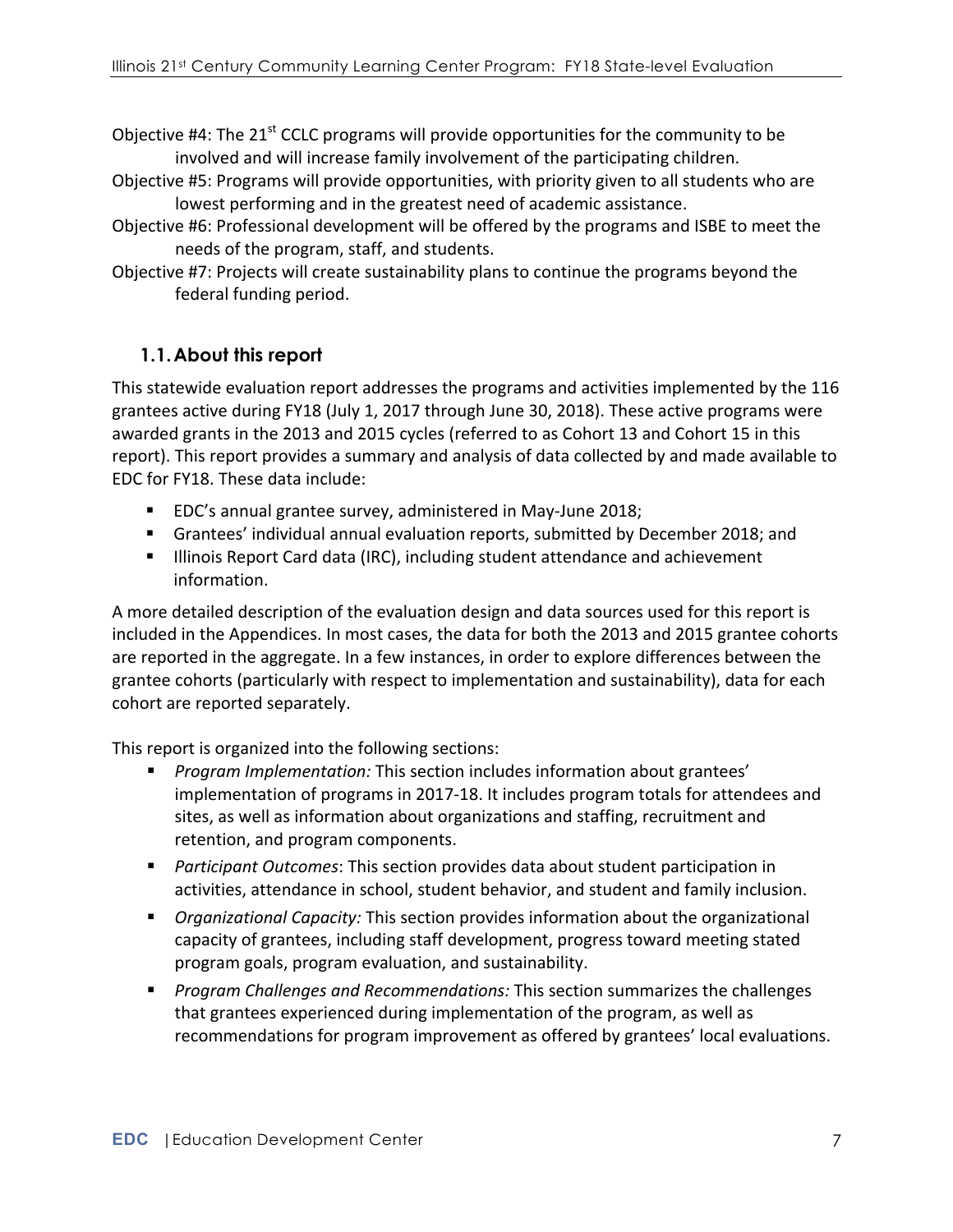Objective #4: The 21st CCLC programs will provide opportunities for the community to be involved and will increase family involvement of the participating children.

Objective #5: Programs will provide opportunities, with priority given to all students who are lowest performing and in the greatest need of academic assistance.

Objective #6: Professional development will be offered by the programs and ISBE to meet the needs of the program, staff, and students.

Objective #7: Projects will create sustainability plans to continue the programs beyond the federal funding period.

## 1.1. About this report

This statewide evaluation report addresses the programs and activities implemented by the 116 grantees active during FY18 (July 1, 2017 through June 30, 2018). These active programs were awarded grants in the 2013 and 2015 cycles (referred to as Cohort 13 and Cohort 15 in this report). This report provides a summary and analysis of data collected by and made available to EDC for FY18. These data include:

- EDC's annual grantee survey, administered in May-June 2018;
- Grantees' individual annual evaluation reports, submitted by December 2018; and
- Illinois Report Card data (IRC), including student attendance and achievement information.

A more detailed description of the evaluation design and data sources used for this report is included in the Appendices. In most cases, the data for both the 2013 and 2015 grantee cohorts are reported in the aggregate. In a few instances, in order to explore differences between the grantee cohorts (particularly with respect to implementation and sustainability), data for each cohort are reported separately.

This report is organized into the following sections:

- *Program Implementation:* This section includes information about grantees' implementation of programs in 2017-18. It includes program totals for attendees and sites, as well as information about organizations and staffing, recruitment and retention, and program components.
- *Participant Outcomes*: This section provides data about student participation in activities, attendance in school, student behavior, and student and family inclusion.
- *Organizational Capacity:* This section provides information about the organizational capacity of grantees, including staff development, progress toward meeting stated program goals, program evaluation, and sustainability.
- *Program Challenges and Recommendations:* This section summarizes the challenges that grantees experienced during implementation of the program, as well as recommendations for program improvement as offered by grantees' local evaluations.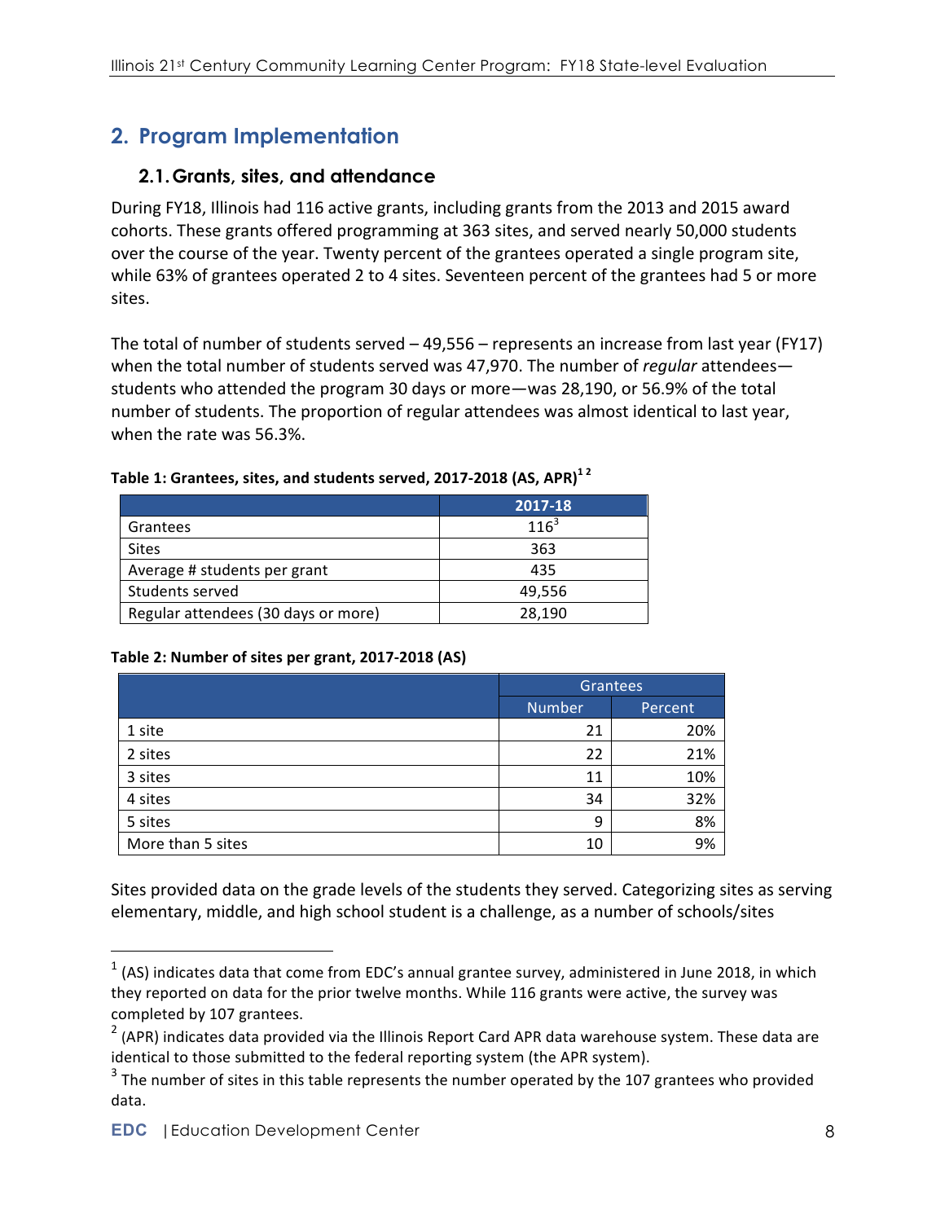## 2. Program Implementation

### 2.1. Grants, sites, and attendance

During FY18, Illinois had 116 active grants, including grants from the 2013 and 2015 award cohorts. These grants offered programming at 363 sites, and served nearly 50,000 students over the course of the year. Twenty percent of the grantees operated a single program site, while 63% of grantees operated 2 to 4 sites. Seventeen percent of the grantees had 5 or more sites.

The total of number of students served – 49,556 – represents an increase from last year (FY17) when the total number of students served was 47,970. The number of *regular* attendees—students who attended the program 30 days or more—was 28,190, or 56.9% of the total number of students. The proportion of regular attendees was almost identical to last year, when the rate was 56.3%.

**Table 1: Grantees, sites, and students served, 2017-2018 (AS, APR)[1 2]**

| | 2017-18 |
|---|---|
| Grantees | 116[3] |
| Sites | 363 |
| Average # students per grant | 435 |
| Students served | 49,556 |
| Regular attendees (30 days or more) | 28,190 |

**Table 2: Number of sites per grant, 2017-2018 (AS)**

| | Grantees | |
|---|---|---|
| | Number | Percent |
| 1 site | 21 | 20% |
| 2 sites | 22 | 21% |
| 3 sites | 11 | 10% |
| 4 sites | 34 | 32% |
| 5 sites | 9 | 8% |
| More than 5 sites | 10 | 9% |

Sites provided data on the grade levels of the students they served. Categorizing sites as serving elementary, middle, and high school student is a challenge, as a number of schools/sites

[1] (AS) indicates data that come from EDC's annual grantee survey, administered in June 2018, in which they reported on data for the prior twelve months. While 116 grants were active, the survey was completed by 107 grantees.

[2] (APR) indicates data provided via the Illinois Report Card APR data warehouse system. These data are identical to those submitted to the federal reporting system (the APR system).

[3] The number of sites in this table represents the number operated by the 107 grantees who provided data.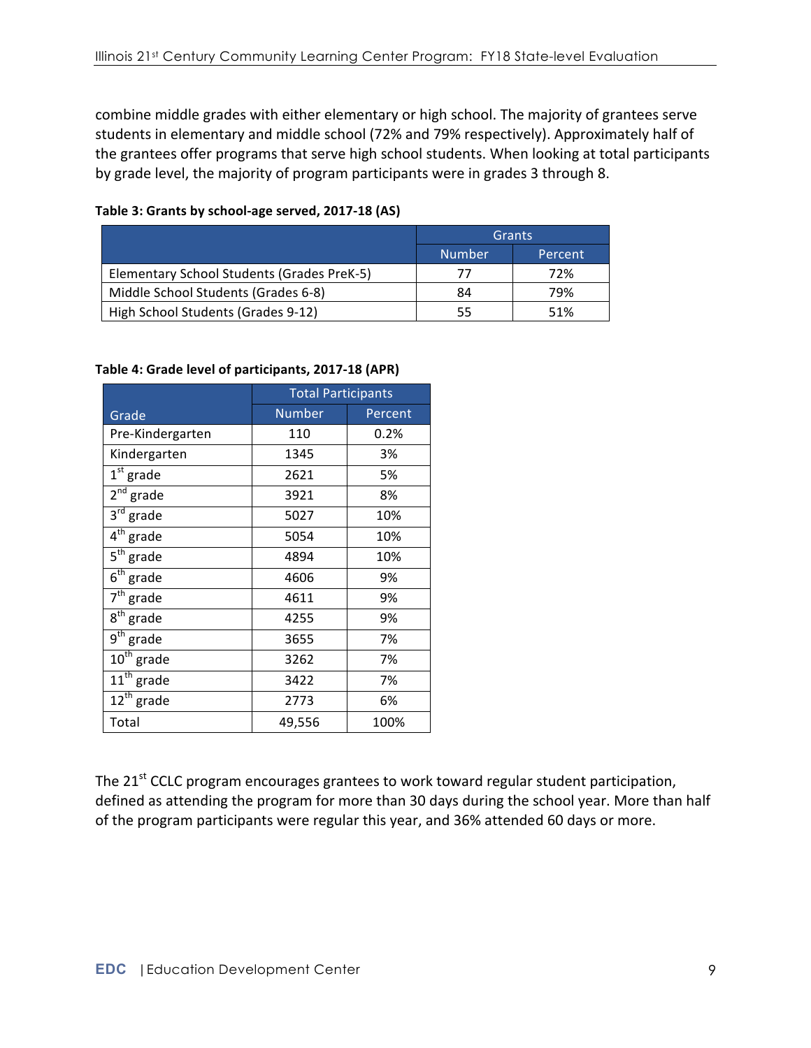combine middle grades with either elementary or high school. The majority of grantees serve students in elementary and middle school (72% and 79% respectively). Approximately half of the grantees offer programs that serve high school students. When looking at total participants by grade level, the majority of program participants were in grades 3 through 8.

**Table 3: Grants by school-age served, 2017-18 (AS)**

| | Grants | |
|---|---|---|
| | Number | Percent |
| Elementary School Students (Grades PreK-5) | 77 | 72% |
| Middle School Students (Grades 6-8) | 84 | 79% |
| High School Students (Grades 9-12) | 55 | 51% |

**Table 4: Grade level of participants, 2017-18 (APR)**

| | Total Participants | |
|---|---|---|
| Grade | Number | Percent |
| Pre-Kindergarten | 110 | 0.2% |
| Kindergarten | 1345 | 3% |
| 1st grade | 2621 | 5% |
| 2nd grade | 3921 | 8% |
| 3rd grade | 5027 | 10% |
| 4th grade | 5054 | 10% |
| 5th grade | 4894 | 10% |
| 6th grade | 4606 | 9% |
| 7th grade | 4611 | 9% |
| 8th grade | 4255 | 9% |
| 9th grade | 3655 | 7% |
| 10th grade | 3262 | 7% |
| 11th grade | 3422 | 7% |
| 12th grade | 2773 | 6% |
| Total | 49,556 | 100% |

The 21st CCLC program encourages grantees to work toward regular student participation, defined as attending the program for more than 30 days during the school year. More than half of the program participants were regular this year, and 36% attended 60 days or more.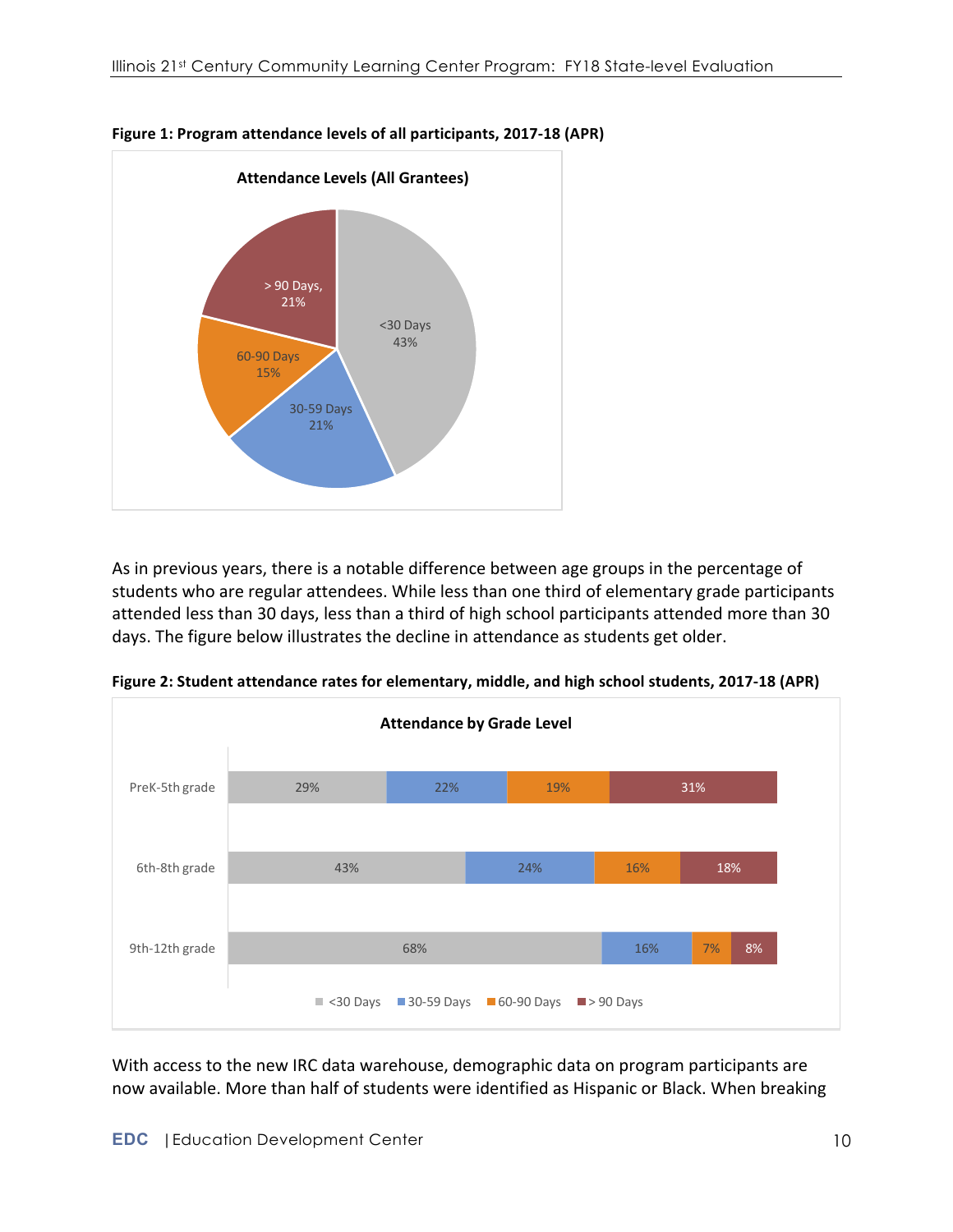**Figure 1: Program attendance levels of all participants, 2017-18 (APR)**

Attendance Levels (All Grantees)

| Attendance Level | Percent |
|---|---|
| <30 Days | 43% |
| 30-59 Days | 21% |
| 60-90 Days | 15% |
| > 90 Days | 21% |

As in previous years, there is a notable difference between age groups in the percentage of students who are regular attendees. While less than one third of elementary grade participants attended less than 30 days, less than a third of high school participants attended more than 30 days. The figure below illustrates the decline in attendance as students get older.

**Figure 2: Student attendance rates for elementary, middle, and high school students, 2017-18 (APR)**

Attendance by Grade Level

| Grade Level | <30 Days | 30-59 Days | 60-90 Days | > 90 Days |
|---|---|---|---|---|
| PreK-5th grade | 29% | 22% | 19% | 31% |
| 6th-8th grade | 43% | 24% | 16% | 18% |
| 9th-12th grade | 68% | 16% | 7% | 8% |

With access to the new IRC data warehouse, demographic data on program participants are now available. More than half of students were identified as Hispanic or Black. When breaking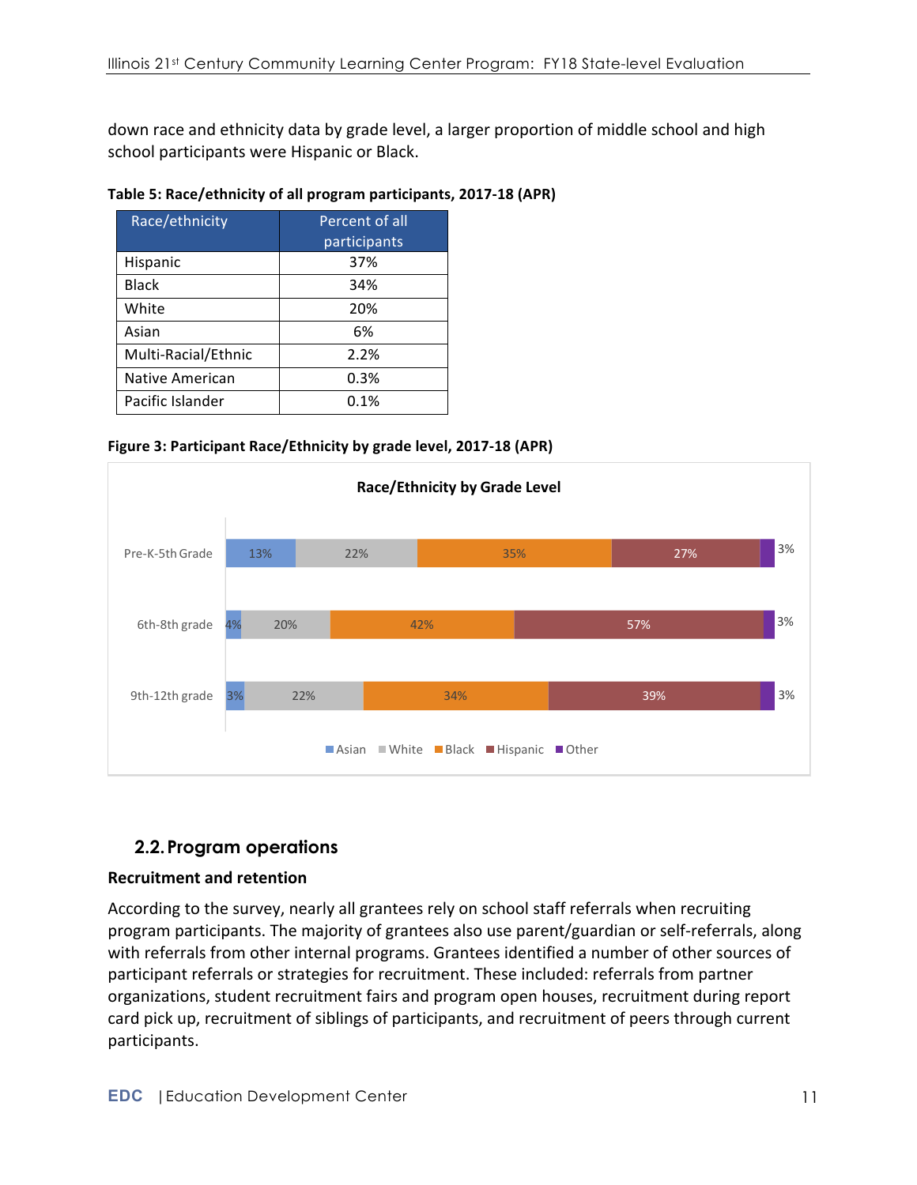down race and ethnicity data by grade level, a larger proportion of middle school and high school participants were Hispanic or Black.

**Table 5: Race/ethnicity of all program participants, 2017-18 (APR)**

| Race/ethnicity | Percent of all participants |
|---|---|
| Hispanic | 37% |
| Black | 34% |
| White | 20% |
| Asian | 6% |
| Multi-Racial/Ethnic | 2.2% |
| Native American | 0.3% |
| Pacific Islander | 0.1% |

**Figure 3: Participant Race/Ethnicity by grade level, 2017-18 (APR)**

Race/Ethnicity by Grade Level

| Grade level | Asian | White | Black | Hispanic | Other |
|---|---|---|---|---|---|
| Pre-K-5th Grade | 13% | 22% | 35% | 27% | 3% |
| 6th-8th grade | 4% | 20% | 42% | 57% | 3% |
| 9th-12th grade | 3% | 22% | 34% | 39% | 3% |

## 2.2. Program operations

**Recruitment and retention**

According to the survey, nearly all grantees rely on school staff referrals when recruiting program participants. The majority of grantees also use parent/guardian or self-referrals, along with referrals from other internal programs. Grantees identified a number of other sources of participant referrals or strategies for recruitment. These included: referrals from partner organizations, student recruitment fairs and program open houses, recruitment during report card pick up, recruitment of siblings of participants, and recruitment of peers through current participants.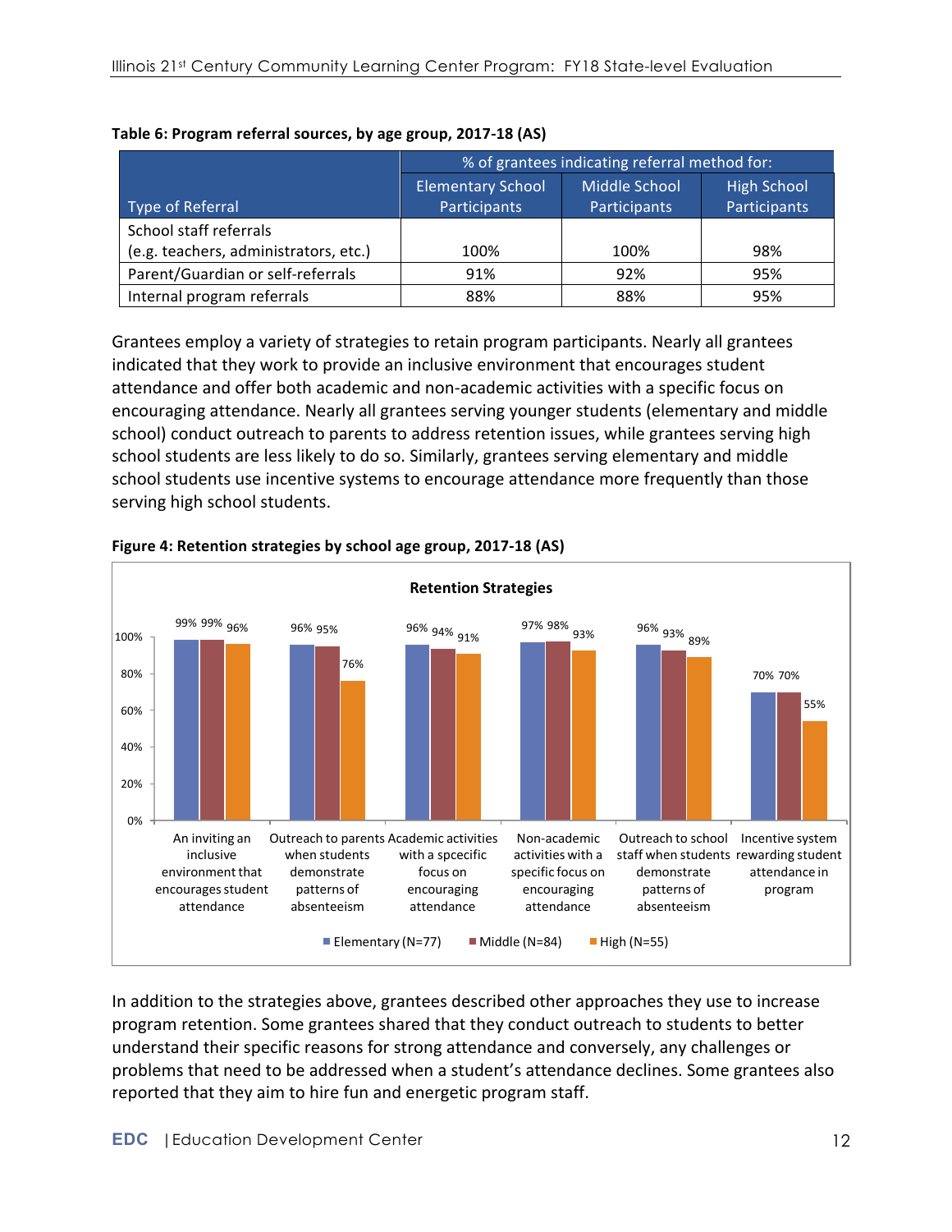**Table 6: Program referral sources, by age group, 2017-18 (AS)**

| Type of Referral | % of grantees indicating referral method for: Elementary School Participants | Middle School Participants | High School Participants |
|---|---|---|---|
| School staff referrals (e.g. teachers, administrators, etc.) | 100% | 100% | 98% |
| Parent/Guardian or self-referrals | 91% | 92% | 95% |
| Internal program referrals | 88% | 88% | 95% |

Grantees employ a variety of strategies to retain program participants. Nearly all grantees indicated that they work to provide an inclusive environment that encourages student attendance and offer both academic and non-academic activities with a specific focus on encouraging attendance. Nearly all grantees serving younger students (elementary and middle school) conduct outreach to parents to address retention issues, while grantees serving high school students are less likely to do so. Similarly, grantees serving elementary and middle school students use incentive systems to encourage attendance more frequently than those serving high school students.

**Figure 4: Retention strategies by school age group, 2017-18 (AS)**

Retention Strategies

| Strategy | Elementary (N=77) | Middle (N=84) | High (N=55) |
|---|---|---|---|
| An inviting an inclusive environment that encourages student attendance | 99% | 99% | 96% |
| Outreach to parents when students demonstrate patterns of absenteeism | 96% | 95% | 76% |
| Academic activities with a specific focus on encouraging attendance | 96% | 94% | 91% |
| Non-academic activities with a specific focus on encouraging attendance | 97% | 98% | 93% |
| Outreach to school staff when students demonstrate patterns of absenteeism | 96% | 93% | 89% |
| Incentive system rewarding student attendance in program | 70% | 70% | 55% |

In addition to the strategies above, grantees described other approaches they use to increase program retention. Some grantees shared that they conduct outreach to students to better understand their specific reasons for strong attendance and conversely, any challenges or problems that need to be addressed when a student's attendance declines. Some grantees also reported that they aim to hire fun and energetic program staff.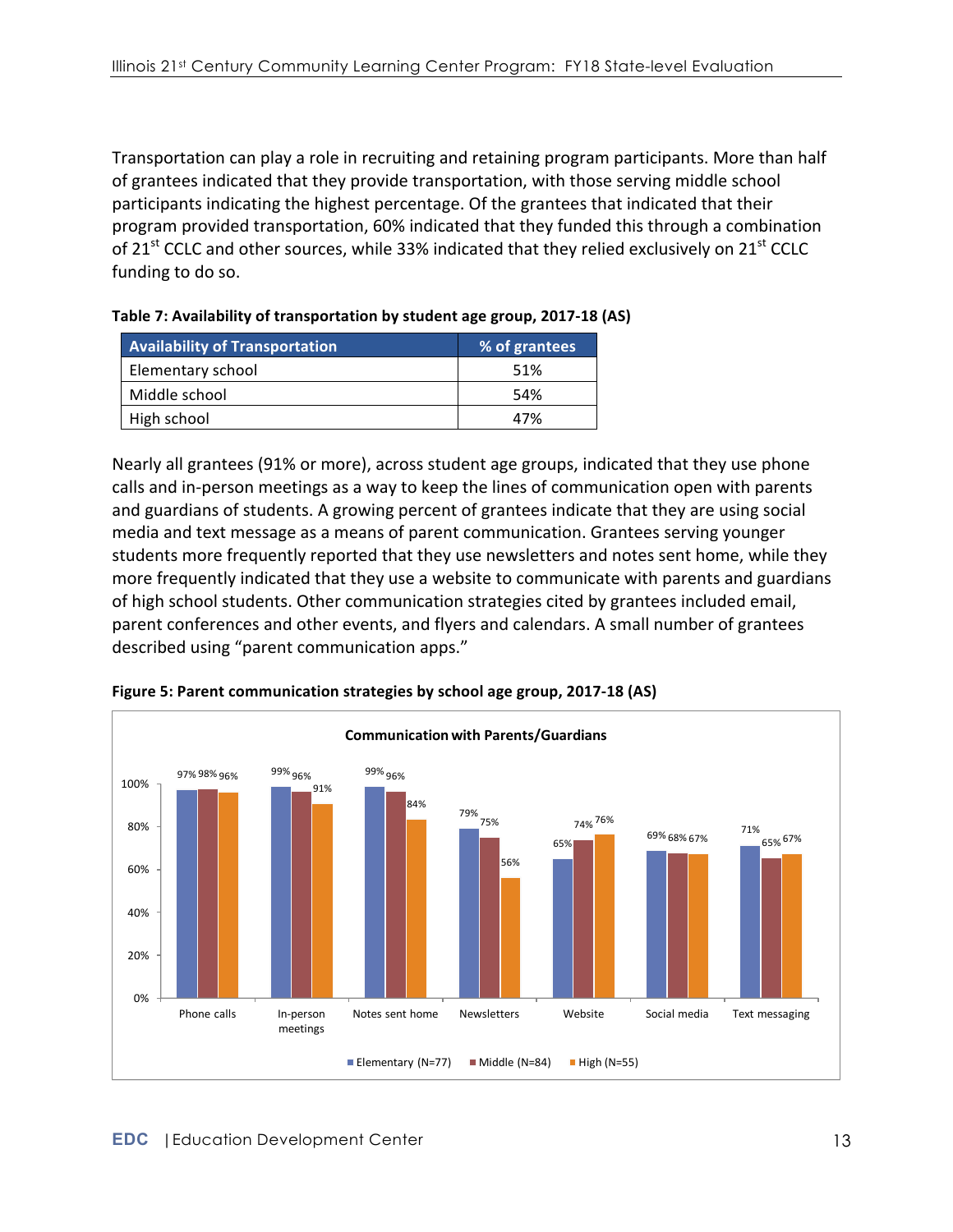Transportation can play a role in recruiting and retaining program participants. More than half of grantees indicated that they provide transportation, with those serving middle school participants indicating the highest percentage. Of the grantees that indicated that their program provided transportation, 60% indicated that they funded this through a combination of 21st CCLC and other sources, while 33% indicated that they relied exclusively on 21st CCLC funding to do so.

**Table 7: Availability of transportation by student age group, 2017-18 (AS)**

| Availability of Transportation | % of grantees |
|---|---|
| Elementary school | 51% |
| Middle school | 54% |
| High school | 47% |

Nearly all grantees (91% or more), across student age groups, indicated that they use phone calls and in-person meetings as a way to keep the lines of communication open with parents and guardians of students. A growing percent of grantees indicate that they are using social media and text message as a means of parent communication. Grantees serving younger students more frequently reported that they use newsletters and notes sent home, while they more frequently indicated that they use a website to communicate with parents and guardians of high school students. Other communication strategies cited by grantees included email, parent conferences and other events, and flyers and calendars. A small number of grantees described using "parent communication apps."

**Figure 5: Parent communication strategies by school age group, 2017-18 (AS)**

Communication with Parents/Guardians

| | Elementary (N=77) | Middle (N=84) | High (N=55) |
|---|---|---|---|
| Phone calls | 97% | 98% | 96% |
| In-person meetings | 99% | 96% | 91% |
| Notes sent home | 99% | 96% | 84% |
| Newsletters | 79% | 75% | 56% |
| Website | 65% | 74% | 76% |
| Social media | 69% | 68% | 67% |
| Text messaging | 71% | 65% | 67% |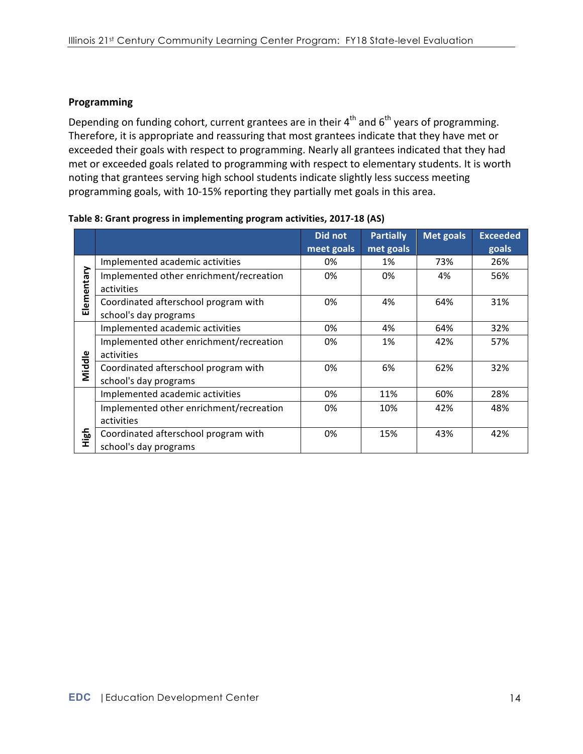### Programming

Depending on funding cohort, current grantees are in their 4th and 6th years of programming. Therefore, it is appropriate and reassuring that most grantees indicate that they have met or exceeded their goals with respect to programming. Nearly all grantees indicated that they had met or exceeded goals related to programming with respect to elementary students. It is worth noting that grantees serving high school students indicate slightly less success meeting programming goals, with 10-15% reporting they partially met goals in this area.

**Table 8: Grant progress in implementing program activities, 2017-18 (AS)**

| | | Did not meet goals | Partially met goals | Met goals | Exceeded goals |
|---|---|---|---|---|---|
| Elementary | Implemented academic activities | 0% | 1% | 73% | 26% |
| | Implemented other enrichment/recreation activities | 0% | 0% | 4% | 56% |
| | Coordinated afterschool program with school's day programs | 0% | 4% | 64% | 31% |
| Middle | Implemented academic activities | 0% | 4% | 64% | 32% |
| | Implemented other enrichment/recreation activities | 0% | 1% | 42% | 57% |
| | Coordinated afterschool program with school's day programs | 0% | 6% | 62% | 32% |
| High | Implemented academic activities | 0% | 11% | 60% | 28% |
| | Implemented other enrichment/recreation activities | 0% | 10% | 42% | 48% |
| | Coordinated afterschool program with school's day programs | 0% | 15% | 43% | 42% |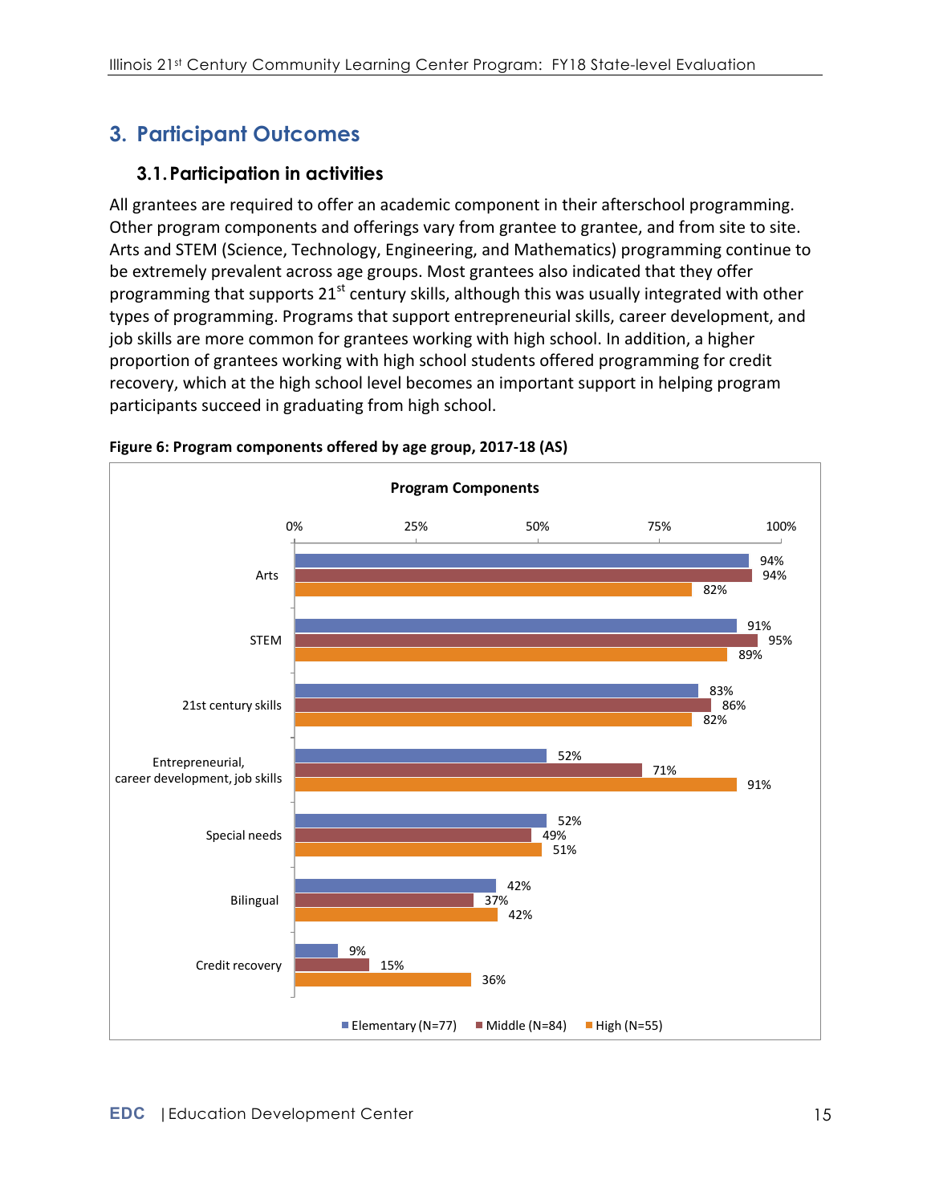# 3. Participant Outcomes

## 3.1. Participation in activities

All grantees are required to offer an academic component in their afterschool programming. Other program components and offerings vary from grantee to grantee, and from site to site. Arts and STEM (Science, Technology, Engineering, and Mathematics) programming continue to be extremely prevalent across age groups. Most grantees also indicated that they offer programming that supports 21st century skills, although this was usually integrated with other types of programming. Programs that support entrepreneurial skills, career development, and job skills are more common for grantees working with high school. In addition, a higher proportion of grantees working with high school students offered programming for credit recovery, which at the high school level becomes an important support in helping program participants succeed in graduating from high school.

**Figure 6: Program components offered by age group, 2017-18 (AS)**

Program Components

| Component | Elementary (N=77) | Middle (N=84) | High (N=55) |
|---|---|---|---|
| Arts | 94% | 94% | 82% |
| STEM | 91% | 95% | 89% |
| 21st century skills | 83% | 86% | 82% |
| Entrepreneurial, career development, job skills | 52% | 71% | 91% |
| Special needs | 52% | 49% | 51% |
| Bilingual | 42% | 37% | 42% |
| Credit recovery | 9% | 15% | 36% |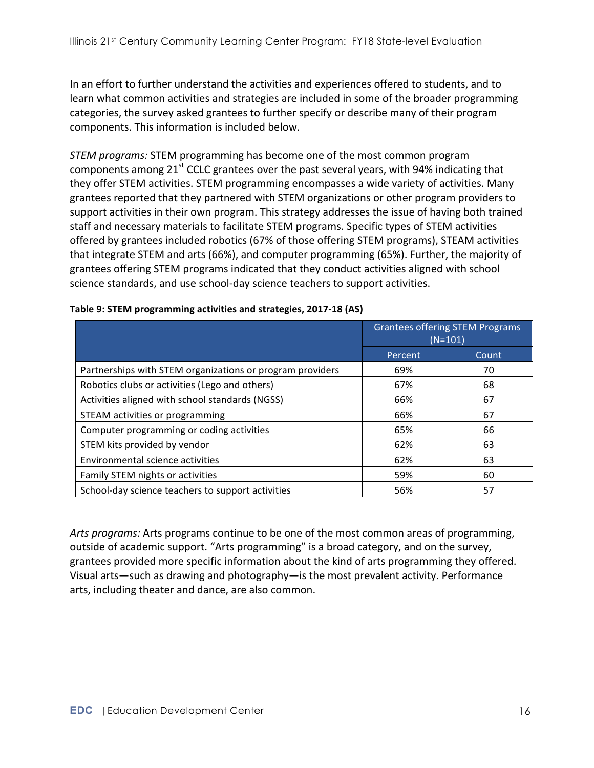In an effort to further understand the activities and experiences offered to students, and to learn what common activities and strategies are included in some of the broader programming categories, the survey asked grantees to further specify or describe many of their program components. This information is included below.

*STEM programs:* STEM programming has become one of the most common program components among 21st CCLC grantees over the past several years, with 94% indicating that they offer STEM activities. STEM programming encompasses a wide variety of activities. Many grantees reported that they partnered with STEM organizations or other program providers to support activities in their own program. This strategy addresses the issue of having both trained staff and necessary materials to facilitate STEM programs. Specific types of STEM activities offered by grantees included robotics (67% of those offering STEM programs), STEAM activities that integrate STEM and arts (66%), and computer programming (65%). Further, the majority of grantees offering STEM programs indicated that they conduct activities aligned with school science standards, and use school-day science teachers to support activities.

**Table 9: STEM programming activities and strategies, 2017-18 (AS)**

| | Grantees offering STEM Programs (N=101) | |
|---|---|---|
| | Percent | Count |
| Partnerships with STEM organizations or program providers | 69% | 70 |
| Robotics clubs or activities (Lego and others) | 67% | 68 |
| Activities aligned with school standards (NGSS) | 66% | 67 |
| STEAM activities or programming | 66% | 67 |
| Computer programming or coding activities | 65% | 66 |
| STEM kits provided by vendor | 62% | 63 |
| Environmental science activities | 62% | 63 |
| Family STEM nights or activities | 59% | 60 |
| School-day science teachers to support activities | 56% | 57 |

*Arts programs:* Arts programs continue to be one of the most common areas of programming, outside of academic support. "Arts programming" is a broad category, and on the survey, grantees provided more specific information about the kind of arts programming they offered. Visual arts—such as drawing and photography—is the most prevalent activity. Performance arts, including theater and dance, are also common.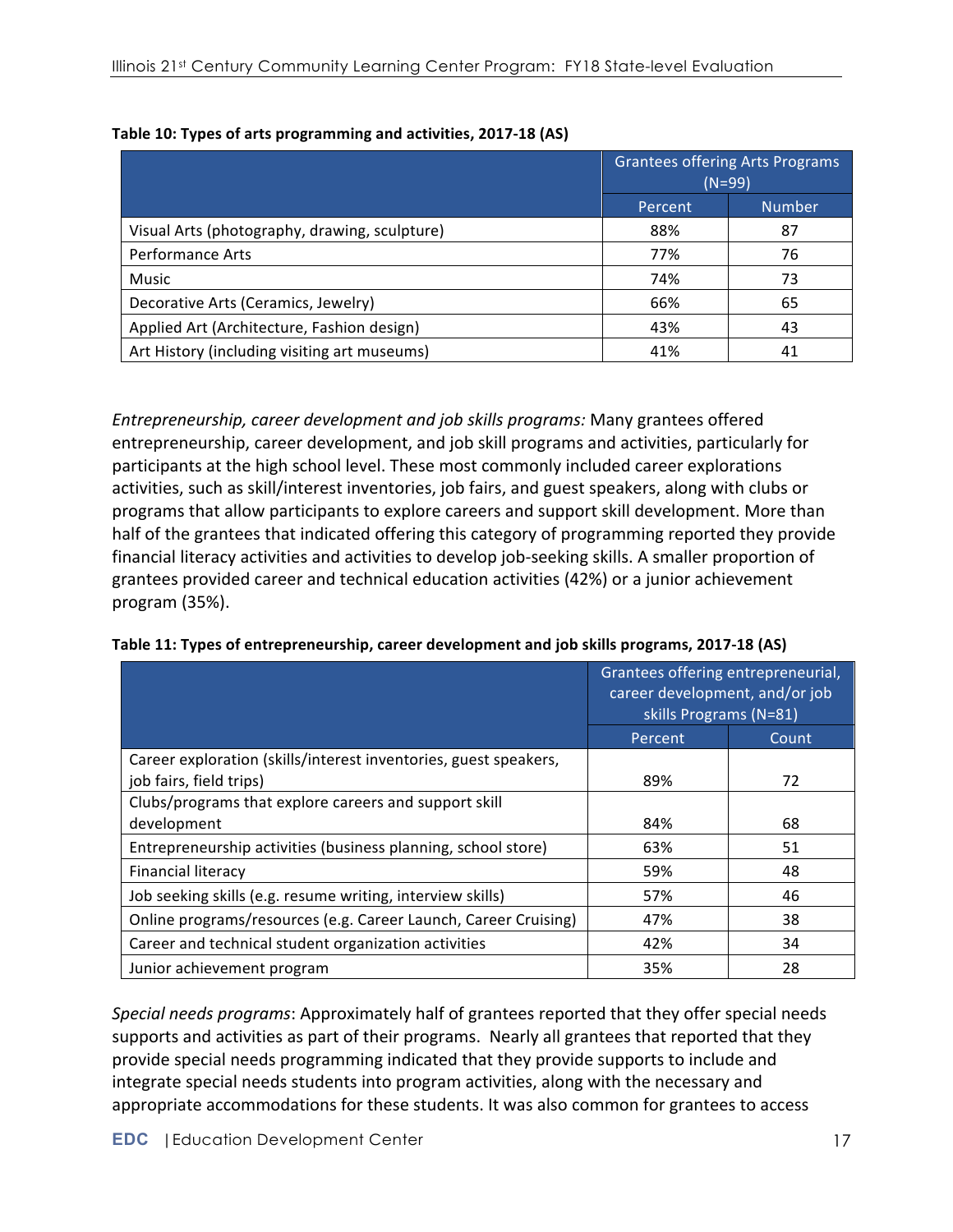**Table 10: Types of arts programming and activities, 2017-18 (AS)**

| | Grantees offering Arts Programs (N=99) | |
|---|---|---|
| | Percent | Number |
| Visual Arts (photography, drawing, sculpture) | 88% | 87 |
| Performance Arts | 77% | 76 |
| Music | 74% | 73 |
| Decorative Arts (Ceramics, Jewelry) | 66% | 65 |
| Applied Art (Architecture, Fashion design) | 43% | 43 |
| Art History (including visiting art museums) | 41% | 41 |

*Entrepreneurship, career development and job skills programs:* Many grantees offered entrepreneurship, career development, and job skill programs and activities, particularly for participants at the high school level. These most commonly included career explorations activities, such as skill/interest inventories, job fairs, and guest speakers, along with clubs or programs that allow participants to explore careers and support skill development. More than half of the grantees that indicated offering this category of programming reported they provide financial literacy activities and activities to develop job-seeking skills. A smaller proportion of grantees provided career and technical education activities (42%) or a junior achievement program (35%).

**Table 11: Types of entrepreneurship, career development and job skills programs, 2017-18 (AS)**

| | Grantees offering entrepreneurial, career development, and/or job skills Programs (N=81) | |
|---|---|---|
| | Percent | Count |
| Career exploration (skills/interest inventories, guest speakers, job fairs, field trips) | 89% | 72 |
| Clubs/programs that explore careers and support skill development | 84% | 68 |
| Entrepreneurship activities (business planning, school store) | 63% | 51 |
| Financial literacy | 59% | 48 |
| Job seeking skills (e.g. resume writing, interview skills) | 57% | 46 |
| Online programs/resources (e.g. Career Launch, Career Cruising) | 47% | 38 |
| Career and technical student organization activities | 42% | 34 |
| Junior achievement program | 35% | 28 |

*Special needs programs*: Approximately half of grantees reported that they offer special needs supports and activities as part of their programs. Nearly all grantees that reported that they provide special needs programming indicated that they provide supports to include and integrate special needs students into program activities, along with the necessary and appropriate accommodations for these students. It was also common for grantees to access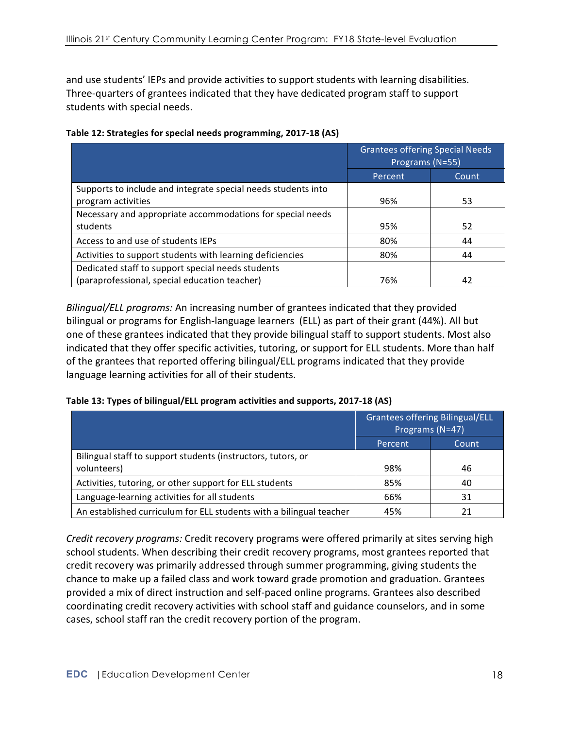and use students' IEPs and provide activities to support students with learning disabilities. Three-quarters of grantees indicated that they have dedicated program staff to support students with special needs.

**Table 12: Strategies for special needs programming, 2017-18 (AS)**

| | Grantees offering Special Needs Programs (N=55) | |
|---|---|---|
| | Percent | Count |
| Supports to include and integrate special needs students into program activities | 96% | 53 |
| Necessary and appropriate accommodations for special needs students | 95% | 52 |
| Access to and use of students IEPs | 80% | 44 |
| Activities to support students with learning deficiencies | 80% | 44 |
| Dedicated staff to support special needs students (paraprofessional, special education teacher) | 76% | 42 |

*Bilingual/ELL programs:* An increasing number of grantees indicated that they provided bilingual or programs for English-language learners (ELL) as part of their grant (44%). All but one of these grantees indicated that they provide bilingual staff to support students. Most also indicated that they offer specific activities, tutoring, or support for ELL students. More than half of the grantees that reported offering bilingual/ELL programs indicated that they provide language learning activities for all of their students.

**Table 13: Types of bilingual/ELL program activities and supports, 2017-18 (AS)**

| | Grantees offering Bilingual/ELL Programs (N=47) | |
|---|---|---|
| | Percent | Count |
| Bilingual staff to support students (instructors, tutors, or volunteers) | 98% | 46 |
| Activities, tutoring, or other support for ELL students | 85% | 40 |
| Language-learning activities for all students | 66% | 31 |
| An established curriculum for ELL students with a bilingual teacher | 45% | 21 |

*Credit recovery programs:* Credit recovery programs were offered primarily at sites serving high school students. When describing their credit recovery programs, most grantees reported that credit recovery was primarily addressed through summer programming, giving students the chance to make up a failed class and work toward grade promotion and graduation. Grantees provided a mix of direct instruction and self-paced online programs. Grantees also described coordinating credit recovery activities with school staff and guidance counselors, and in some cases, school staff ran the credit recovery portion of the program.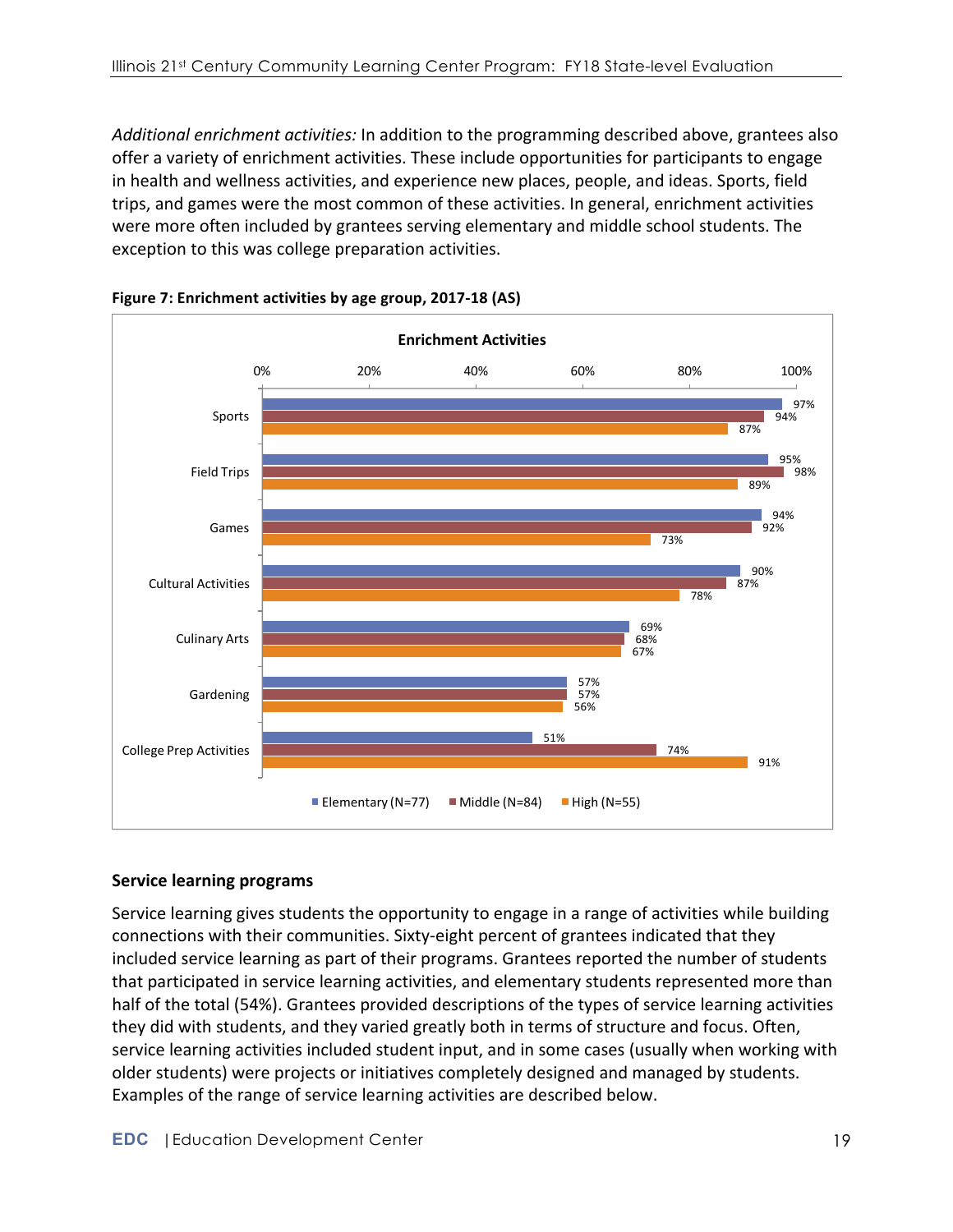*Additional enrichment activities:* In addition to the programming described above, grantees also offer a variety of enrichment activities. These include opportunities for participants to engage in health and wellness activities, and experience new places, people, and ideas. Sports, field trips, and games were the most common of these activities. In general, enrichment activities were more often included by grantees serving elementary and middle school students. The exception to this was college preparation activities.

**Figure 7: Enrichment activities by age group, 2017-18 (AS)**

**Enrichment Activities**

| Activity | Elementary (N=77) | Middle (N=84) | High (N=55) |
| --- | --- | --- | --- |
| Sports | 97% | 94% | 87% |
| Field Trips | 95% | 98% | 89% |
| Games | 94% | 92% | 73% |
| Cultural Activities | 90% | 87% | 78% |
| Culinary Arts | 69% | 68% | 67% |
| Gardening | 57% | 57% | 56% |
| College Prep Activities | 51% | 74% | 91% |

## Service learning programs

Service learning gives students the opportunity to engage in a range of activities while building connections with their communities. Sixty-eight percent of grantees indicated that they included service learning as part of their programs. Grantees reported the number of students that participated in service learning activities, and elementary students represented more than half of the total (54%). Grantees provided descriptions of the types of service learning activities they did with students, and they varied greatly both in terms of structure and focus. Often, service learning activities included student input, and in some cases (usually when working with older students) were projects or initiatives completely designed and managed by students. Examples of the range of service learning activities are described below.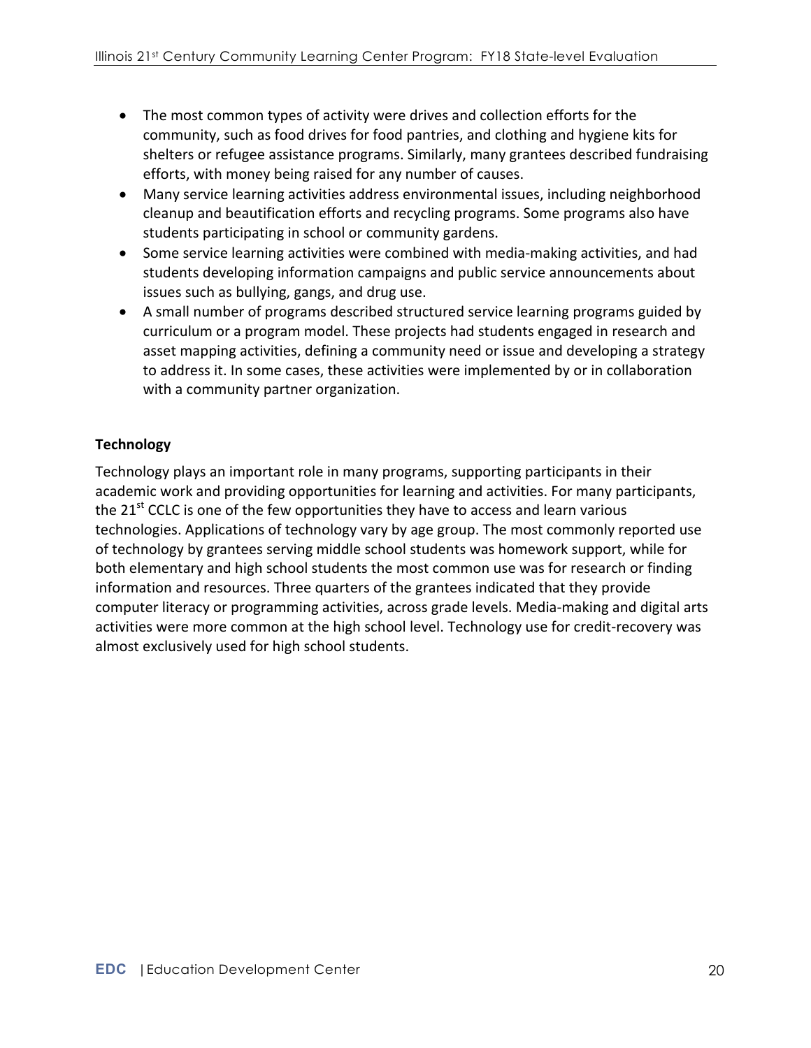- The most common types of activity were drives and collection efforts for the community, such as food drives for food pantries, and clothing and hygiene kits for shelters or refugee assistance programs. Similarly, many grantees described fundraising efforts, with money being raised for any number of causes.
- Many service learning activities address environmental issues, including neighborhood cleanup and beautification efforts and recycling programs. Some programs also have students participating in school or community gardens.
- Some service learning activities were combined with media-making activities, and had students developing information campaigns and public service announcements about issues such as bullying, gangs, and drug use.
- A small number of programs described structured service learning programs guided by curriculum or a program model. These projects had students engaged in research and asset mapping activities, defining a community need or issue and developing a strategy to address it. In some cases, these activities were implemented by or in collaboration with a community partner organization.

**Technology**

Technology plays an important role in many programs, supporting participants in their academic work and providing opportunities for learning and activities. For many participants, the 21st CCLC is one of the few opportunities they have to access and learn various technologies. Applications of technology vary by age group. The most commonly reported use of technology by grantees serving middle school students was homework support, while for both elementary and high school students the most common use was for research or finding information and resources. Three quarters of the grantees indicated that they provide computer literacy or programming activities, across grade levels. Media-making and digital arts activities were more common at the high school level. Technology use for credit-recovery was almost exclusively used for high school students.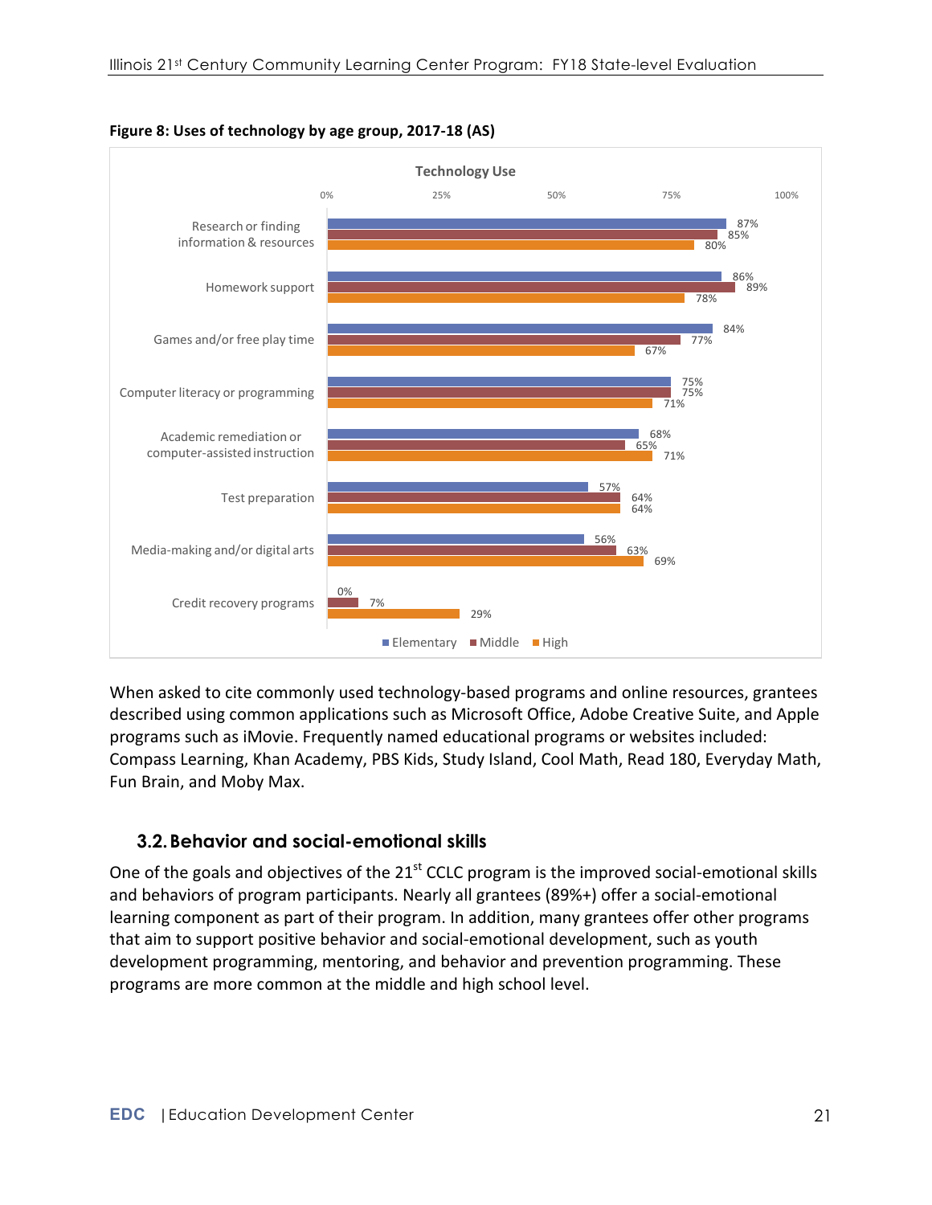**Figure 8: Uses of technology by age group, 2017-18 (AS)**

| Technology Use | Elementary | Middle | High |
|---|---|---|---|
| Research or finding information & resources | 87% | 85% | 80% |
| Homework support | 86% | 89% | 78% |
| Games and/or free play time | 84% | 77% | 67% |
| Computer literacy or programming | 75% | 75% | 71% |
| Academic remediation or computer-assisted instruction | 68% | 65% | 71% |
| Test preparation | 57% | 64% | 64% |
| Media-making and/or digital arts | 56% | 63% | 69% |
| Credit recovery programs | 0% | 7% | 29% |

When asked to cite commonly used technology-based programs and online resources, grantees described using common applications such as Microsoft Office, Adobe Creative Suite, and Apple programs such as iMovie. Frequently named educational programs or websites included: Compass Learning, Khan Academy, PBS Kids, Study Island, Cool Math, Read 180, Everyday Math, Fun Brain, and Moby Max.

## 3.2. Behavior and social-emotional skills

One of the goals and objectives of the 21st CCLC program is the improved social-emotional skills and behaviors of program participants. Nearly all grantees (89%+) offer a social-emotional learning component as part of their program. In addition, many grantees offer other programs that aim to support positive behavior and social-emotional development, such as youth development programming, mentoring, and behavior and prevention programming. These programs are more common at the middle and high school level.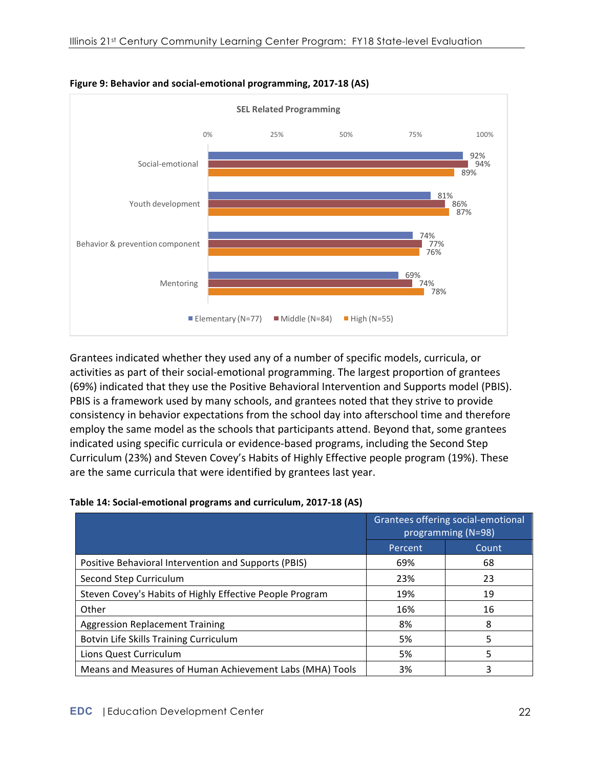**Figure 9: Behavior and social-emotional programming, 2017-18 (AS)**

SEL Related Programming

| | Elementary (N=77) | Middle (N=84) | High (N=55) |
|---|---|---|---|
| Social-emotional | 92% | 94% | 89% |
| Youth development | 81% | 86% | 87% |
| Behavior & prevention component | 74% | 77% | 76% |
| Mentoring | 69% | 74% | 78% |

Grantees indicated whether they used any of a number of specific models, curricula, or activities as part of their social-emotional programming. The largest proportion of grantees (69%) indicated that they use the Positive Behavioral Intervention and Supports model (PBIS). PBIS is a framework used by many schools, and grantees noted that they strive to provide consistency in behavior expectations from the school day into afterschool time and therefore employ the same model as the schools that participants attend. Beyond that, some grantees indicated using specific curricula or evidence-based programs, including the Second Step Curriculum (23%) and Steven Covey's Habits of Highly Effective people program (19%). These are the same curricula that were identified by grantees last year.

**Table 14: Social-emotional programs and curriculum, 2017-18 (AS)**

| | Grantees offering social-emotional programming (N=98) | |
|---|---|---|
| | Percent | Count |
| Positive Behavioral Intervention and Supports (PBIS) | 69% | 68 |
| Second Step Curriculum | 23% | 23 |
| Steven Covey's Habits of Highly Effective People Program | 19% | 19 |
| Other | 16% | 16 |
| Aggression Replacement Training | 8% | 8 |
| Botvin Life Skills Training Curriculum | 5% | 5 |
| Lions Quest Curriculum | 5% | 5 |
| Means and Measures of Human Achievement Labs (MHA) Tools | 3% | 3 |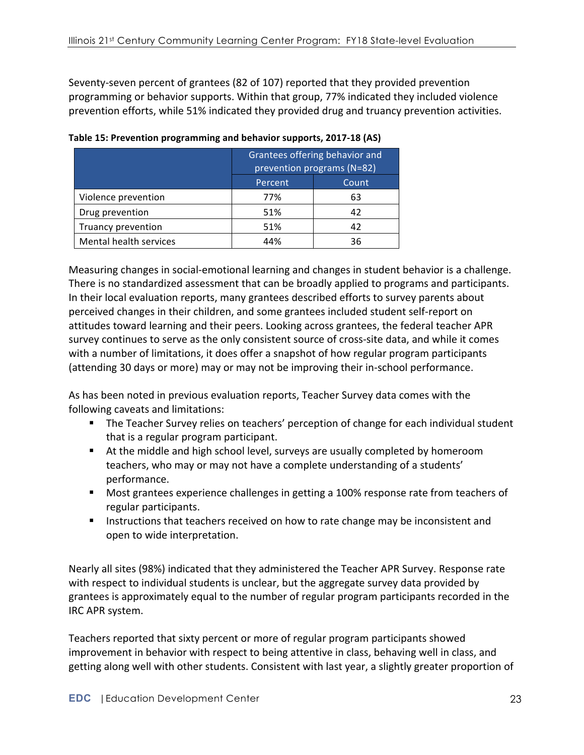Seventy-seven percent of grantees (82 of 107) reported that they provided prevention programming or behavior supports. Within that group, 77% indicated they included violence prevention efforts, while 51% indicated they provided drug and truancy prevention activities.

**Table 15: Prevention programming and behavior supports, 2017-18 (AS)**

| | Grantees offering behavior and prevention programs (N=82) | |
|---|---|---|
| | Percent | Count |
| Violence prevention | 77% | 63 |
| Drug prevention | 51% | 42 |
| Truancy prevention | 51% | 42 |
| Mental health services | 44% | 36 |

Measuring changes in social-emotional learning and changes in student behavior is a challenge. There is no standardized assessment that can be broadly applied to programs and participants. In their local evaluation reports, many grantees described efforts to survey parents about perceived changes in their children, and some grantees included student self-report on attitudes toward learning and their peers. Looking across grantees, the federal teacher APR survey continues to serve as the only consistent source of cross-site data, and while it comes with a number of limitations, it does offer a snapshot of how regular program participants (attending 30 days or more) may or may not be improving their in-school performance.

As has been noted in previous evaluation reports, Teacher Survey data comes with the following caveats and limitations:

- The Teacher Survey relies on teachers' perception of change for each individual student that is a regular program participant.
- At the middle and high school level, surveys are usually completed by homeroom teachers, who may or may not have a complete understanding of a students' performance.
- Most grantees experience challenges in getting a 100% response rate from teachers of regular participants.
- Instructions that teachers received on how to rate change may be inconsistent and open to wide interpretation.

Nearly all sites (98%) indicated that they administered the Teacher APR Survey. Response rate with respect to individual students is unclear, but the aggregate survey data provided by grantees is approximately equal to the number of regular program participants recorded in the IRC APR system.

Teachers reported that sixty percent or more of regular program participants showed improvement in behavior with respect to being attentive in class, behaving well in class, and getting along well with other students. Consistent with last year, a slightly greater proportion of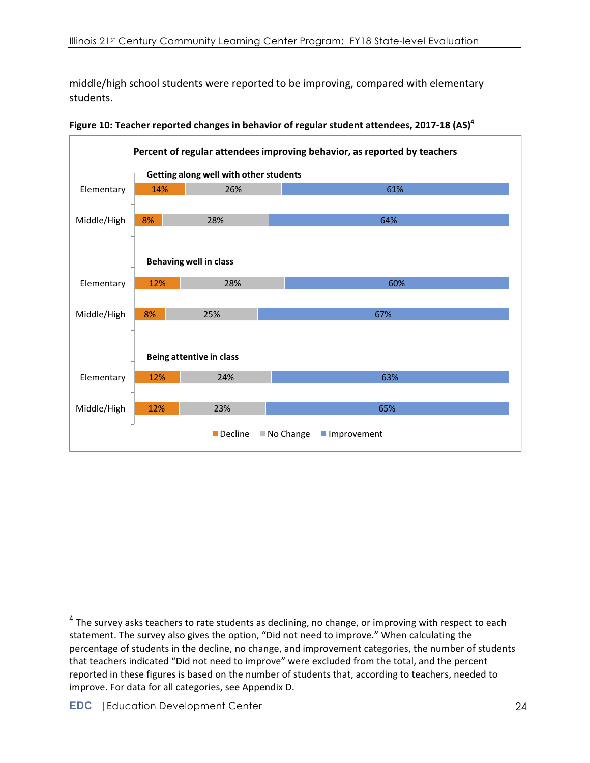middle/high school students were reported to be improving, compared with elementary students.

**Figure 10: Teacher reported changes in behavior of regular student attendees, 2017-18 (AS)[4]**

**Percent of regular attendees improving behavior, as reported by teachers**

| | Decline | No Change | Improvement |
|---|---|---|---|
| **Getting along well with other students** | | | |
| Elementary | 14% | 26% | 61% |
| Middle/High | 8% | 28% | 64% |
| **Behaving well in class** | | | |
| Elementary | 12% | 28% | 60% |
| Middle/High | 8% | 25% | 67% |
| **Being attentive in class** | | | |
| Elementary | 12% | 24% | 63% |
| Middle/High | 12% | 23% | 65% |

---

[4] The survey asks teachers to rate students as declining, no change, or improving with respect to each statement. The survey also gives the option, "Did not need to improve." When calculating the percentage of students in the decline, no change, and improvement categories, the number of students that teachers indicated "Did not need to improve" were excluded from the total, and the percent reported in these figures is based on the number of students that, according to teachers, needed to improve. For data for all categories, see Appendix D.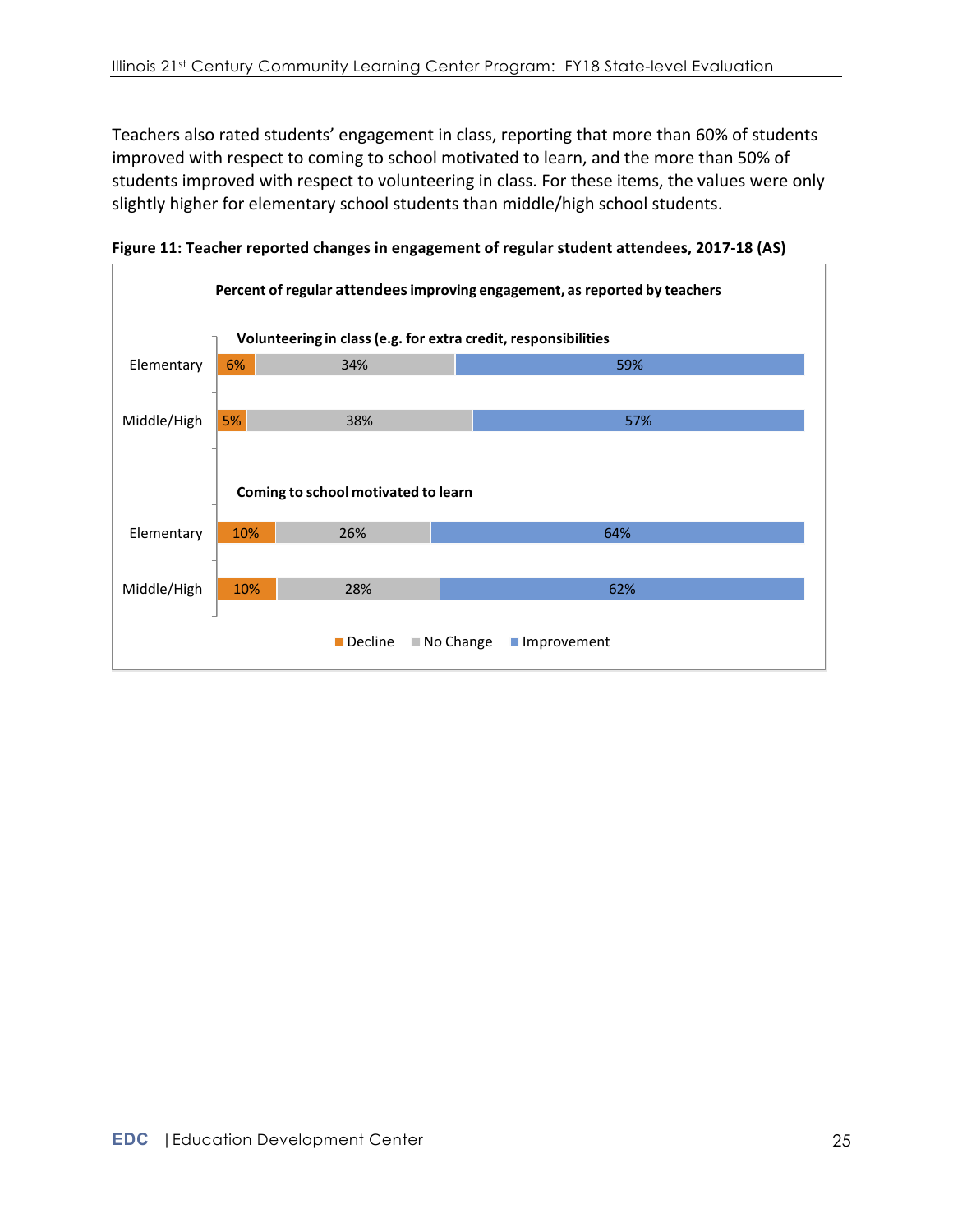Teachers also rated students' engagement in class, reporting that more than 60% of students improved with respect to coming to school motivated to learn, and the more than 50% of students improved with respect to volunteering in class. For these items, the values were only slightly higher for elementary school students than middle/high school students.

**Figure 11: Teacher reported changes in engagement of regular student attendees, 2017-18 (AS)**

**Percent of regular attendees improving engagement, as reported by teachers**

| | Decline | No Change | Improvement |
|---|---|---|---|
| **Volunteering in class (e.g. for extra credit, responsibilities** | | | |
| Elementary | 6% | 34% | 59% |
| Middle/High | 5% | 38% | 57% |
| **Coming to school motivated to learn** | | | |
| Elementary | 10% | 26% | 64% |
| Middle/High | 10% | 28% | 62% |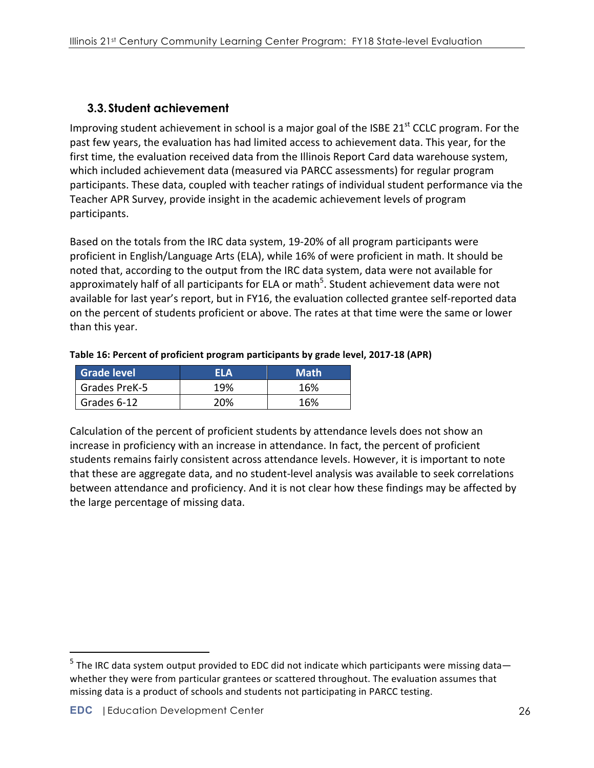### 3.3. Student achievement

Improving student achievement in school is a major goal of the ISBE 21st CCLC program. For the past few years, the evaluation has had limited access to achievement data. This year, for the first time, the evaluation received data from the Illinois Report Card data warehouse system, which included achievement data (measured via PARCC assessments) for regular program participants. These data, coupled with teacher ratings of individual student performance via the Teacher APR Survey, provide insight in the academic achievement levels of program participants.

Based on the totals from the IRC data system, 19-20% of all program participants were proficient in English/Language Arts (ELA), while 16% of were proficient in math. It should be noted that, according to the output from the IRC data system, data were not available for approximately half of all participants for ELA or math[5]. Student achievement data were not available for last year's report, but in FY16, the evaluation collected grantee self-reported data on the percent of students proficient or above. The rates at that time were the same or lower than this year.

**Table 16: Percent of proficient program participants by grade level, 2017-18 (APR)**

| Grade level | ELA | Math |
|---|---|---|
| Grades PreK-5 | 19% | 16% |
| Grades 6-12 | 20% | 16% |

Calculation of the percent of proficient students by attendance levels does not show an increase in proficiency with an increase in attendance. In fact, the percent of proficient students remains fairly consistent across attendance levels. However, it is important to note that these are aggregate data, and no student-level analysis was available to seek correlations between attendance and proficiency. And it is not clear how these findings may be affected by the large percentage of missing data.

[5] The IRC data system output provided to EDC did not indicate which participants were missing data—whether they were from particular grantees or scattered throughout. The evaluation assumes that missing data is a product of schools and students not participating in PARCC testing.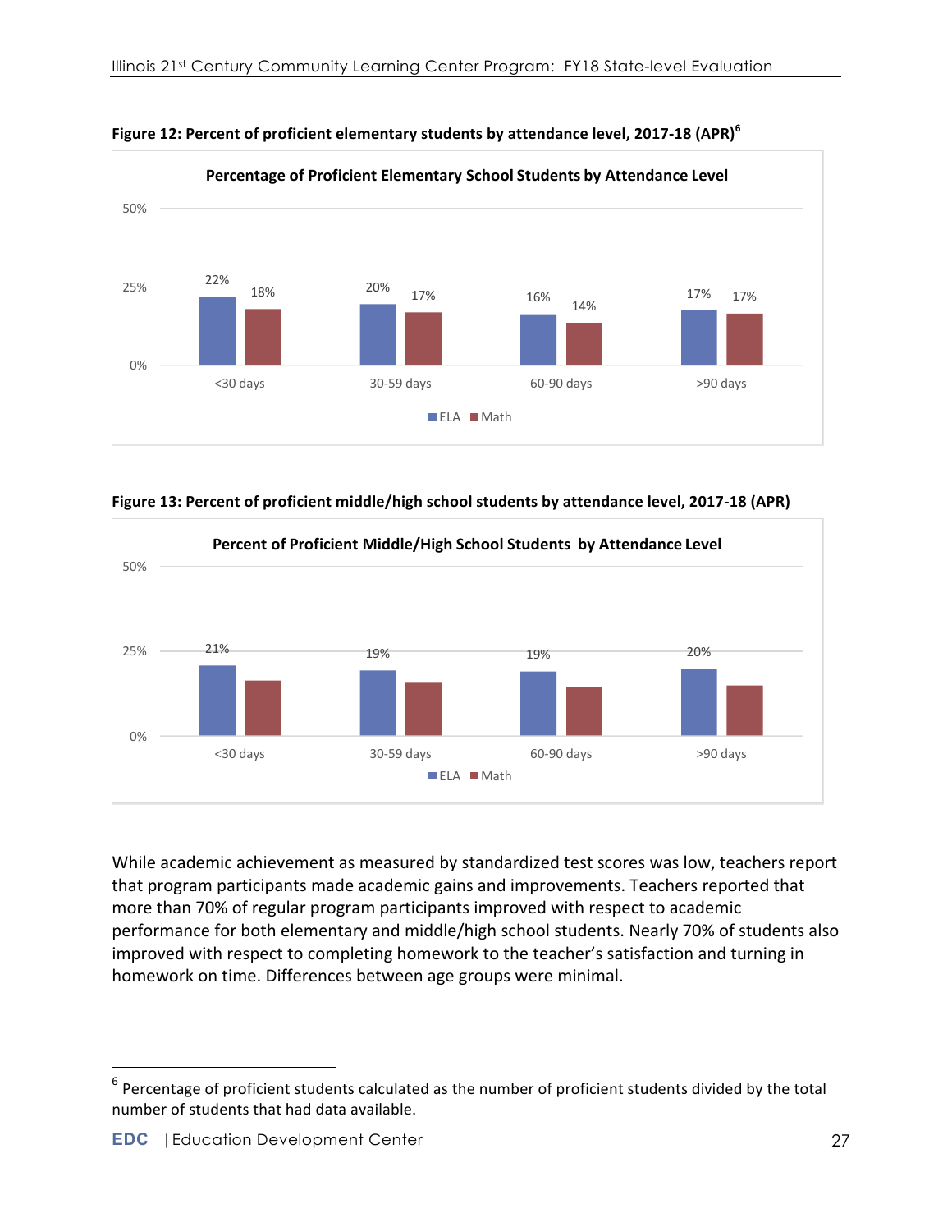**Figure 12: Percent of proficient elementary students by attendance level, 2017-18 (APR)[6]**

Percentage of Proficient Elementary School Students by Attendance Level

| Attendance Level | ELA | Math |
|---|---|---|
| <30 days | 22% | 18% |
| 30-59 days | 20% | 17% |
| 60-90 days | 16% | 14% |
| >90 days | 17% | 17% |

**Figure 13: Percent of proficient middle/high school students by attendance level, 2017-18 (APR)**

Percent of Proficient Middle/High School Students by Attendance Level

| Attendance Level | ELA | Math |
|---|---|---|
| <30 days | 21% | |
| 30-59 days | 19% | |
| 60-90 days | 19% | |
| >90 days | 20% | |

While academic achievement as measured by standardized test scores was low, teachers report that program participants made academic gains and improvements. Teachers reported that more than 70% of regular program participants improved with respect to academic performance for both elementary and middle/high school students. Nearly 70% of students also improved with respect to completing homework to the teacher's satisfaction and turning in homework on time. Differences between age groups were minimal.

---

[6] Percentage of proficient students calculated as the number of proficient students divided by the total number of students that had data available.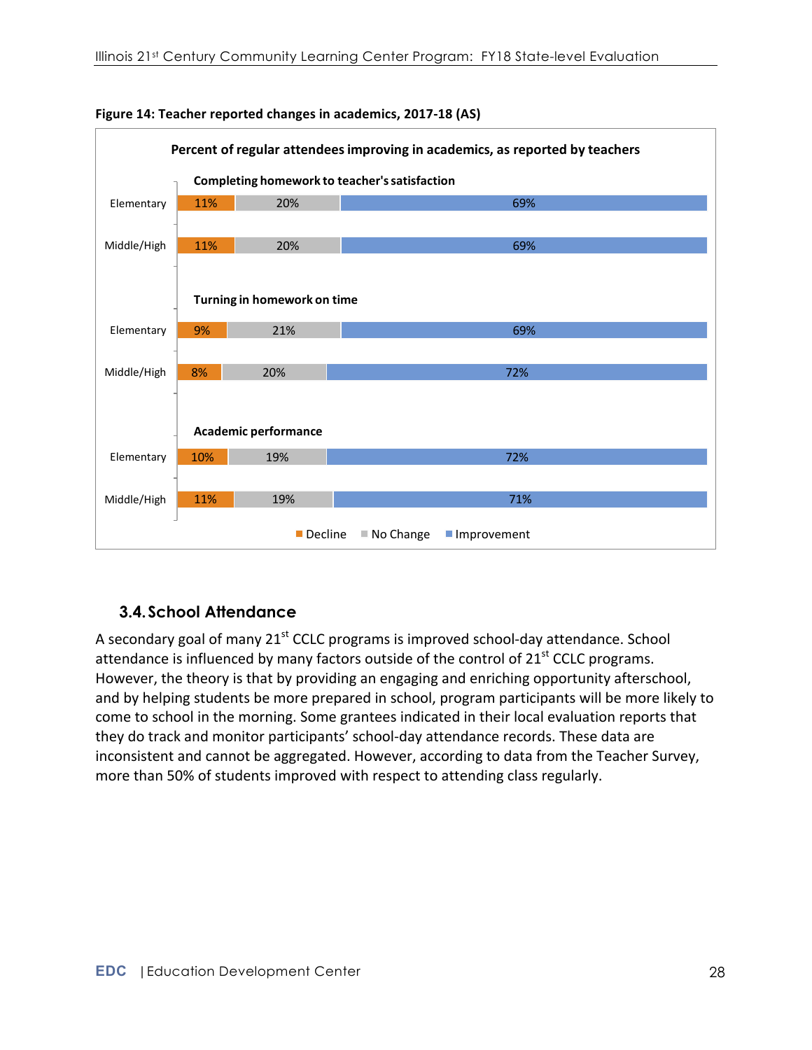**Figure 14: Teacher reported changes in academics, 2017-18 (AS)**

**Percent of regular attendees improving in academics, as reported by teachers**

| | Decline | No Change | Improvement |
|---|---|---|---|
| **Completing homework to teacher's satisfaction** | | | |
| Elementary | 11% | 20% | 69% |
| Middle/High | 11% | 20% | 69% |
| **Turning in homework on time** | | | |
| Elementary | 9% | 21% | 69% |
| Middle/High | 8% | 20% | 72% |
| **Academic performance** | | | |
| Elementary | 10% | 19% | 72% |
| Middle/High | 11% | 19% | 71% |

## 3.4. School Attendance

A secondary goal of many 21st CCLC programs is improved school-day attendance. School attendance is influenced by many factors outside of the control of 21st CCLC programs. However, the theory is that by providing an engaging and enriching opportunity afterschool, and by helping students be more prepared in school, program participants will be more likely to come to school in the morning. Some grantees indicated in their local evaluation reports that they do track and monitor participants' school-day attendance records. These data are inconsistent and cannot be aggregated. However, according to data from the Teacher Survey, more than 50% of students improved with respect to attending class regularly.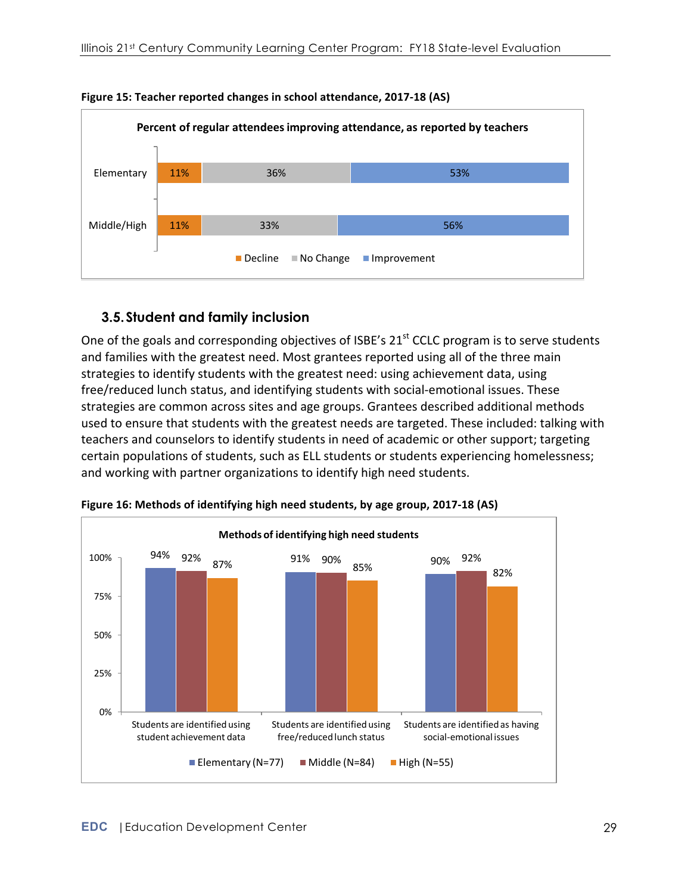**Figure 15: Teacher reported changes in school attendance, 2017-18 (AS)**

Percent of regular attendees improving attendance, as reported by teachers

| | Decline | No Change | Improvement |
|---|---|---|---|
| Elementary | 11% | 36% | 53% |
| Middle/High | 11% | 33% | 56% |

## 3.5. Student and family inclusion

One of the goals and corresponding objectives of ISBE's 21st CCLC program is to serve students and families with the greatest need. Most grantees reported using all of the three main strategies to identify students with the greatest need: using achievement data, using free/reduced lunch status, and identifying students with social-emotional issues. These strategies are common across sites and age groups. Grantees described additional methods used to ensure that students with the greatest needs are targeted. These included: talking with teachers and counselors to identify students in need of academic or other support; targeting certain populations of students, such as ELL students or students experiencing homelessness; and working with partner organizations to identify high need students.

**Figure 16: Methods of identifying high need students, by age group, 2017-18 (AS)**

Methods of identifying high need students

| | Elementary (N=77) | Middle (N=84) | High (N=55) |
|---|---|---|---|
| Students are identified using student achievement data | 94% | 92% | 87% |
| Students are identified using free/reduced lunch status | 91% | 90% | 85% |
| Students are identified as having social-emotional issues | 90% | 92% | 82% |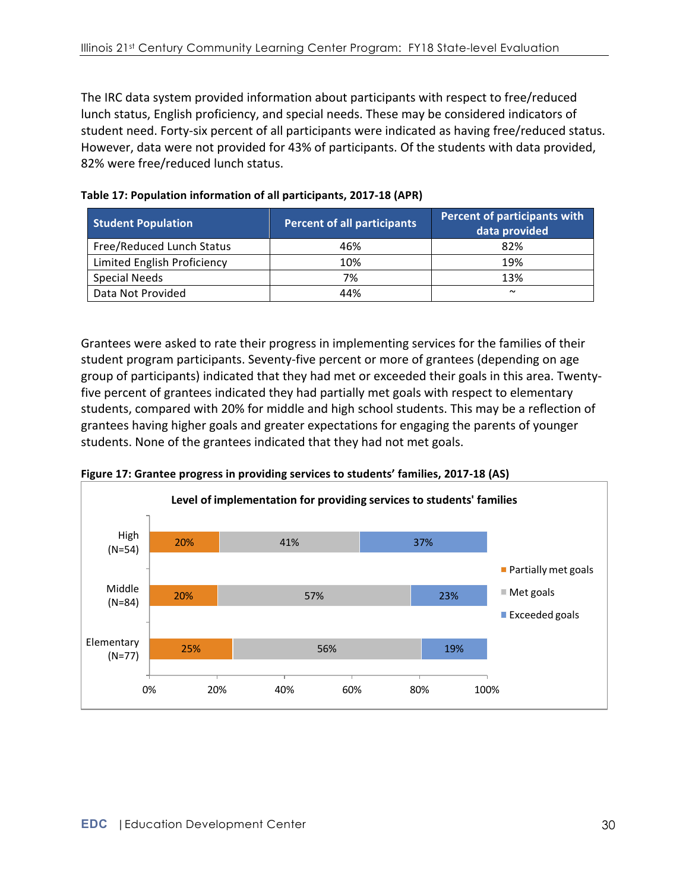The IRC data system provided information about participants with respect to free/reduced lunch status, English proficiency, and special needs. These may be considered indicators of student need. Forty-six percent of all participants were indicated as having free/reduced status. However, data were not provided for 43% of participants. Of the students with data provided, 82% were free/reduced lunch status.

**Table 17: Population information of all participants, 2017-18 (APR)**

| Student Population | Percent of all participants | Percent of participants with data provided |
|---|---|---|
| Free/Reduced Lunch Status | 46% | 82% |
| Limited English Proficiency | 10% | 19% |
| Special Needs | 7% | 13% |
| Data Not Provided | 44% | ~ |

Grantees were asked to rate their progress in implementing services for the families of their student program participants. Seventy-five percent or more of grantees (depending on age group of participants) indicated that they had met or exceeded their goals in this area. Twenty-five percent of grantees indicated they had partially met goals with respect to elementary students, compared with 20% for middle and high school students. This may be a reflection of grantees having higher goals and greater expectations for engaging the parents of younger students. None of the grantees indicated that they had not met goals.

**Figure 17: Grantee progress in providing services to students' families, 2017-18 (AS)**

Level of implementation for providing services to students' families

| | Partially met goals | Met goals | Exceeded goals |
|---|---|---|---|
| High (N=54) | 20% | 41% | 37% |
| Middle (N=84) | 20% | 57% | 23% |
| Elementary (N=77) | 25% | 56% | 19% |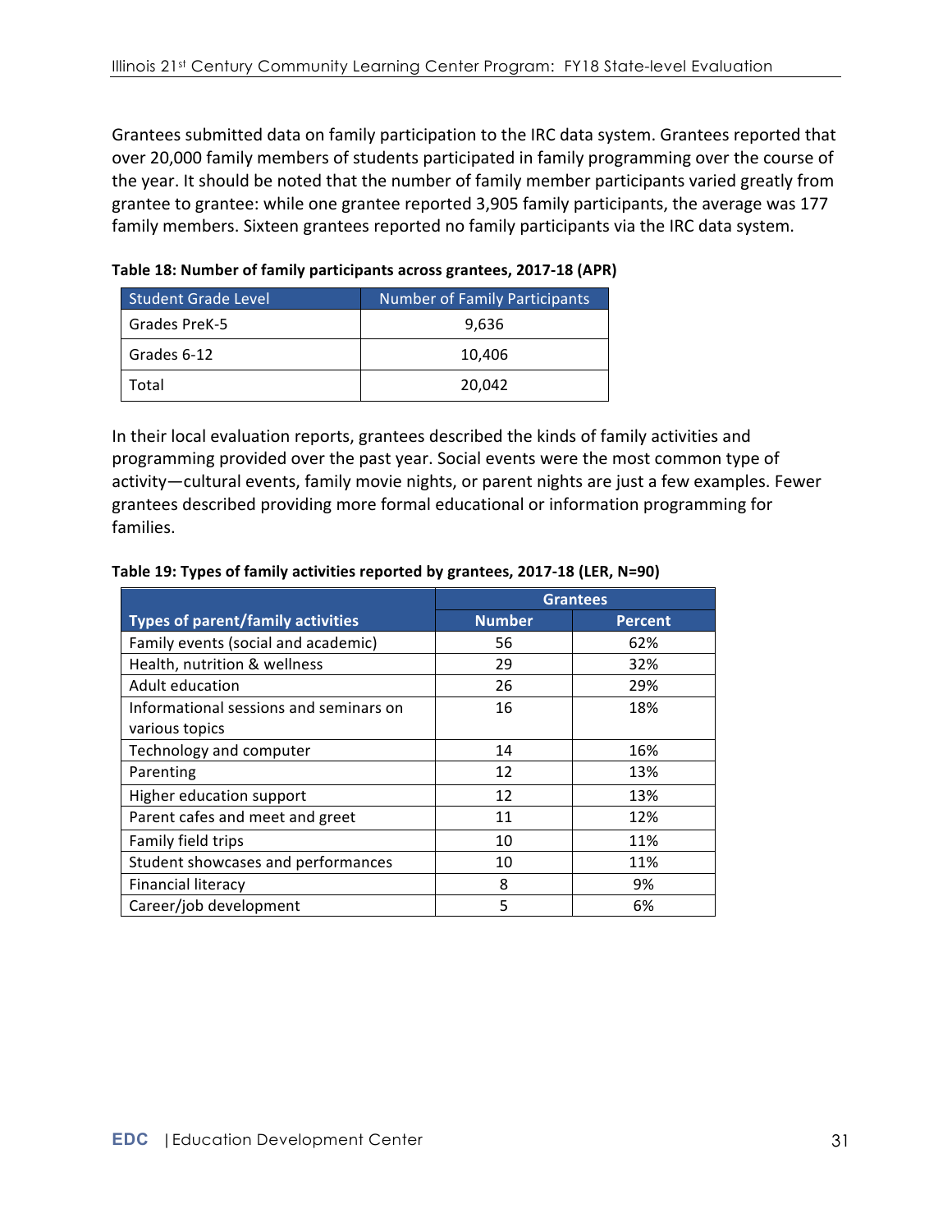Grantees submitted data on family participation to the IRC data system. Grantees reported that over 20,000 family members of students participated in family programming over the course of the year. It should be noted that the number of family member participants varied greatly from grantee to grantee: while one grantee reported 3,905 family participants, the average was 177 family members. Sixteen grantees reported no family participants via the IRC data system.

**Table 18: Number of family participants across grantees, 2017-18 (APR)**

| Student Grade Level | Number of Family Participants |
|---|---|
| Grades PreK-5 | 9,636 |
| Grades 6-12 | 10,406 |
| Total | 20,042 |

In their local evaluation reports, grantees described the kinds of family activities and programming provided over the past year. Social events were the most common type of activity—cultural events, family movie nights, or parent nights are just a few examples. Fewer grantees described providing more formal educational or information programming for families.

**Table 19: Types of family activities reported by grantees, 2017-18 (LER, N=90)**

| | Grantees | |
|---|---|---|
| **Types of parent/family activities** | **Number** | **Percent** |
| Family events (social and academic) | 56 | 62% |
| Health, nutrition & wellness | 29 | 32% |
| Adult education | 26 | 29% |
| Informational sessions and seminars on various topics | 16 | 18% |
| Technology and computer | 14 | 16% |
| Parenting | 12 | 13% |
| Higher education support | 12 | 13% |
| Parent cafes and meet and greet | 11 | 12% |
| Family field trips | 10 | 11% |
| Student showcases and performances | 10 | 11% |
| Financial literacy | 8 | 9% |
| Career/job development | 5 | 6% |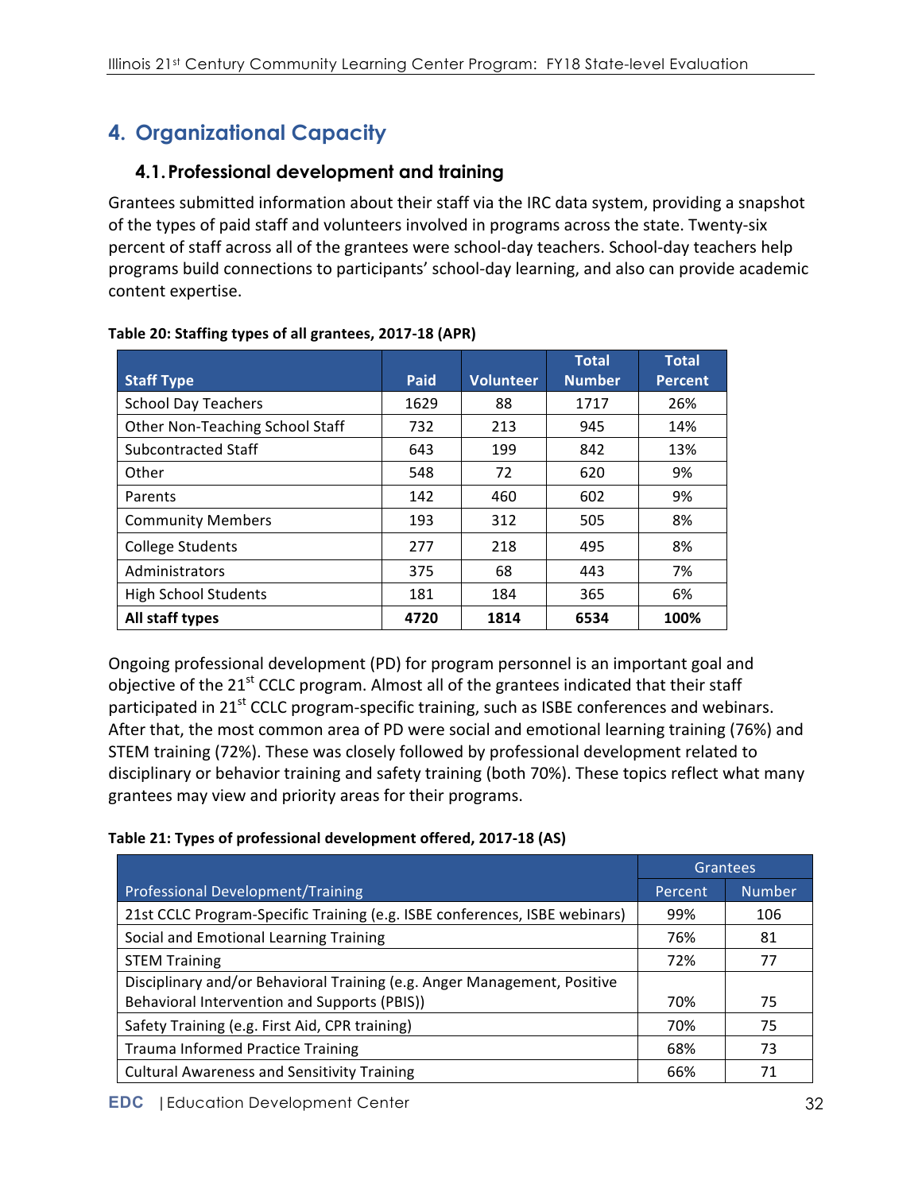# 4. Organizational Capacity

## 4.1. Professional development and training

Grantees submitted information about their staff via the IRC data system, providing a snapshot of the types of paid staff and volunteers involved in programs across the state. Twenty-six percent of staff across all of the grantees were school-day teachers. School-day teachers help programs build connections to participants' school-day learning, and also can provide academic content expertise.

**Table 20: Staffing types of all grantees, 2017-18 (APR)**

| Staff Type | Paid | Volunteer | Total Number | Total Percent |
|---|---|---|---|---|
| School Day Teachers | 1629 | 88 | 1717 | 26% |
| Other Non-Teaching School Staff | 732 | 213 | 945 | 14% |
| Subcontracted Staff | 643 | 199 | 842 | 13% |
| Other | 548 | 72 | 620 | 9% |
| Parents | 142 | 460 | 602 | 9% |
| Community Members | 193 | 312 | 505 | 8% |
| College Students | 277 | 218 | 495 | 8% |
| Administrators | 375 | 68 | 443 | 7% |
| High School Students | 181 | 184 | 365 | 6% |
| **All staff types** | **4720** | **1814** | **6534** | **100%** |

Ongoing professional development (PD) for program personnel is an important goal and objective of the 21st CCLC program. Almost all of the grantees indicated that their staff participated in 21st CCLC program-specific training, such as ISBE conferences and webinars. After that, the most common area of PD were social and emotional learning training (76%) and STEM training (72%). These was closely followed by professional development related to disciplinary or behavior training and safety training (both 70%). These topics reflect what many grantees may view and priority areas for their programs.

**Table 21: Types of professional development offered, 2017-18 (AS)**

| Professional Development/Training | Grantees | |
|---|---|---|
| | Percent | Number |
| 21st CCLC Program-Specific Training (e.g. ISBE conferences, ISBE webinars) | 99% | 106 |
| Social and Emotional Learning Training | 76% | 81 |
| STEM Training | 72% | 77 |
| Disciplinary and/or Behavioral Training (e.g. Anger Management, Positive Behavioral Intervention and Supports (PBIS)) | 70% | 75 |
| Safety Training (e.g. First Aid, CPR training) | 70% | 75 |
| Trauma Informed Practice Training | 68% | 73 |
| Cultural Awareness and Sensitivity Training | 66% | 71 |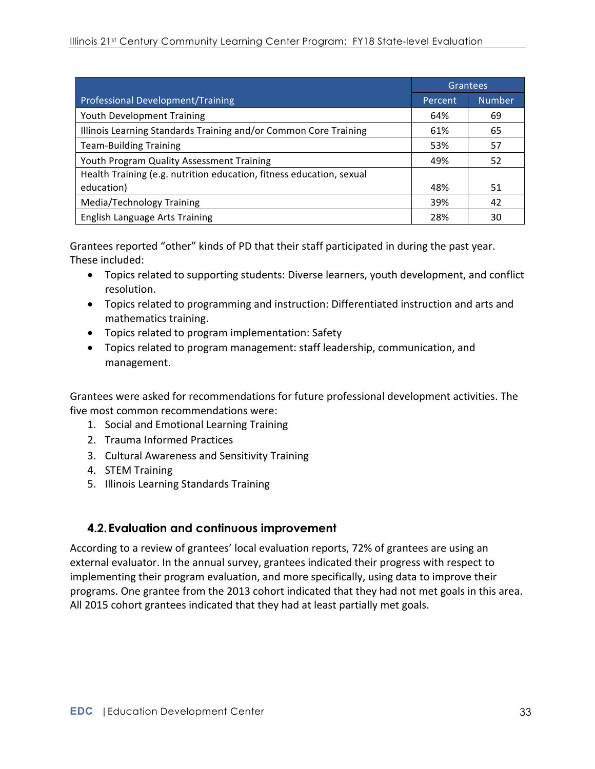| Professional Development/Training | Grantees | |
|---|---|---|
| | Percent | Number |
| Youth Development Training | 64% | 69 |
| Illinois Learning Standards Training and/or Common Core Training | 61% | 65 |
| Team-Building Training | 53% | 57 |
| Youth Program Quality Assessment Training | 49% | 52 |
| Health Training (e.g. nutrition education, fitness education, sexual education) | 48% | 51 |
| Media/Technology Training | 39% | 42 |
| English Language Arts Training | 28% | 30 |

Grantees reported "other" kinds of PD that their staff participated in during the past year. These included:

- Topics related to supporting students: Diverse learners, youth development, and conflict resolution.
- Topics related to programming and instruction: Differentiated instruction and arts and mathematics training.
- Topics related to program implementation: Safety
- Topics related to program management: staff leadership, communication, and management.

Grantees were asked for recommendations for future professional development activities. The five most common recommendations were:

1. Social and Emotional Learning Training
2. Trauma Informed Practices
3. Cultural Awareness and Sensitivity Training
4. STEM Training
5. Illinois Learning Standards Training

### 4.2. Evaluation and continuous improvement

According to a review of grantees' local evaluation reports, 72% of grantees are using an external evaluator. In the annual survey, grantees indicated their progress with respect to implementing their program evaluation, and more specifically, using data to improve their programs. One grantee from the 2013 cohort indicated that they had not met goals in this area. All 2015 cohort grantees indicated that they had at least partially met goals.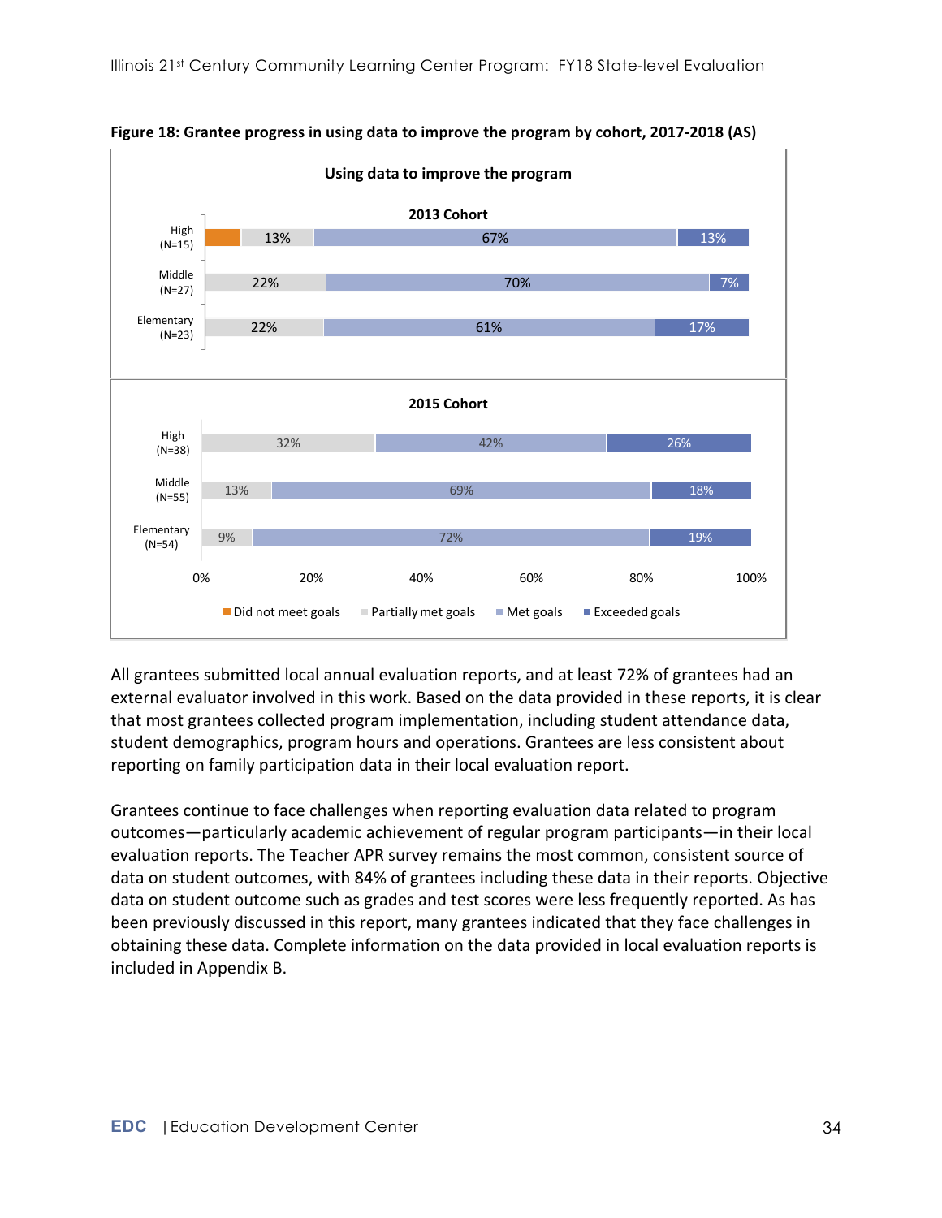**Figure 18: Grantee progress in using data to improve the program by cohort, 2017-2018 (AS)**

Using data to improve the program

**2013 Cohort**

| | Did not meet goals | Partially met goals | Met goals | Exceeded goals |
|---|---|---|---|---|
| High (N=15) | | 13% | 67% | 13% |
| Middle (N=27) | | 22% | 70% | 7% |
| Elementary (N=23) | | 22% | 61% | 17% |

**2015 Cohort**

| | Did not meet goals | Partially met goals | Met goals | Exceeded goals |
|---|---|---|---|---|
| High (N=38) | | 32% | 42% | 26% |
| Middle (N=55) | | 13% | 69% | 18% |
| Elementary (N=54) | | 9% | 72% | 19% |

All grantees submitted local annual evaluation reports, and at least 72% of grantees had an external evaluator involved in this work. Based on the data provided in these reports, it is clear that most grantees collected program implementation, including student attendance data, student demographics, program hours and operations. Grantees are less consistent about reporting on family participation data in their local evaluation report.

Grantees continue to face challenges when reporting evaluation data related to program outcomes—particularly academic achievement of regular program participants—in their local evaluation reports. The Teacher APR survey remains the most common, consistent source of data on student outcomes, with 84% of grantees including these data in their reports. Objective data on student outcome such as grades and test scores were less frequently reported. As has been previously discussed in this report, many grantees indicated that they face challenges in obtaining these data. Complete information on the data provided in local evaluation reports is included in Appendix B.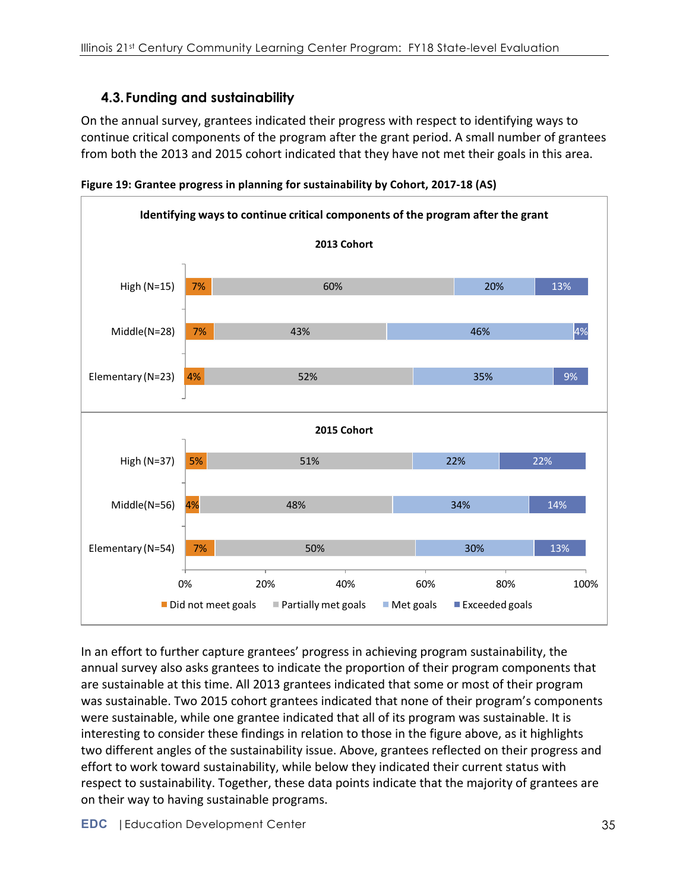## 4.3. Funding and sustainability

On the annual survey, grantees indicated their progress with respect to identifying ways to continue critical components of the program after the grant period. A small number of grantees from both the 2013 and 2015 cohort indicated that they have not met their goals in this area.

**Figure 19: Grantee progress in planning for sustainability by Cohort, 2017-18 (AS)**

**Identifying ways to continue critical components of the program after the grant**

| Cohort | Level | Did not meet goals | Partially met goals | Met goals | Exceeded goals |
|---|---|---|---|---|---|
| 2013 Cohort | High (N=15) | 7% | 60% | 20% | 13% |
| 2013 Cohort | Middle(N=28) | 7% | 43% | 46% | 4% |
| 2013 Cohort | Elementary (N=23) | 4% | 52% | 35% | 9% |
| 2015 Cohort | High (N=37) | 5% | 51% | 22% | 22% |
| 2015 Cohort | Middle(N=56) | 4% | 48% | 34% | 14% |
| 2015 Cohort | Elementary (N=54) | 7% | 50% | 30% | 13% |

In an effort to further capture grantees' progress in achieving program sustainability, the annual survey also asks grantees to indicate the proportion of their program components that are sustainable at this time. All 2013 grantees indicated that some or most of their program was sustainable. Two 2015 cohort grantees indicated that none of their program's components were sustainable, while one grantee indicated that all of its program was sustainable. It is interesting to consider these findings in relation to those in the figure above, as it highlights two different angles of the sustainability issue. Above, grantees reflected on their progress and effort to work toward sustainability, while below they indicated their current status with respect to sustainability. Together, these data points indicate that the majority of grantees are on their way to having sustainable programs.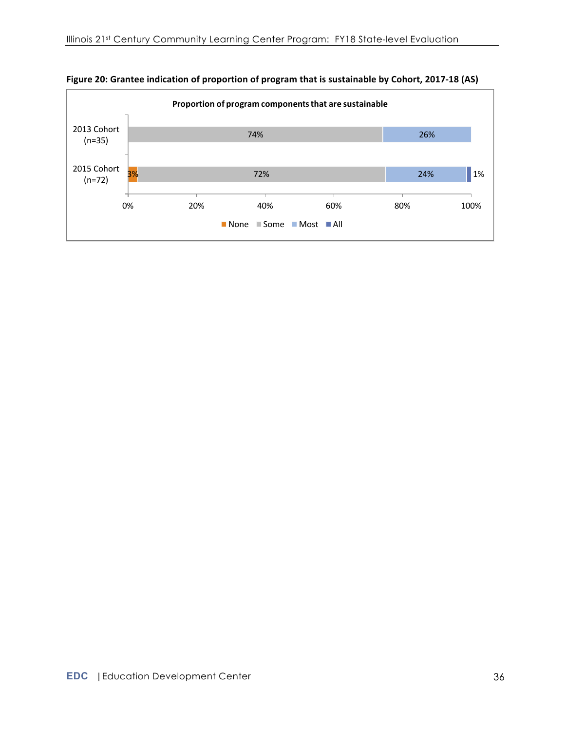**Figure 20: Grantee indication of proportion of program that is sustainable by Cohort, 2017-18 (AS)**

Proportion of program components that are sustainable

| Cohort | None | Some | Most | All |
|---|---|---|---|---|
| 2013 Cohort (n=35) | | 74% | 26% | |
| 2015 Cohort (n=72) | 3% | 72% | 24% | 1% |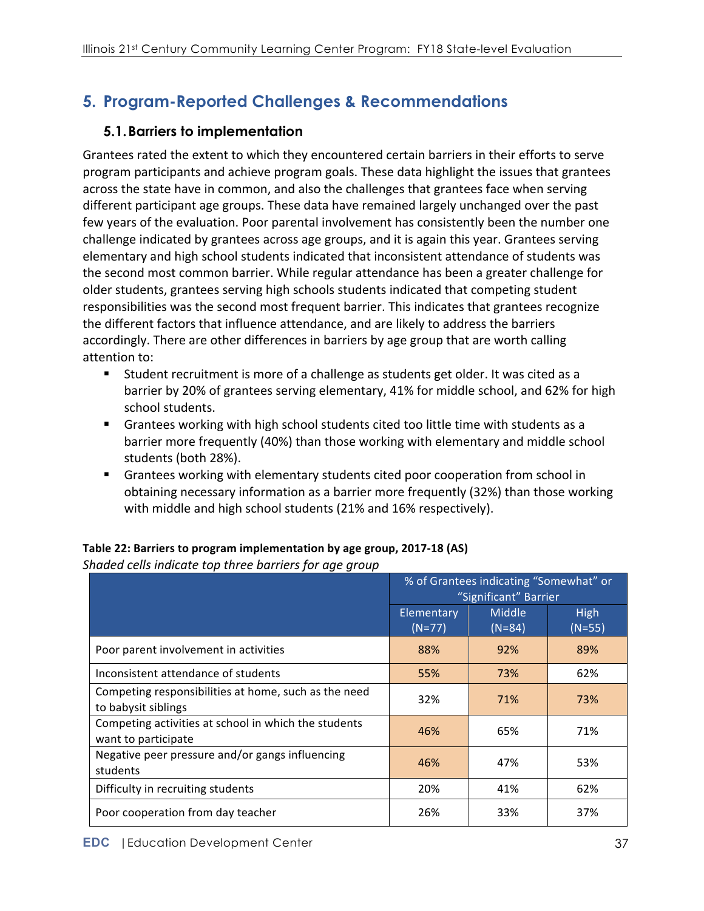## 5. Program-Reported Challenges & Recommendations

### 5.1. Barriers to implementation

Grantees rated the extent to which they encountered certain barriers in their efforts to serve program participants and achieve program goals. These data highlight the issues that grantees across the state have in common, and also the challenges that grantees face when serving different participant age groups. These data have remained largely unchanged over the past few years of the evaluation. Poor parental involvement has consistently been the number one challenge indicated by grantees across age groups, and it is again this year. Grantees serving elementary and high school students indicated that inconsistent attendance of students was the second most common barrier. While regular attendance has been a greater challenge for older students, grantees serving high schools students indicated that competing student responsibilities was the second most frequent barrier. This indicates that grantees recognize the different factors that influence attendance, and are likely to address the barriers accordingly. There are other differences in barriers by age group that are worth calling attention to:

- Student recruitment is more of a challenge as students get older. It was cited as a barrier by 20% of grantees serving elementary, 41% for middle school, and 62% for high school students.
- Grantees working with high school students cited too little time with students as a barrier more frequently (40%) than those working with elementary and middle school students (both 28%).
- Grantees working with elementary students cited poor cooperation from school in obtaining necessary information as a barrier more frequently (32%) than those working with middle and high school students (21% and 16% respectively).

**Table 22: Barriers to program implementation by age group, 2017-18 (AS)**

*Shaded cells indicate top three barriers for age group*

| | % of Grantees indicating "Somewhat" or "Significant" Barrier | | |
|---|---|---|---|
| | Elementary (N=77) | Middle (N=84) | High (N=55) |
| Poor parent involvement in activities | 88% | 92% | 89% |
| Inconsistent attendance of students | 55% | 73% | 62% |
| Competing responsibilities at home, such as the need to babysit siblings | 32% | 71% | 73% |
| Competing activities at school in which the students want to participate | 46% | 65% | 71% |
| Negative peer pressure and/or gangs influencing students | 46% | 47% | 53% |
| Difficulty in recruiting students | 20% | 41% | 62% |
| Poor cooperation from day teacher | 26% | 33% | 37% |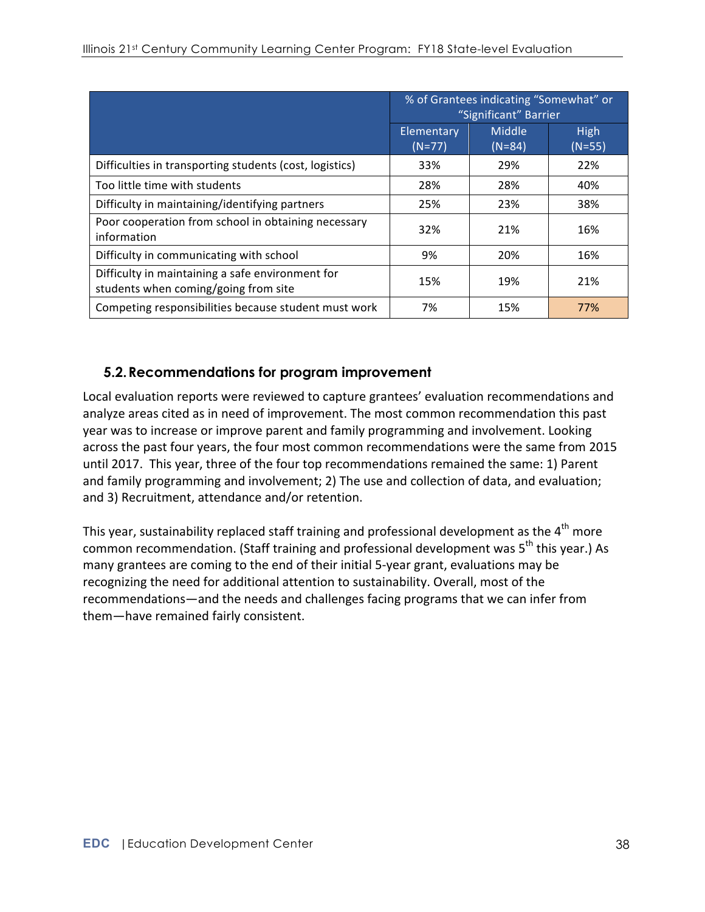| | % of Grantees indicating "Somewhat" or "Significant" Barrier | | |
|---|---|---|---|
| | Elementary (N=77) | Middle (N=84) | High (N=55) |
| Difficulties in transporting students (cost, logistics) | 33% | 29% | 22% |
| Too little time with students | 28% | 28% | 40% |
| Difficulty in maintaining/identifying partners | 25% | 23% | 38% |
| Poor cooperation from school in obtaining necessary information | 32% | 21% | 16% |
| Difficulty in communicating with school | 9% | 20% | 16% |
| Difficulty in maintaining a safe environment for students when coming/going from site | 15% | 19% | 21% |
| Competing responsibilities because student must work | 7% | 15% | 77% |

## 5.2. Recommendations for program improvement

Local evaluation reports were reviewed to capture grantees' evaluation recommendations and analyze areas cited as in need of improvement. The most common recommendation this past year was to increase or improve parent and family programming and involvement. Looking across the past four years, the four most common recommendations were the same from 2015 until 2017. This year, three of the four top recommendations remained the same: 1) Parent and family programming and involvement; 2) The use and collection of data, and evaluation; and 3) Recruitment, attendance and/or retention.

This year, sustainability replaced staff training and professional development as the 4th more common recommendation. (Staff training and professional development was 5th this year.) As many grantees are coming to the end of their initial 5-year grant, evaluations may be recognizing the need for additional attention to sustainability. Overall, most of the recommendations—and the needs and challenges facing programs that we can infer from them—have remained fairly consistent.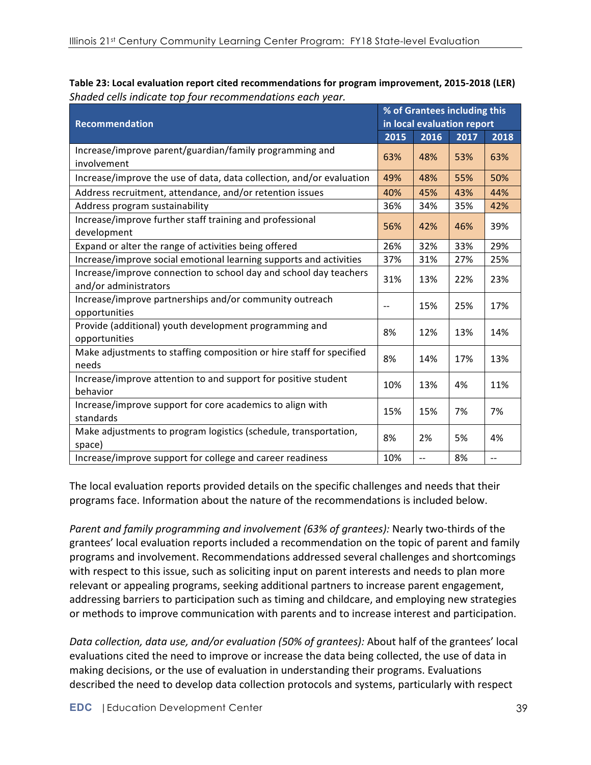**Table 23: Local evaluation report cited recommendations for program improvement, 2015-2018 (LER)**
*Shaded cells indicate top four recommendations each year.*

| Recommendation | % of Grantees including this in local evaluation report | | | |
|---|---|---|---|---|
| | 2015 | 2016 | 2017 | 2018 |
| Increase/improve parent/guardian/family programming and involvement | 63% | 48% | 53% | 63% |
| Increase/improve the use of data, data collection, and/or evaluation | 49% | 48% | 55% | 50% |
| Address recruitment, attendance, and/or retention issues | 40% | 45% | 43% | 44% |
| Address program sustainability | 36% | 34% | 35% | 42% |
| Increase/improve further staff training and professional development | 56% | 42% | 46% | 39% |
| Expand or alter the range of activities being offered | 26% | 32% | 33% | 29% |
| Increase/improve social emotional learning supports and activities | 37% | 31% | 27% | 25% |
| Increase/improve connection to school day and school day teachers and/or administrators | 31% | 13% | 22% | 23% |
| Increase/improve partnerships and/or community outreach opportunities | -- | 15% | 25% | 17% |
| Provide (additional) youth development programming and opportunities | 8% | 12% | 13% | 14% |
| Make adjustments to staffing composition or hire staff for specified needs | 8% | 14% | 17% | 13% |
| Increase/improve attention to and support for positive student behavior | 10% | 13% | 4% | 11% |
| Increase/improve support for core academics to align with standards | 15% | 15% | 7% | 7% |
| Make adjustments to program logistics (schedule, transportation, space) | 8% | 2% | 5% | 4% |
| Increase/improve support for college and career readiness | 10% | -- | 8% | -- |

The local evaluation reports provided details on the specific challenges and needs that their programs face. Information about the nature of the recommendations is included below.

*Parent and family programming and involvement (63% of grantees):* Nearly two-thirds of the grantees' local evaluation reports included a recommendation on the topic of parent and family programs and involvement. Recommendations addressed several challenges and shortcomings with respect to this issue, such as soliciting input on parent interests and needs to plan more relevant or appealing programs, seeking additional partners to increase parent engagement, addressing barriers to participation such as timing and childcare, and employing new strategies or methods to improve communication with parents and to increase interest and participation.

*Data collection, data use, and/or evaluation (50% of grantees):* About half of the grantees' local evaluations cited the need to improve or increase the data being collected, the use of data in making decisions, or the use of evaluation in understanding their programs. Evaluations described the need to develop data collection protocols and systems, particularly with respect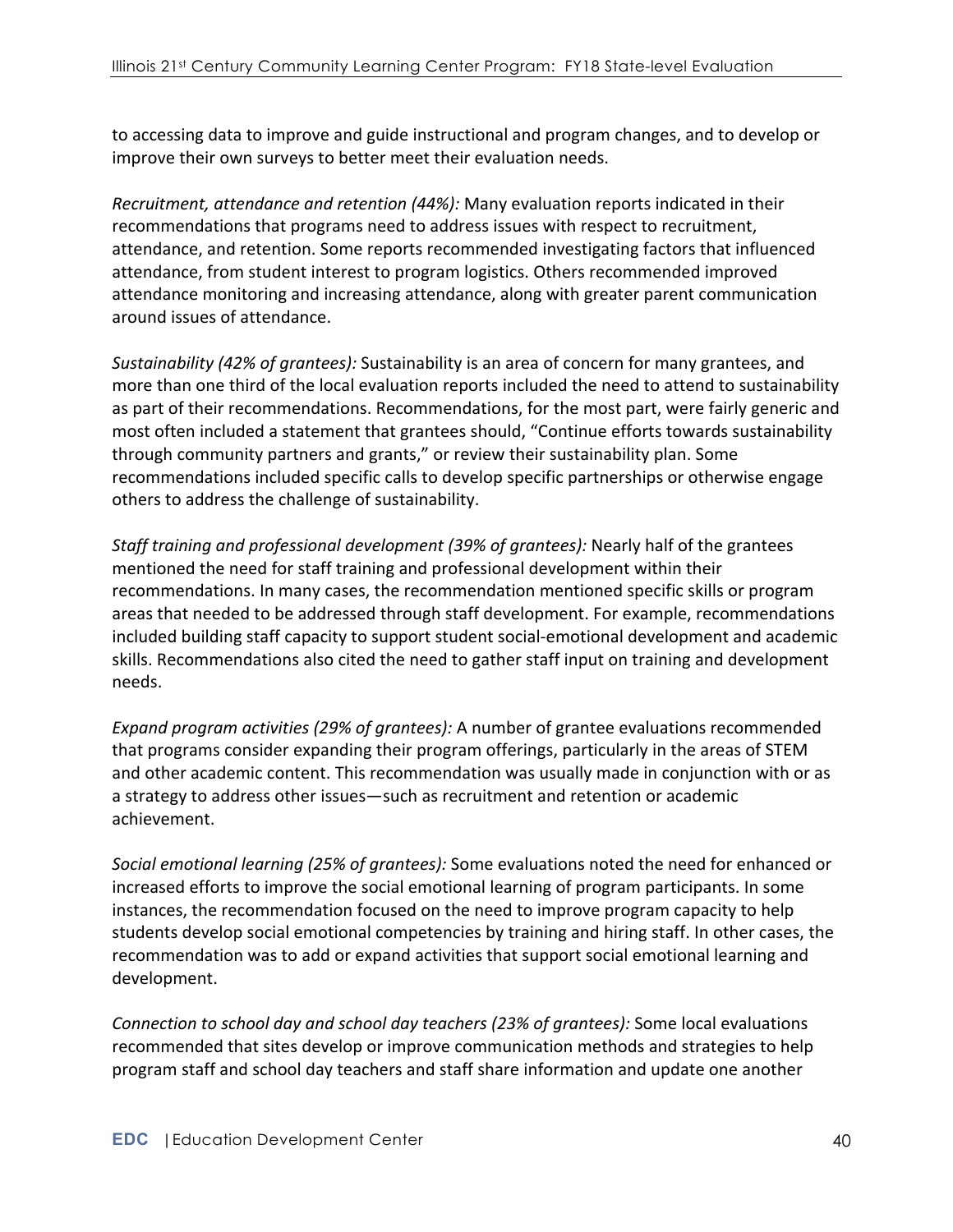to accessing data to improve and guide instructional and program changes, and to develop or improve their own surveys to better meet their evaluation needs.

*Recruitment, attendance and retention (44%):* Many evaluation reports indicated in their recommendations that programs need to address issues with respect to recruitment, attendance, and retention. Some reports recommended investigating factors that influenced attendance, from student interest to program logistics. Others recommended improved attendance monitoring and increasing attendance, along with greater parent communication around issues of attendance.

*Sustainability (42% of grantees):* Sustainability is an area of concern for many grantees, and more than one third of the local evaluation reports included the need to attend to sustainability as part of their recommendations. Recommendations, for the most part, were fairly generic and most often included a statement that grantees should, "Continue efforts towards sustainability through community partners and grants," or review their sustainability plan. Some recommendations included specific calls to develop specific partnerships or otherwise engage others to address the challenge of sustainability.

*Staff training and professional development (39% of grantees):* Nearly half of the grantees mentioned the need for staff training and professional development within their recommendations. In many cases, the recommendation mentioned specific skills or program areas that needed to be addressed through staff development. For example, recommendations included building staff capacity to support student social-emotional development and academic skills. Recommendations also cited the need to gather staff input on training and development needs.

*Expand program activities (29% of grantees):* A number of grantee evaluations recommended that programs consider expanding their program offerings, particularly in the areas of STEM and other academic content. This recommendation was usually made in conjunction with or as a strategy to address other issues—such as recruitment and retention or academic achievement.

*Social emotional learning (25% of grantees):* Some evaluations noted the need for enhanced or increased efforts to improve the social emotional learning of program participants. In some instances, the recommendation focused on the need to improve program capacity to help students develop social emotional competencies by training and hiring staff. In other cases, the recommendation was to add or expand activities that support social emotional learning and development.

*Connection to school day and school day teachers (23% of grantees):* Some local evaluations recommended that sites develop or improve communication methods and strategies to help program staff and school day teachers and staff share information and update one another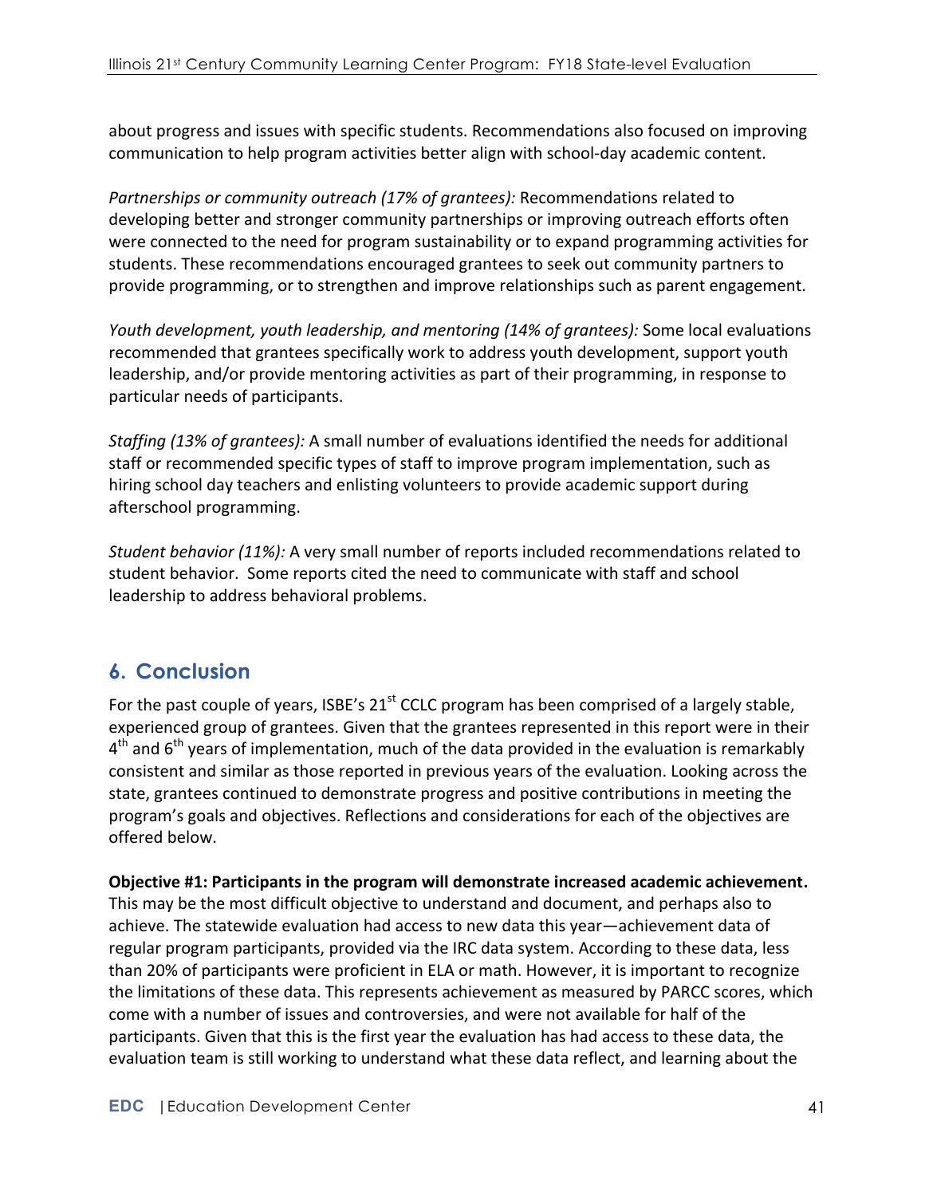about progress and issues with specific students. Recommendations also focused on improving communication to help program activities better align with school-day academic content.

*Partnerships or community outreach (17% of grantees):* Recommendations related to developing better and stronger community partnerships or improving outreach efforts often were connected to the need for program sustainability or to expand programming activities for students. These recommendations encouraged grantees to seek out community partners to provide programming, or to strengthen and improve relationships such as parent engagement.

*Youth development, youth leadership, and mentoring (14% of grantees):* Some local evaluations recommended that grantees specifically work to address youth development, support youth leadership, and/or provide mentoring activities as part of their programming, in response to particular needs of participants.

*Staffing (13% of grantees):* A small number of evaluations identified the needs for additional staff or recommended specific types of staff to improve program implementation, such as hiring school day teachers and enlisting volunteers to provide academic support during afterschool programming.

*Student behavior (11%):* A very small number of reports included recommendations related to student behavior. Some reports cited the need to communicate with staff and school leadership to address behavioral problems.

## 6. Conclusion

For the past couple of years, ISBE's 21st CCLC program has been comprised of a largely stable, experienced group of grantees. Given that the grantees represented in this report were in their 4th and 6th years of implementation, much of the data provided in the evaluation is remarkably consistent and similar as those reported in previous years of the evaluation. Looking across the state, grantees continued to demonstrate progress and positive contributions in meeting the program's goals and objectives. Reflections and considerations for each of the objectives are offered below.

**Objective #1: Participants in the program will demonstrate increased academic achievement.** This may be the most difficult objective to understand and document, and perhaps also to achieve. The statewide evaluation had access to new data this year—achievement data of regular program participants, provided via the IRC data system. According to these data, less than 20% of participants were proficient in ELA or math. However, it is important to recognize the limitations of these data. This represents achievement as measured by PARCC scores, which come with a number of issues and controversies, and were not available for half of the participants. Given that this is the first year the evaluation has had access to these data, the evaluation team is still working to understand what these data reflect, and learning about the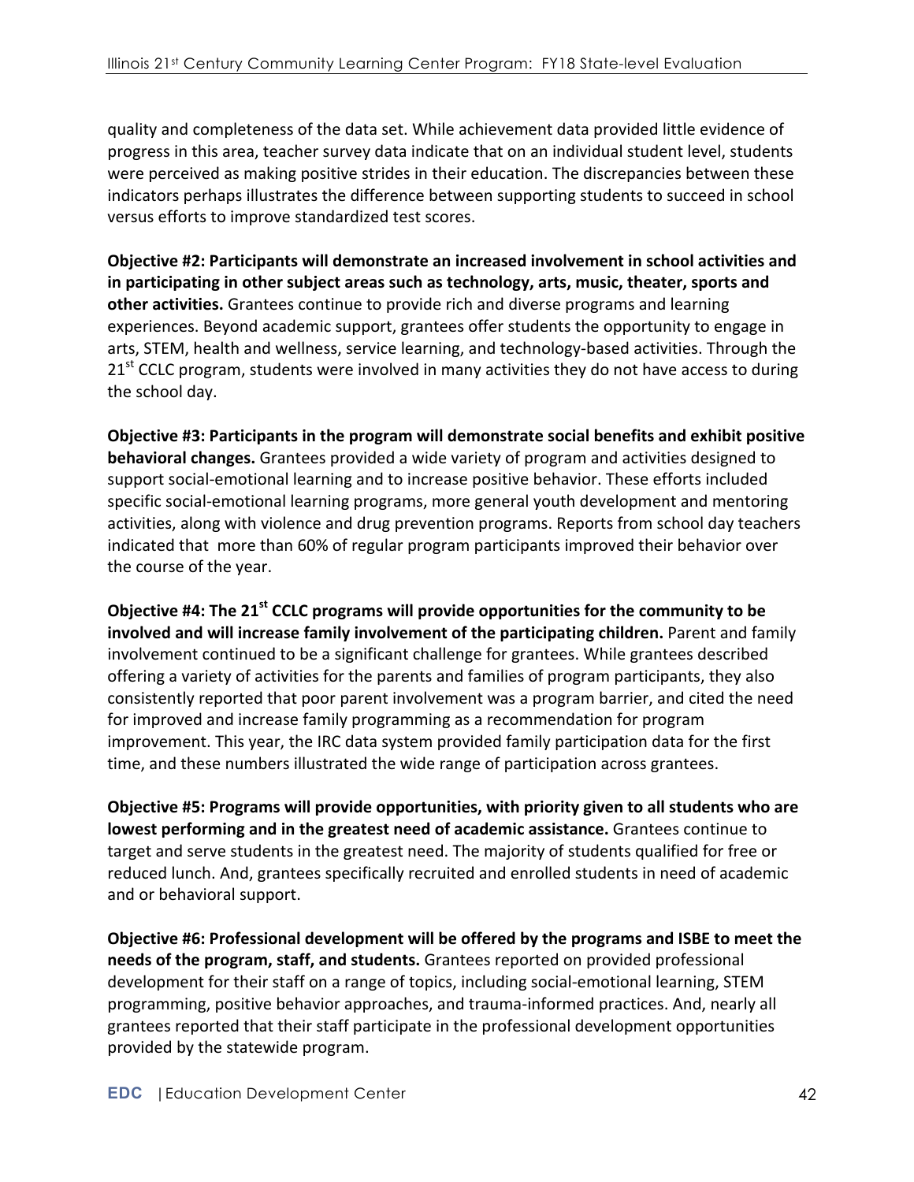quality and completeness of the data set. While achievement data provided little evidence of progress in this area, teacher survey data indicate that on an individual student level, students were perceived as making positive strides in their education. The discrepancies between these indicators perhaps illustrates the difference between supporting students to succeed in school versus efforts to improve standardized test scores.

**Objective #2: Participants will demonstrate an increased involvement in school activities and in participating in other subject areas such as technology, arts, music, theater, sports and other activities.** Grantees continue to provide rich and diverse programs and learning experiences. Beyond academic support, grantees offer students the opportunity to engage in arts, STEM, health and wellness, service learning, and technology-based activities. Through the 21st CCLC program, students were involved in many activities they do not have access to during the school day.

**Objective #3: Participants in the program will demonstrate social benefits and exhibit positive behavioral changes.** Grantees provided a wide variety of program and activities designed to support social-emotional learning and to increase positive behavior. These efforts included specific social-emotional learning programs, more general youth development and mentoring activities, along with violence and drug prevention programs. Reports from school day teachers indicated that more than 60% of regular program participants improved their behavior over the course of the year.

**Objective #4: The 21st CCLC programs will provide opportunities for the community to be involved and will increase family involvement of the participating children.** Parent and family involvement continued to be a significant challenge for grantees. While grantees described offering a variety of activities for the parents and families of program participants, they also consistently reported that poor parent involvement was a program barrier, and cited the need for improved and increase family programming as a recommendation for program improvement. This year, the IRC data system provided family participation data for the first time, and these numbers illustrated the wide range of participation across grantees.

**Objective #5: Programs will provide opportunities, with priority given to all students who are lowest performing and in the greatest need of academic assistance.** Grantees continue to target and serve students in the greatest need. The majority of students qualified for free or reduced lunch. And, grantees specifically recruited and enrolled students in need of academic and or behavioral support.

**Objective #6: Professional development will be offered by the programs and ISBE to meet the needs of the program, staff, and students.** Grantees reported on provided professional development for their staff on a range of topics, including social-emotional learning, STEM programming, positive behavior approaches, and trauma-informed practices. And, nearly all grantees reported that their staff participate in the professional development opportunities provided by the statewide program.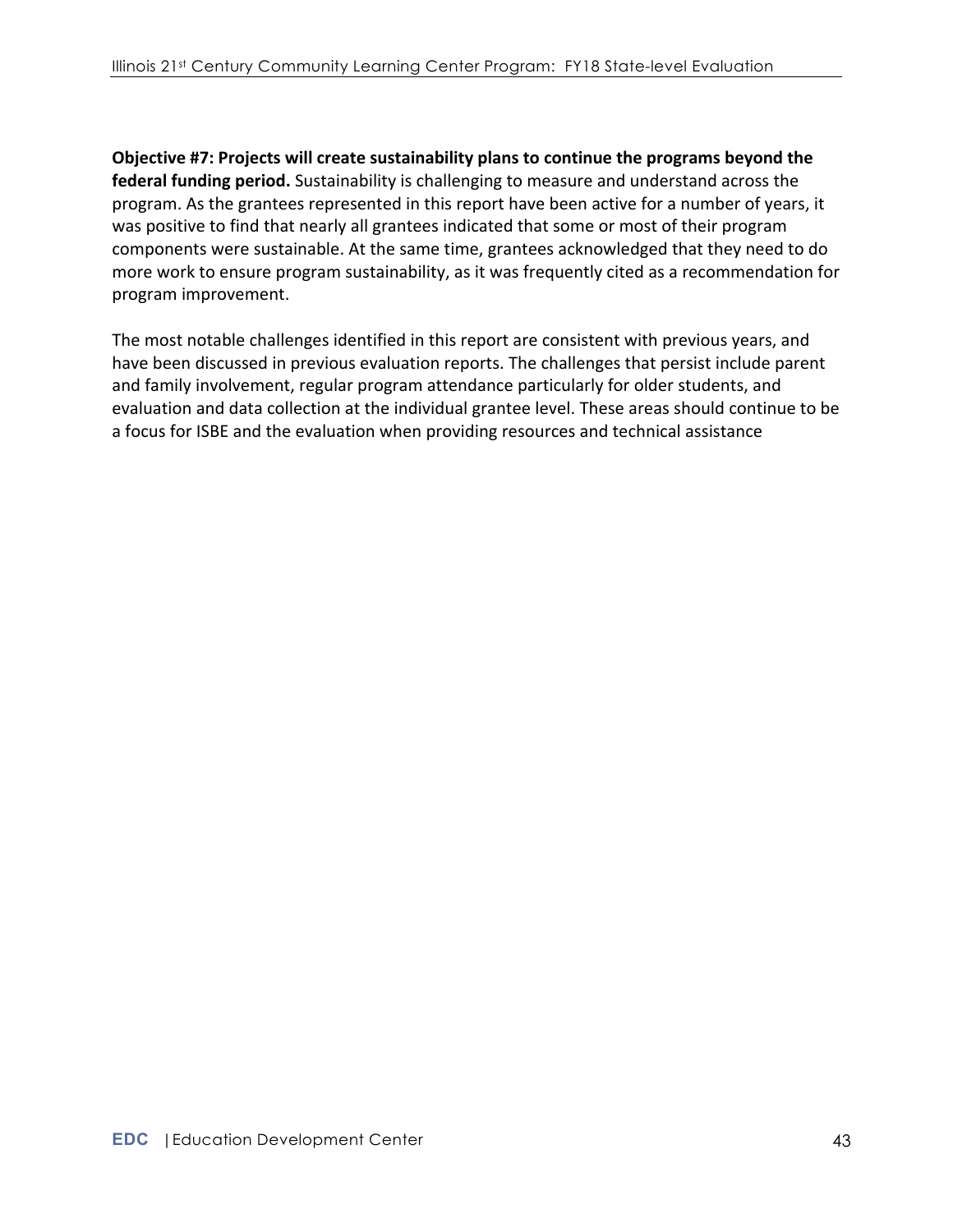**Objective #7: Projects will create sustainability plans to continue the programs beyond the federal funding period.** Sustainability is challenging to measure and understand across the program. As the grantees represented in this report have been active for a number of years, it was positive to find that nearly all grantees indicated that some or most of their program components were sustainable. At the same time, grantees acknowledged that they need to do more work to ensure program sustainability, as it was frequently cited as a recommendation for program improvement.

The most notable challenges identified in this report are consistent with previous years, and have been discussed in previous evaluation reports. The challenges that persist include parent and family involvement, regular program attendance particularly for older students, and evaluation and data collection at the individual grantee level. These areas should continue to be a focus for ISBE and the evaluation when providing resources and technical assistance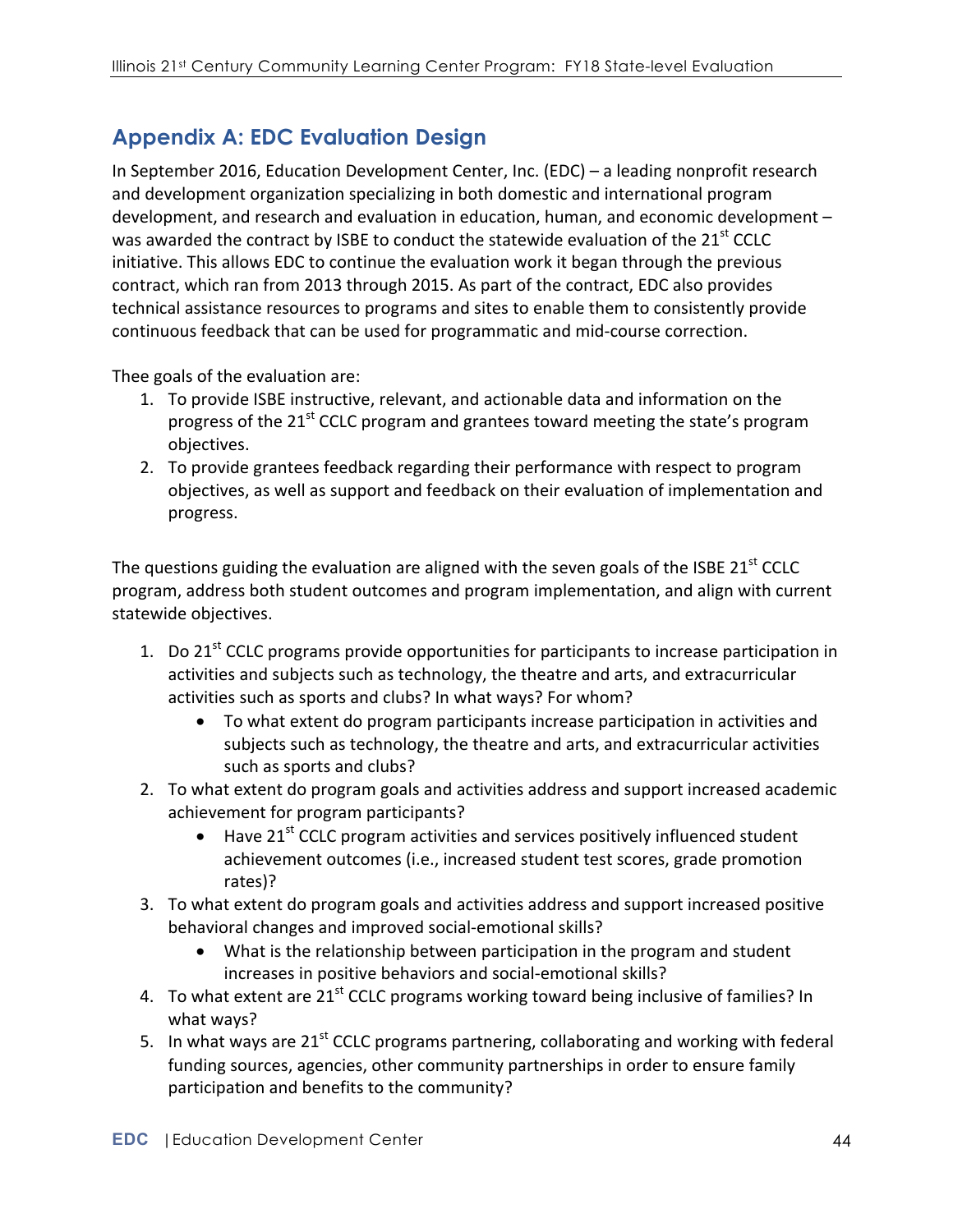## Appendix A: EDC Evaluation Design

In September 2016, Education Development Center, Inc. (EDC) – a leading nonprofit research and development organization specializing in both domestic and international program development, and research and evaluation in education, human, and economic development – was awarded the contract by ISBE to conduct the statewide evaluation of the 21st CCLC initiative. This allows EDC to continue the evaluation work it began through the previous contract, which ran from 2013 through 2015. As part of the contract, EDC also provides technical assistance resources to programs and sites to enable them to consistently provide continuous feedback that can be used for programmatic and mid-course correction.

Thee goals of the evaluation are:

1. To provide ISBE instructive, relevant, and actionable data and information on the progress of the 21st CCLC program and grantees toward meeting the state's program objectives.
2. To provide grantees feedback regarding their performance with respect to program objectives, as well as support and feedback on their evaluation of implementation and progress.

The questions guiding the evaluation are aligned with the seven goals of the ISBE 21st CCLC program, address both student outcomes and program implementation, and align with current statewide objectives.

1. Do 21st CCLC programs provide opportunities for participants to increase participation in activities and subjects such as technology, the theatre and arts, and extracurricular activities such as sports and clubs? In what ways? For whom?
   - To what extent do program participants increase participation in activities and subjects such as technology, the theatre and arts, and extracurricular activities such as sports and clubs?
2. To what extent do program goals and activities address and support increased academic achievement for program participants?
   - Have 21st CCLC program activities and services positively influenced student achievement outcomes (i.e., increased student test scores, grade promotion rates)?
3. To what extent do program goals and activities address and support increased positive behavioral changes and improved social-emotional skills?
   - What is the relationship between participation in the program and student increases in positive behaviors and social-emotional skills?
4. To what extent are 21st CCLC programs working toward being inclusive of families? In what ways?
5. In what ways are 21st CCLC programs partnering, collaborating and working with federal funding sources, agencies, other community partnerships in order to ensure family participation and benefits to the community?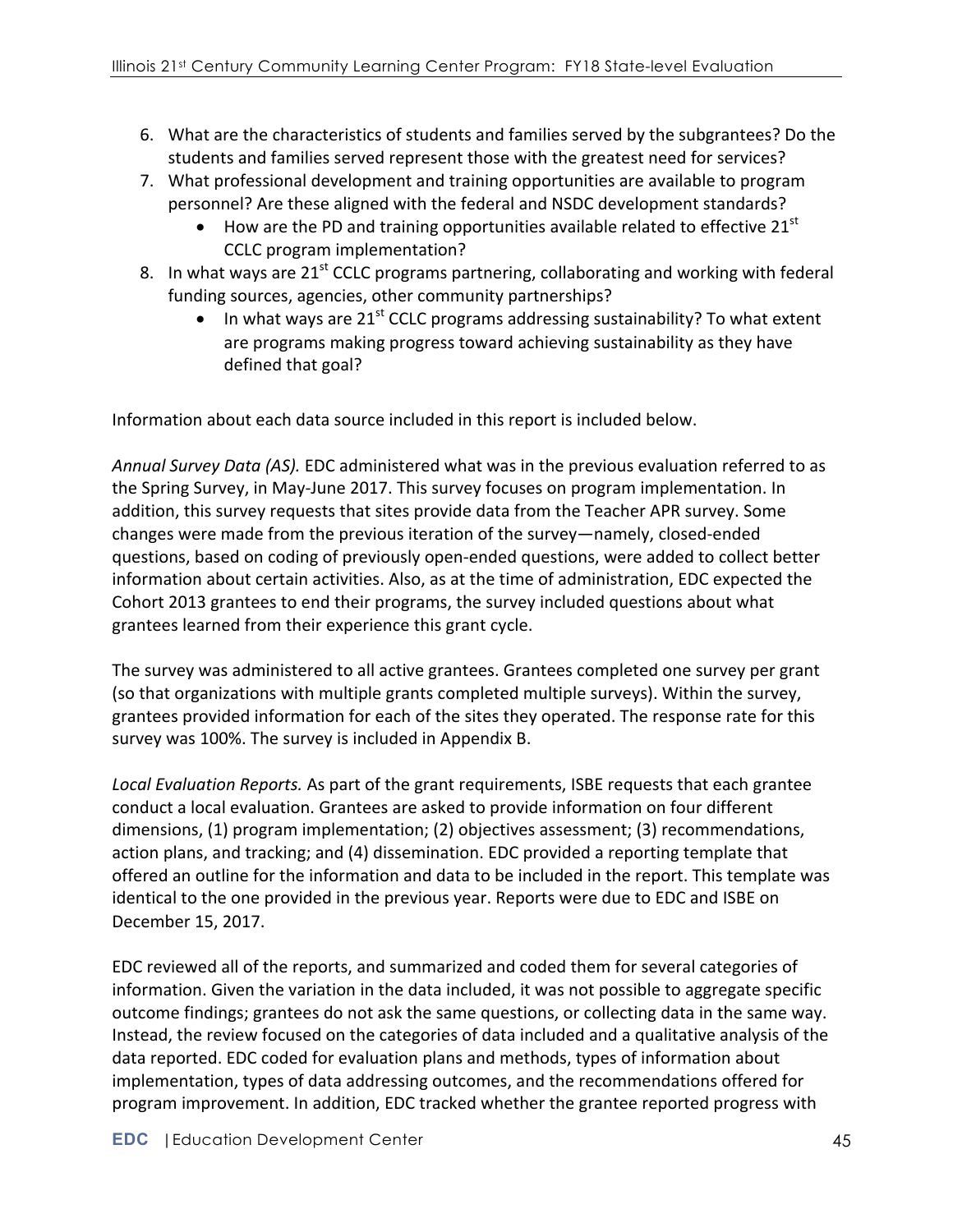6. What are the characteristics of students and families served by the subgrantees? Do the students and families served represent those with the greatest need for services?
7. What professional development and training opportunities are available to program personnel? Are these aligned with the federal and NSDC development standards?
    - How are the PD and training opportunities available related to effective 21st CCLC program implementation?
8. In what ways are 21st CCLC programs partnering, collaborating and working with federal funding sources, agencies, other community partnerships?
    - In what ways are 21st CCLC programs addressing sustainability? To what extent are programs making progress toward achieving sustainability as they have defined that goal?

Information about each data source included in this report is included below.

*Annual Survey Data (AS).* EDC administered what was in the previous evaluation referred to as the Spring Survey, in May-June 2017. This survey focuses on program implementation. In addition, this survey requests that sites provide data from the Teacher APR survey. Some changes were made from the previous iteration of the survey—namely, closed-ended questions, based on coding of previously open-ended questions, were added to collect better information about certain activities. Also, as at the time of administration, EDC expected the Cohort 2013 grantees to end their programs, the survey included questions about what grantees learned from their experience this grant cycle.

The survey was administered to all active grantees. Grantees completed one survey per grant (so that organizations with multiple grants completed multiple surveys). Within the survey, grantees provided information for each of the sites they operated. The response rate for this survey was 100%. The survey is included in Appendix B.

*Local Evaluation Reports.* As part of the grant requirements, ISBE requests that each grantee conduct a local evaluation. Grantees are asked to provide information on four different dimensions, (1) program implementation; (2) objectives assessment; (3) recommendations, action plans, and tracking; and (4) dissemination. EDC provided a reporting template that offered an outline for the information and data to be included in the report. This template was identical to the one provided in the previous year. Reports were due to EDC and ISBE on December 15, 2017.

EDC reviewed all of the reports, and summarized and coded them for several categories of information. Given the variation in the data included, it was not possible to aggregate specific outcome findings; grantees do not ask the same questions, or collecting data in the same way. Instead, the review focused on the categories of data included and a qualitative analysis of the data reported. EDC coded for evaluation plans and methods, types of information about implementation, types of data addressing outcomes, and the recommendations offered for program improvement. In addition, EDC tracked whether the grantee reported progress with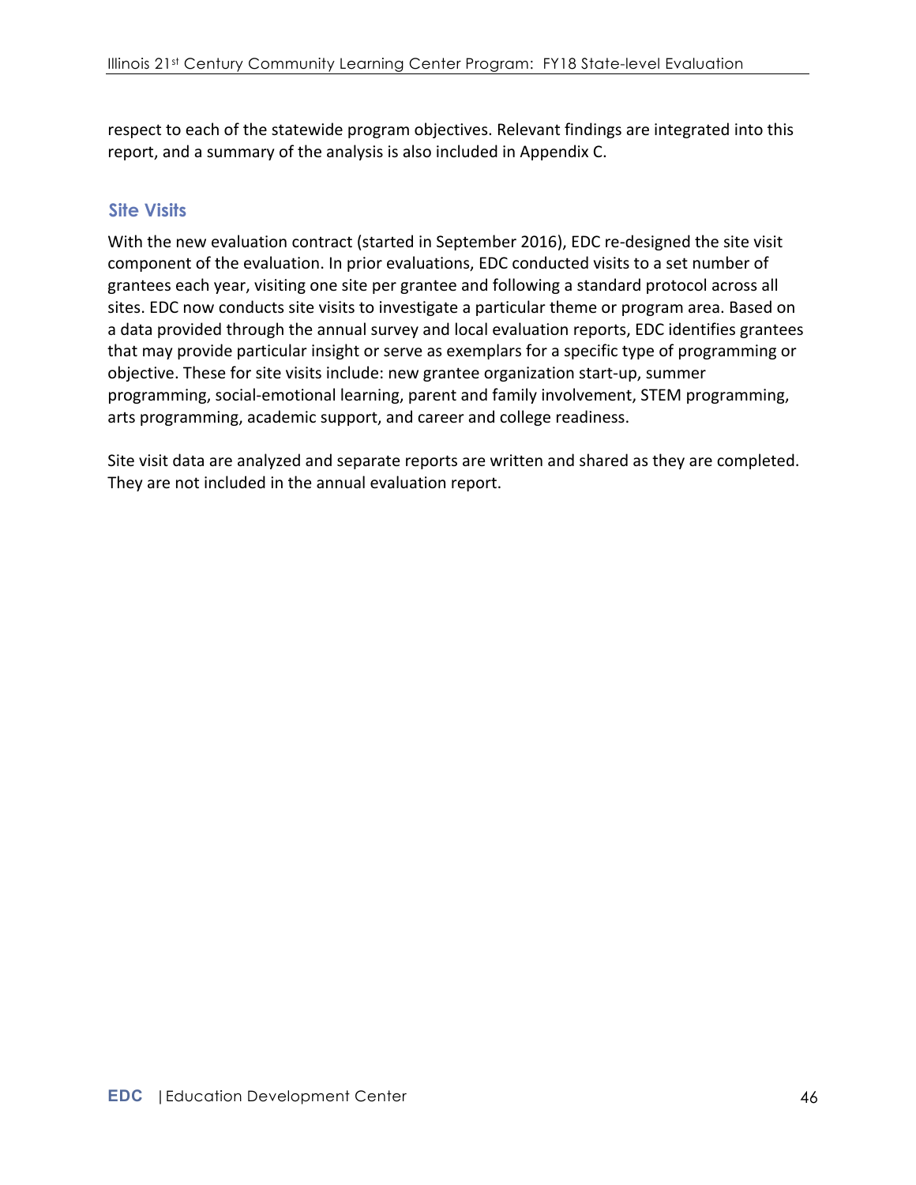respect to each of the statewide program objectives. Relevant findings are integrated into this report, and a summary of the analysis is also included in Appendix C.

### Site Visits

With the new evaluation contract (started in September 2016), EDC re-designed the site visit component of the evaluation. In prior evaluations, EDC conducted visits to a set number of grantees each year, visiting one site per grantee and following a standard protocol across all sites. EDC now conducts site visits to investigate a particular theme or program area. Based on a data provided through the annual survey and local evaluation reports, EDC identifies grantees that may provide particular insight or serve as exemplars for a specific type of programming or objective. These for site visits include: new grantee organization start-up, summer programming, social-emotional learning, parent and family involvement, STEM programming, arts programming, academic support, and career and college readiness.

Site visit data are analyzed and separate reports are written and shared as they are completed. They are not included in the annual evaluation report.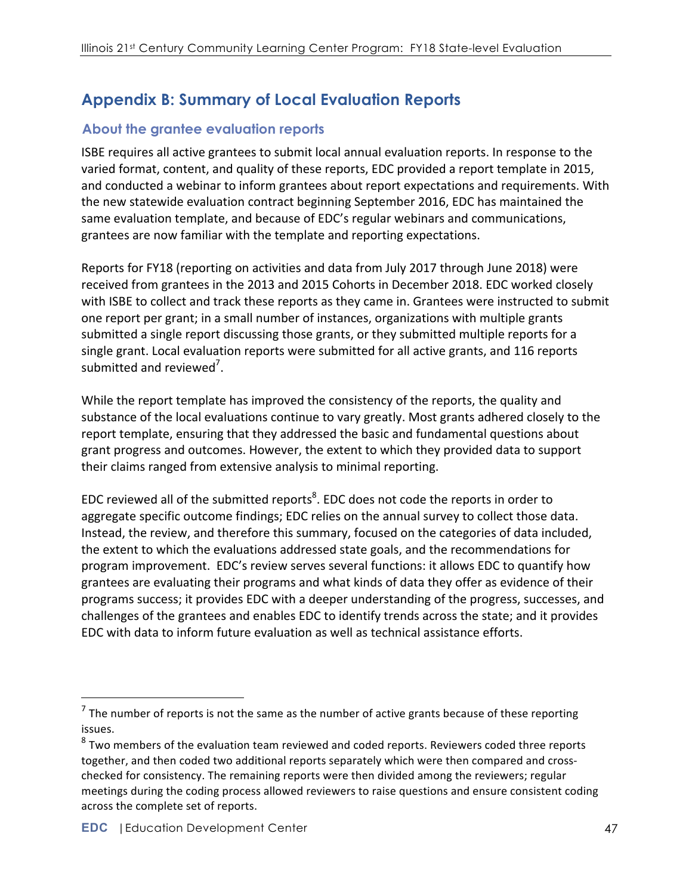## Appendix B: Summary of Local Evaluation Reports

### About the grantee evaluation reports

ISBE requires all active grantees to submit local annual evaluation reports. In response to the varied format, content, and quality of these reports, EDC provided a report template in 2015, and conducted a webinar to inform grantees about report expectations and requirements. With the new statewide evaluation contract beginning September 2016, EDC has maintained the same evaluation template, and because of EDC's regular webinars and communications, grantees are now familiar with the template and reporting expectations.

Reports for FY18 (reporting on activities and data from July 2017 through June 2018) were received from grantees in the 2013 and 2015 Cohorts in December 2018. EDC worked closely with ISBE to collect and track these reports as they came in. Grantees were instructed to submit one report per grant; in a small number of instances, organizations with multiple grants submitted a single report discussing those grants, or they submitted multiple reports for a single grant. Local evaluation reports were submitted for all active grants, and 116 reports submitted and reviewed[7].

While the report template has improved the consistency of the reports, the quality and substance of the local evaluations continue to vary greatly. Most grants adhered closely to the report template, ensuring that they addressed the basic and fundamental questions about grant progress and outcomes. However, the extent to which they provided data to support their claims ranged from extensive analysis to minimal reporting.

EDC reviewed all of the submitted reports[8]. EDC does not code the reports in order to aggregate specific outcome findings; EDC relies on the annual survey to collect those data. Instead, the review, and therefore this summary, focused on the categories of data included, the extent to which the evaluations addressed state goals, and the recommendations for program improvement. EDC's review serves several functions: it allows EDC to quantify how grantees are evaluating their programs and what kinds of data they offer as evidence of their programs success; it provides EDC with a deeper understanding of the progress, successes, and challenges of the grantees and enables EDC to identify trends across the state; and it provides EDC with data to inform future evaluation as well as technical assistance efforts.

---

[7] The number of reports is not the same as the number of active grants because of these reporting issues.

[8] Two members of the evaluation team reviewed and coded reports. Reviewers coded three reports together, and then coded two additional reports separately which were then compared and cross-checked for consistency. The remaining reports were then divided among the reviewers; regular meetings during the coding process allowed reviewers to raise questions and ensure consistent coding across the complete set of reports.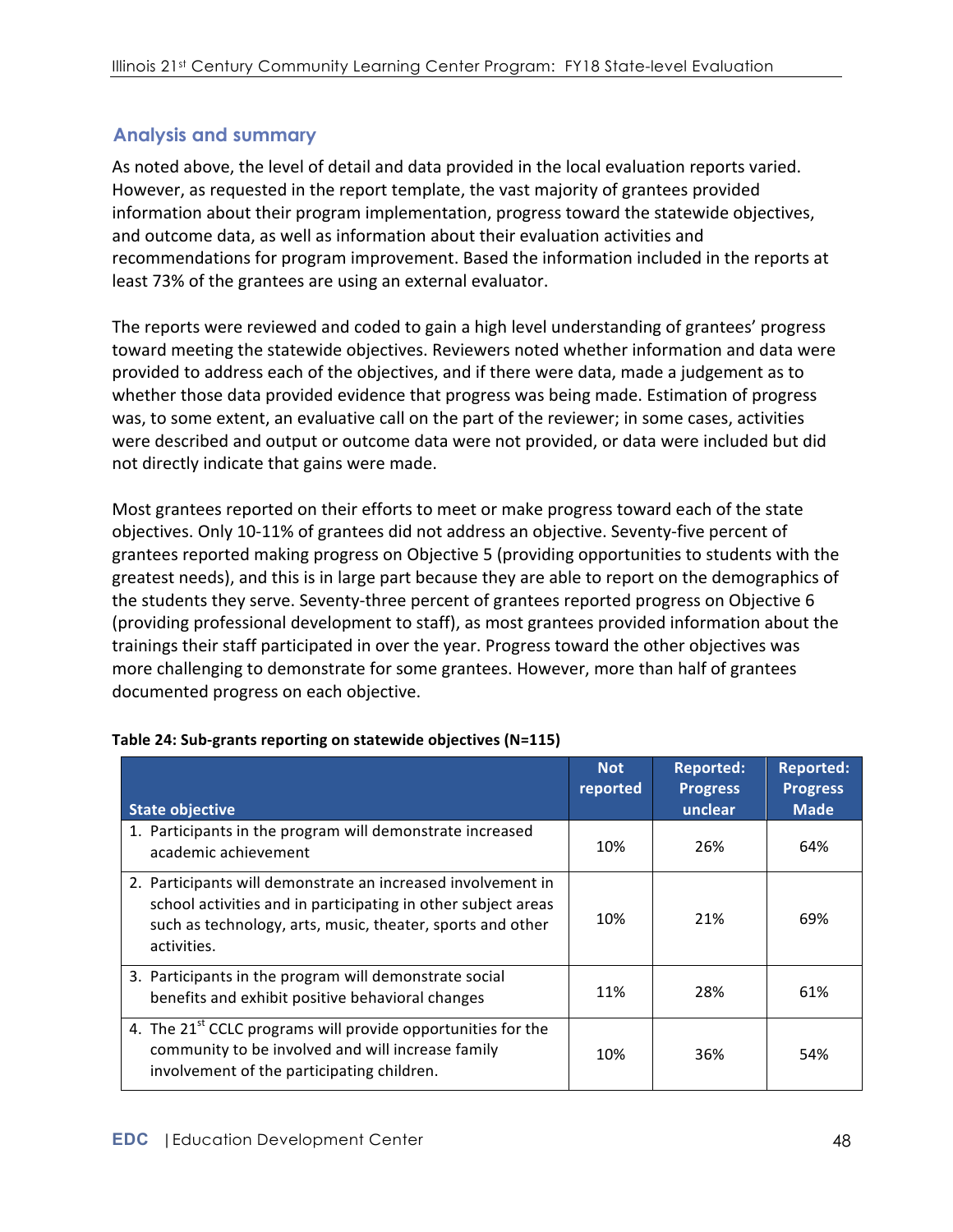## Analysis and summary

As noted above, the level of detail and data provided in the local evaluation reports varied. However, as requested in the report template, the vast majority of grantees provided information about their program implementation, progress toward the statewide objectives, and outcome data, as well as information about their evaluation activities and recommendations for program improvement. Based the information included in the reports at least 73% of the grantees are using an external evaluator.

The reports were reviewed and coded to gain a high level understanding of grantees' progress toward meeting the statewide objectives. Reviewers noted whether information and data were provided to address each of the objectives, and if there were data, made a judgement as to whether those data provided evidence that progress was being made. Estimation of progress was, to some extent, an evaluative call on the part of the reviewer; in some cases, activities were described and output or outcome data were not provided, or data were included but did not directly indicate that gains were made.

Most grantees reported on their efforts to meet or make progress toward each of the state objectives. Only 10-11% of grantees did not address an objective. Seventy-five percent of grantees reported making progress on Objective 5 (providing opportunities to students with the greatest needs), and this is in large part because they are able to report on the demographics of the students they serve. Seventy-three percent of grantees reported progress on Objective 6 (providing professional development to staff), as most grantees provided information about the trainings their staff participated in over the year. Progress toward the other objectives was more challenging to demonstrate for some grantees. However, more than half of grantees documented progress on each objective.

**Table 24: Sub-grants reporting on statewide objectives (N=115)**

| State objective | Not reported | Reported: Progress unclear | Reported: Progress Made |
|---|---|---|---|
| 1. Participants in the program will demonstrate increased academic achievement | 10% | 26% | 64% |
| 2. Participants will demonstrate an increased involvement in school activities and in participating in other subject areas such as technology, arts, music, theater, sports and other activities. | 10% | 21% | 69% |
| 3. Participants in the program will demonstrate social benefits and exhibit positive behavioral changes | 11% | 28% | 61% |
| 4. The 21st CCLC programs will provide opportunities for the community to be involved and will increase family involvement of the participating children. | 10% | 36% | 54% |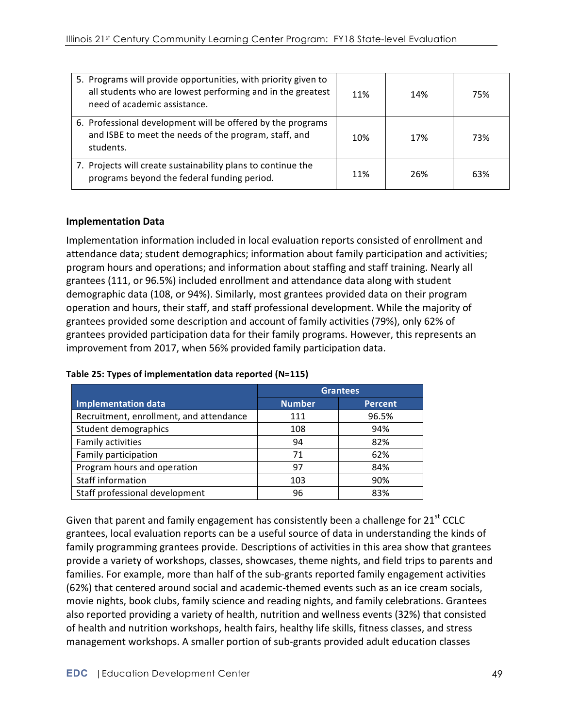| | | | |
|---|---|---|---|
| 5. Programs will provide opportunities, with priority given to all students who are lowest performing and in the greatest need of academic assistance. | 11% | 14% | 75% |
| 6. Professional development will be offered by the programs and ISBE to meet the needs of the program, staff, and students. | 10% | 17% | 73% |
| 7. Projects will create sustainability plans to continue the programs beyond the federal funding period. | 11% | 26% | 63% |

### Implementation Data

Implementation information included in local evaluation reports consisted of enrollment and attendance data; student demographics; information about family participation and activities; program hours and operations; and information about staffing and staff training. Nearly all grantees (111, or 96.5%) included enrollment and attendance data along with student demographic data (108, or 94%). Similarly, most grantees provided data on their program operation and hours, their staff, and staff professional development. While the majority of grantees provided some description and account of family activities (79%), only 62% of grantees provided participation data for their family programs. However, this represents an improvement from 2017, when 56% provided family participation data.

**Table 25: Types of implementation data reported (N=115)**

| | Grantees | |
|---|---|---|
| **Implementation data** | **Number** | **Percent** |
| Recruitment, enrollment, and attendance | 111 | 96.5% |
| Student demographics | 108 | 94% |
| Family activities | 94 | 82% |
| Family participation | 71 | 62% |
| Program hours and operation | 97 | 84% |
| Staff information | 103 | 90% |
| Staff professional development | 96 | 83% |

Given that parent and family engagement has consistently been a challenge for 21st CCLC grantees, local evaluation reports can be a useful source of data in understanding the kinds of family programming grantees provide. Descriptions of activities in this area show that grantees provide a variety of workshops, classes, showcases, theme nights, and field trips to parents and families. For example, more than half of the sub-grants reported family engagement activities (62%) that centered around social and academic-themed events such as an ice cream socials, movie nights, book clubs, family science and reading nights, and family celebrations. Grantees also reported providing a variety of health, nutrition and wellness events (32%) that consisted of health and nutrition workshops, health fairs, healthy life skills, fitness classes, and stress management workshops. A smaller portion of sub-grants provided adult education classes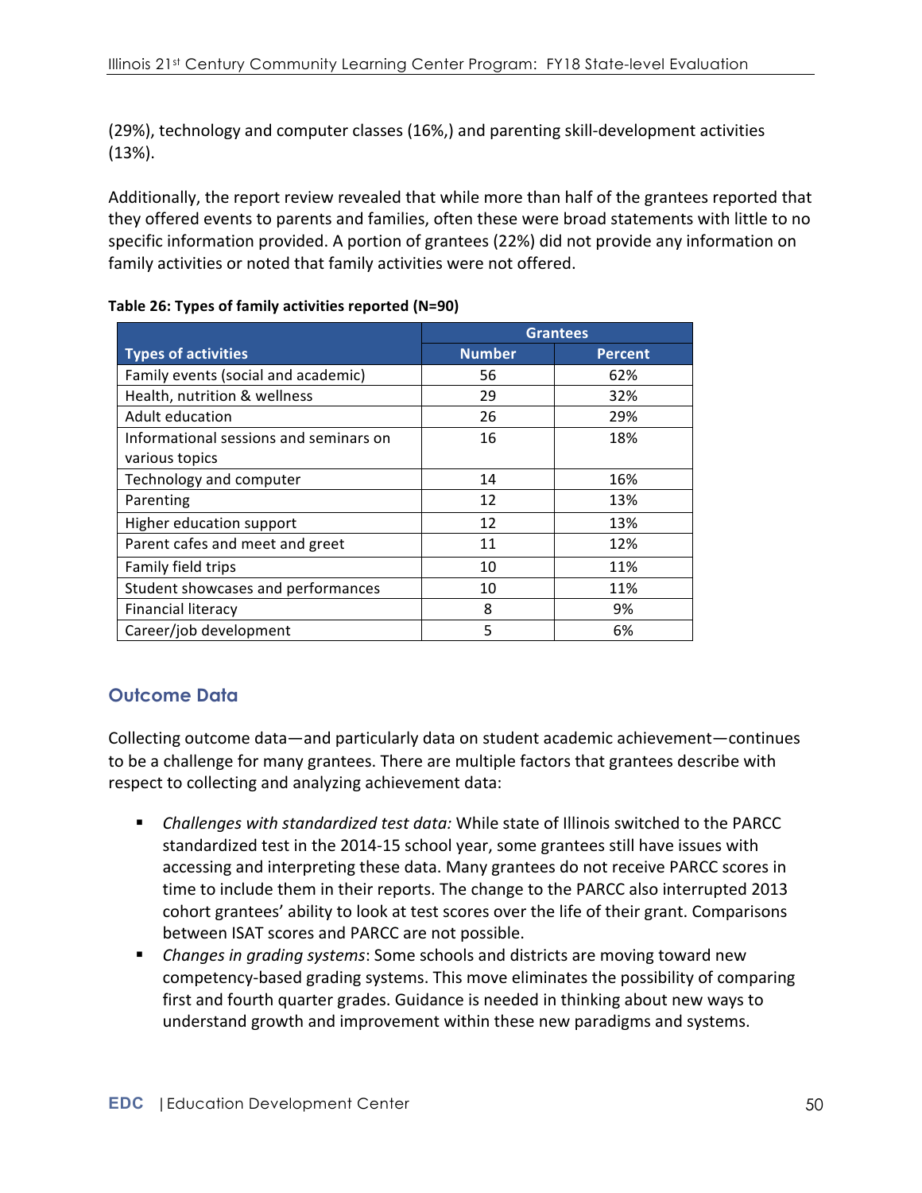(29%), technology and computer classes (16%,) and parenting skill-development activities (13%).

Additionally, the report review revealed that while more than half of the grantees reported that they offered events to parents and families, often these were broad statements with little to no specific information provided. A portion of grantees (22%) did not provide any information on family activities or noted that family activities were not offered.

**Table 26: Types of family activities reported (N=90)**

| | Grantees | |
|---|---|---|
| **Types of activities** | **Number** | **Percent** |
| Family events (social and academic) | 56 | 62% |
| Health, nutrition & wellness | 29 | 32% |
| Adult education | 26 | 29% |
| Informational sessions and seminars on various topics | 16 | 18% |
| Technology and computer | 14 | 16% |
| Parenting | 12 | 13% |
| Higher education support | 12 | 13% |
| Parent cafes and meet and greet | 11 | 12% |
| Family field trips | 10 | 11% |
| Student showcases and performances | 10 | 11% |
| Financial literacy | 8 | 9% |
| Career/job development | 5 | 6% |

## Outcome Data

Collecting outcome data—and particularly data on student academic achievement—continues to be a challenge for many grantees. There are multiple factors that grantees describe with respect to collecting and analyzing achievement data:

- *Challenges with standardized test data:* While state of Illinois switched to the PARCC standardized test in the 2014-15 school year, some grantees still have issues with accessing and interpreting these data. Many grantees do not receive PARCC scores in time to include them in their reports. The change to the PARCC also interrupted 2013 cohort grantees' ability to look at test scores over the life of their grant. Comparisons between ISAT scores and PARCC are not possible.
- *Changes in grading systems*: Some schools and districts are moving toward new competency-based grading systems. This move eliminates the possibility of comparing first and fourth quarter grades. Guidance is needed in thinking about new ways to understand growth and improvement within these new paradigms and systems.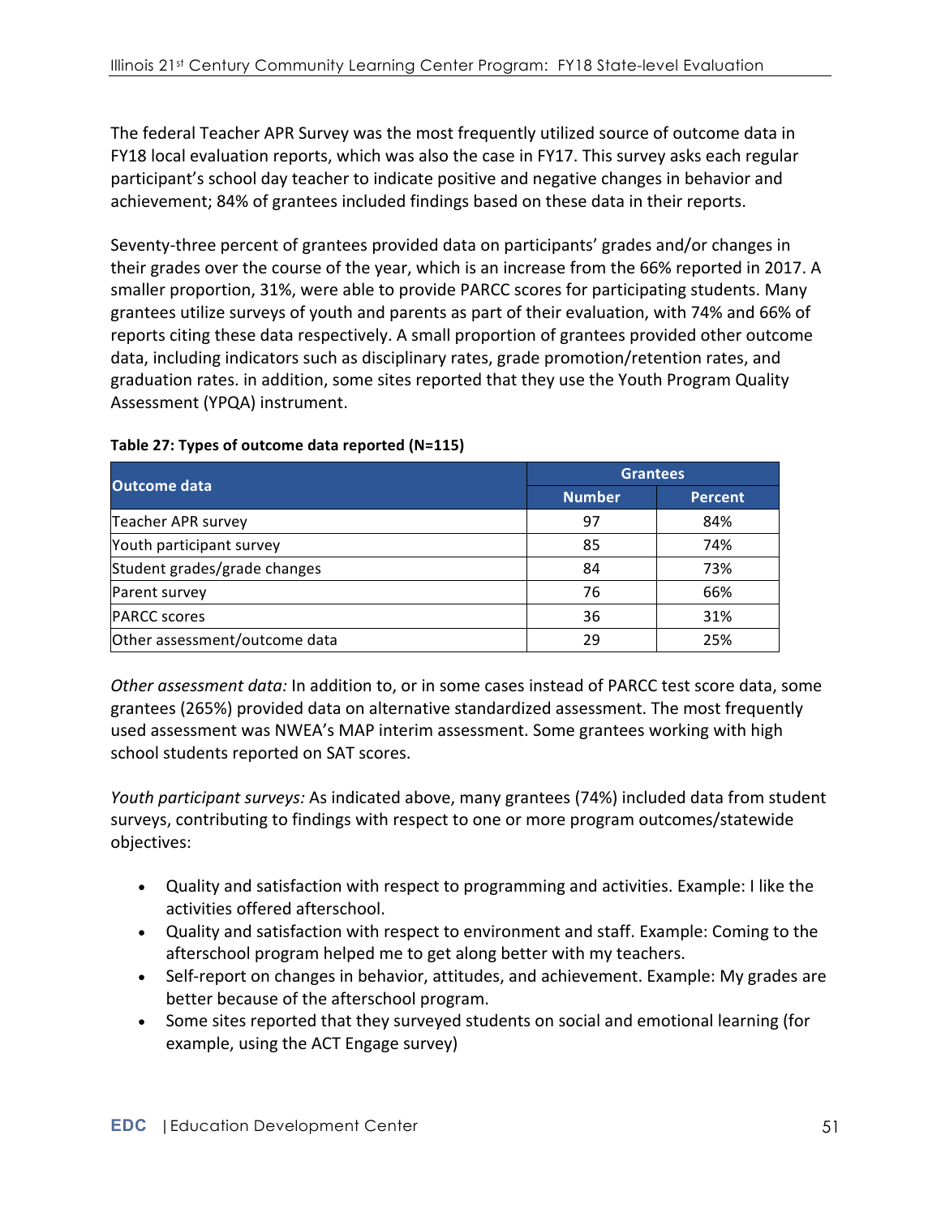The federal Teacher APR Survey was the most frequently utilized source of outcome data in FY18 local evaluation reports, which was also the case in FY17. This survey asks each regular participant's school day teacher to indicate positive and negative changes in behavior and achievement; 84% of grantees included findings based on these data in their reports.

Seventy-three percent of grantees provided data on participants' grades and/or changes in their grades over the course of the year, which is an increase from the 66% reported in 2017. A smaller proportion, 31%, were able to provide PARCC scores for participating students. Many grantees utilize surveys of youth and parents as part of their evaluation, with 74% and 66% of reports citing these data respectively. A small proportion of grantees provided other outcome data, including indicators such as disciplinary rates, grade promotion/retention rates, and graduation rates. in addition, some sites reported that they use the Youth Program Quality Assessment (YPQA) instrument.

**Table 27: Types of outcome data reported (N=115)**

| Outcome data | Grantees | |
|---|---|---|
| | Number | Percent |
| Teacher APR survey | 97 | 84% |
| Youth participant survey | 85 | 74% |
| Student grades/grade changes | 84 | 73% |
| Parent survey | 76 | 66% |
| PARCC scores | 36 | 31% |
| Other assessment/outcome data | 29 | 25% |

*Other assessment data:* In addition to, or in some cases instead of PARCC test score data, some grantees (265%) provided data on alternative standardized assessment. The most frequently used assessment was NWEA's MAP interim assessment. Some grantees working with high school students reported on SAT scores.

*Youth participant surveys:* As indicated above, many grantees (74%) included data from student surveys, contributing to findings with respect to one or more program outcomes/statewide objectives:

- Quality and satisfaction with respect to programming and activities. Example: I like the activities offered afterschool.
- Quality and satisfaction with respect to environment and staff. Example: Coming to the afterschool program helped me to get along better with my teachers.
- Self-report on changes in behavior, attitudes, and achievement. Example: My grades are better because of the afterschool program.
- Some sites reported that they surveyed students on social and emotional learning (for example, using the ACT Engage survey)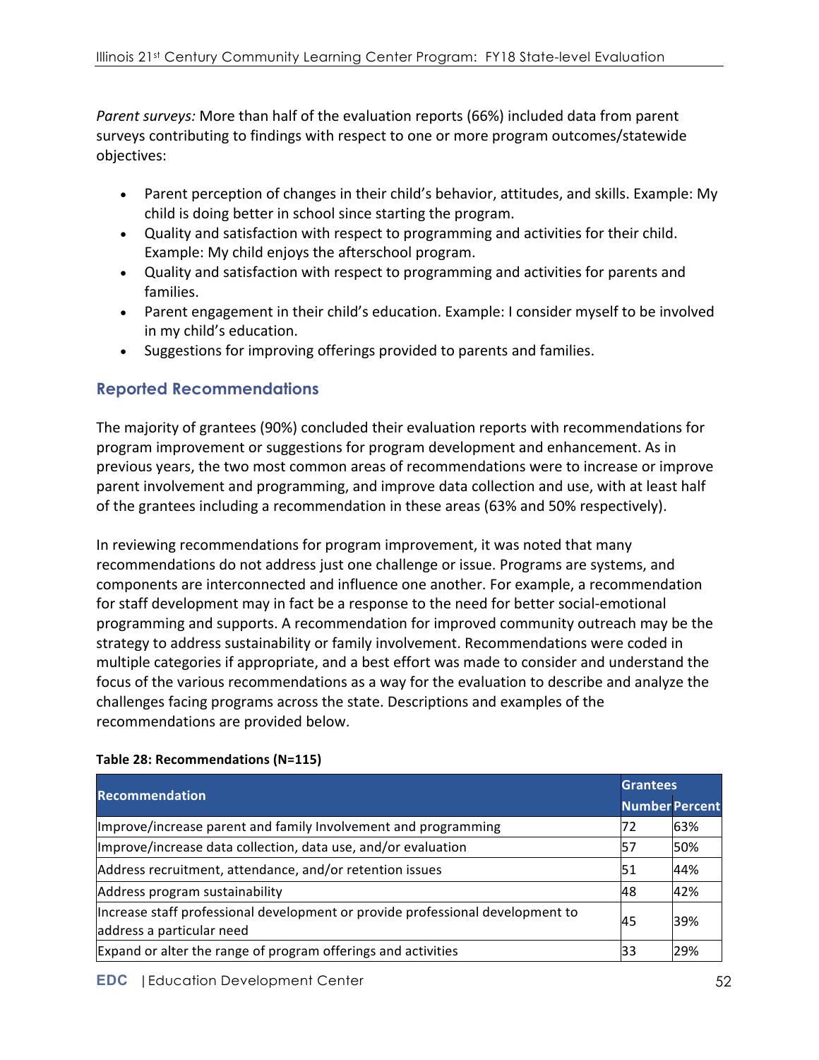*Parent surveys:* More than half of the evaluation reports (66%) included data from parent surveys contributing to findings with respect to one or more program outcomes/statewide objectives:

- Parent perception of changes in their child's behavior, attitudes, and skills. Example: My child is doing better in school since starting the program.
- Quality and satisfaction with respect to programming and activities for their child. Example: My child enjoys the afterschool program.
- Quality and satisfaction with respect to programming and activities for parents and families.
- Parent engagement in their child's education. Example: I consider myself to be involved in my child's education.
- Suggestions for improving offerings provided to parents and families.

## Reported Recommendations

The majority of grantees (90%) concluded their evaluation reports with recommendations for program improvement or suggestions for program development and enhancement. As in previous years, the two most common areas of recommendations were to increase or improve parent involvement and programming, and improve data collection and use, with at least half of the grantees including a recommendation in these areas (63% and 50% respectively).

In reviewing recommendations for program improvement, it was noted that many recommendations do not address just one challenge or issue. Programs are systems, and components are interconnected and influence one another. For example, a recommendation for staff development may in fact be a response to the need for better social-emotional programming and supports. A recommendation for improved community outreach may be the strategy to address sustainability or family involvement. Recommendations were coded in multiple categories if appropriate, and a best effort was made to consider and understand the focus of the various recommendations as a way for the evaluation to describe and analyze the challenges facing programs across the state. Descriptions and examples of the recommendations are provided below.

**Table 28: Recommendations (N=115)**

| Recommendation | Grantees | |
|---|---|---|
| | Number | Percent |
| Improve/increase parent and family Involvement and programming | 72 | 63% |
| Improve/increase data collection, data use, and/or evaluation | 57 | 50% |
| Address recruitment, attendance, and/or retention issues | 51 | 44% |
| Address program sustainability | 48 | 42% |
| Increase staff professional development or provide professional development to address a particular need | 45 | 39% |
| Expand or alter the range of program offerings and activities | 33 | 29% |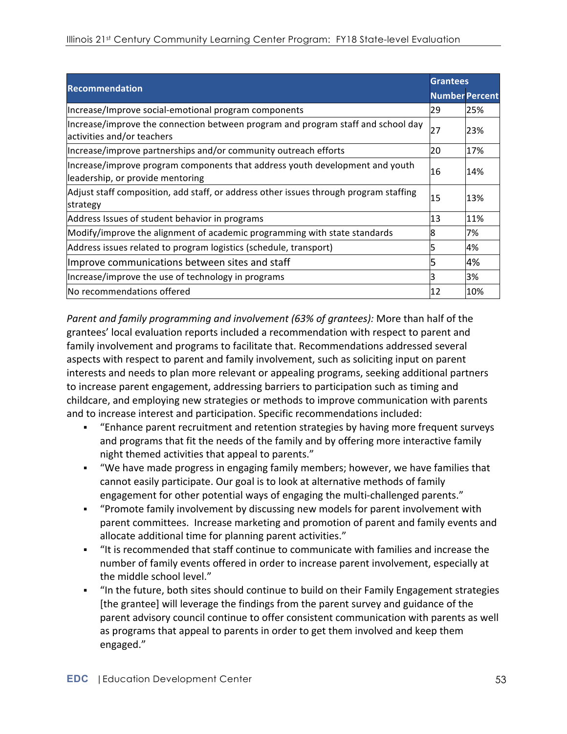| Recommendation | Grantees | |
|---|---|---|
| | Number | Percent |
| Increase/Improve social-emotional program components | 29 | 25% |
| Increase/improve the connection between program and program staff and school day activities and/or teachers | 27 | 23% |
| Increase/improve partnerships and/or community outreach efforts | 20 | 17% |
| Increase/improve program components that address youth development and youth leadership, or provide mentoring | 16 | 14% |
| Adjust staff composition, add staff, or address other issues through program staffing strategy | 15 | 13% |
| Address Issues of student behavior in programs | 13 | 11% |
| Modify/improve the alignment of academic programming with state standards | 8 | 7% |
| Address issues related to program logistics (schedule, transport) | 5 | 4% |
| Improve communications between sites and staff | 5 | 4% |
| Increase/improve the use of technology in programs | 3 | 3% |
| No recommendations offered | 12 | 10% |

*Parent and family programming and involvement (63% of grantees):* More than half of the grantees' local evaluation reports included a recommendation with respect to parent and family involvement and programs to facilitate that. Recommendations addressed several aspects with respect to parent and family involvement, such as soliciting input on parent interests and needs to plan more relevant or appealing programs, seeking additional partners to increase parent engagement, addressing barriers to participation such as timing and childcare, and employing new strategies or methods to improve communication with parents and to increase interest and participation. Specific recommendations included:

- "Enhance parent recruitment and retention strategies by having more frequent surveys and programs that fit the needs of the family and by offering more interactive family night themed activities that appeal to parents."
- "We have made progress in engaging family members; however, we have families that cannot easily participate. Our goal is to look at alternative methods of family engagement for other potential ways of engaging the multi-challenged parents."
- "Promote family involvement by discussing new models for parent involvement with parent committees. Increase marketing and promotion of parent and family events and allocate additional time for planning parent activities."
- "It is recommended that staff continue to communicate with families and increase the number of family events offered in order to increase parent involvement, especially at the middle school level."
- "In the future, both sites should continue to build on their Family Engagement strategies [the grantee] will leverage the findings from the parent survey and guidance of the parent advisory council continue to offer consistent communication with parents as well as programs that appeal to parents in order to get them involved and keep them engaged."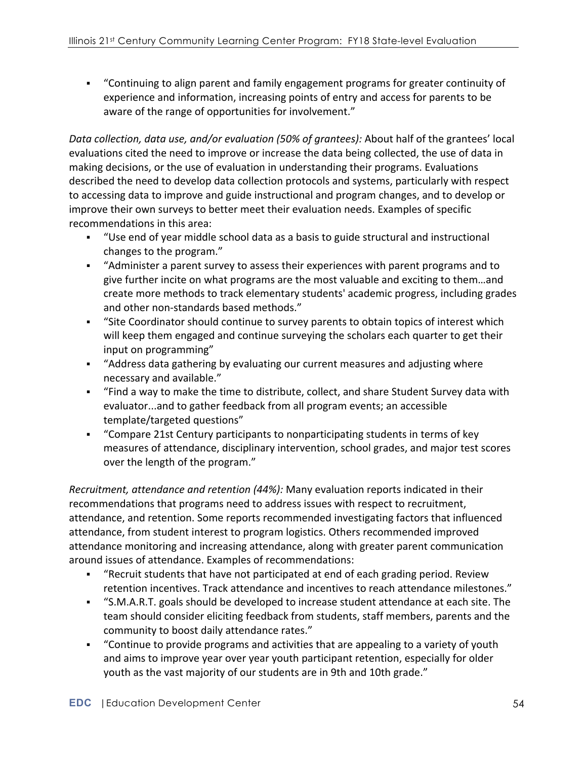- "Continuing to align parent and family engagement programs for greater continuity of experience and information, increasing points of entry and access for parents to be aware of the range of opportunities for involvement."

*Data collection, data use, and/or evaluation (50% of grantees):* About half of the grantees' local evaluations cited the need to improve or increase the data being collected, the use of data in making decisions, or the use of evaluation in understanding their programs. Evaluations described the need to develop data collection protocols and systems, particularly with respect to accessing data to improve and guide instructional and program changes, and to develop or improve their own surveys to better meet their evaluation needs. Examples of specific recommendations in this area:

- "Use end of year middle school data as a basis to guide structural and instructional changes to the program."
- "Administer a parent survey to assess their experiences with parent programs and to give further incite on what programs are the most valuable and exciting to them…and create more methods to track elementary students' academic progress, including grades and other non-standards based methods."
- "Site Coordinator should continue to survey parents to obtain topics of interest which will keep them engaged and continue surveying the scholars each quarter to get their input on programming"
- "Address data gathering by evaluating our current measures and adjusting where necessary and available."
- "Find a way to make the time to distribute, collect, and share Student Survey data with evaluator...and to gather feedback from all program events; an accessible template/targeted questions"
- "Compare 21st Century participants to nonparticipating students in terms of key measures of attendance, disciplinary intervention, school grades, and major test scores over the length of the program."

*Recruitment, attendance and retention (44%):* Many evaluation reports indicated in their recommendations that programs need to address issues with respect to recruitment, attendance, and retention. Some reports recommended investigating factors that influenced attendance, from student interest to program logistics. Others recommended improved attendance monitoring and increasing attendance, along with greater parent communication around issues of attendance. Examples of recommendations:

- "Recruit students that have not participated at end of each grading period. Review retention incentives. Track attendance and incentives to reach attendance milestones."
- "S.M.A.R.T. goals should be developed to increase student attendance at each site. The team should consider eliciting feedback from students, staff members, parents and the community to boost daily attendance rates."
- "Continue to provide programs and activities that are appealing to a variety of youth and aims to improve year over year youth participant retention, especially for older youth as the vast majority of our students are in 9th and 10th grade."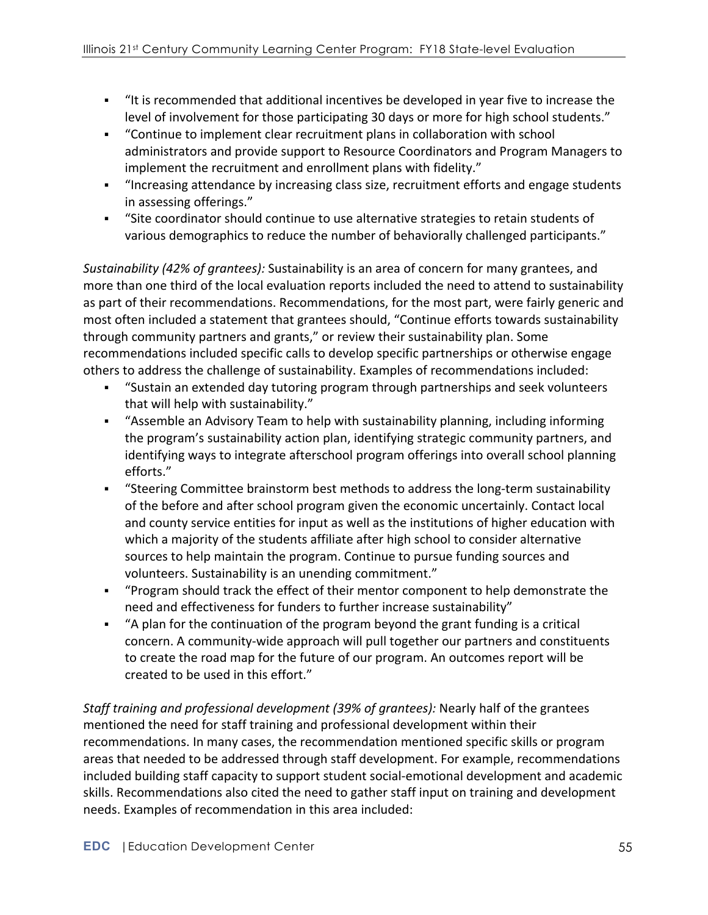- "It is recommended that additional incentives be developed in year five to increase the level of involvement for those participating 30 days or more for high school students."
- "Continue to implement clear recruitment plans in collaboration with school administrators and provide support to Resource Coordinators and Program Managers to implement the recruitment and enrollment plans with fidelity."
- "Increasing attendance by increasing class size, recruitment efforts and engage students in assessing offerings."
- "Site coordinator should continue to use alternative strategies to retain students of various demographics to reduce the number of behaviorally challenged participants."

*Sustainability (42% of grantees):* Sustainability is an area of concern for many grantees, and more than one third of the local evaluation reports included the need to attend to sustainability as part of their recommendations. Recommendations, for the most part, were fairly generic and most often included a statement that grantees should, "Continue efforts towards sustainability through community partners and grants," or review their sustainability plan. Some recommendations included specific calls to develop specific partnerships or otherwise engage others to address the challenge of sustainability. Examples of recommendations included:

- "Sustain an extended day tutoring program through partnerships and seek volunteers that will help with sustainability."
- "Assemble an Advisory Team to help with sustainability planning, including informing the program's sustainability action plan, identifying strategic community partners, and identifying ways to integrate afterschool program offerings into overall school planning efforts."
- "Steering Committee brainstorm best methods to address the long-term sustainability of the before and after school program given the economic uncertainly. Contact local and county service entities for input as well as the institutions of higher education with which a majority of the students affiliate after high school to consider alternative sources to help maintain the program. Continue to pursue funding sources and volunteers. Sustainability is an unending commitment."
- "Program should track the effect of their mentor component to help demonstrate the need and effectiveness for funders to further increase sustainability"
- "A plan for the continuation of the program beyond the grant funding is a critical concern. A community-wide approach will pull together our partners and constituents to create the road map for the future of our program. An outcomes report will be created to be used in this effort."

*Staff training and professional development (39% of grantees):* Nearly half of the grantees mentioned the need for staff training and professional development within their recommendations. In many cases, the recommendation mentioned specific skills or program areas that needed to be addressed through staff development. For example, recommendations included building staff capacity to support student social-emotional development and academic skills. Recommendations also cited the need to gather staff input on training and development needs. Examples of recommendation in this area included: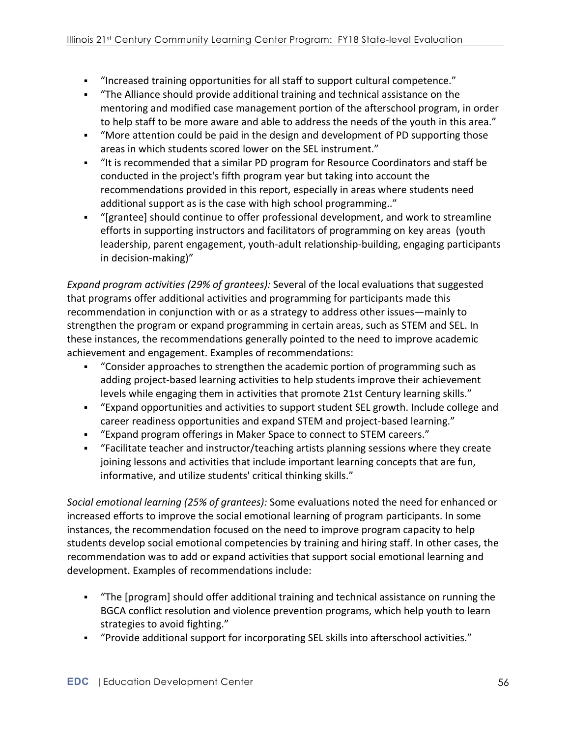- "Increased training opportunities for all staff to support cultural competence."
- "The Alliance should provide additional training and technical assistance on the mentoring and modified case management portion of the afterschool program, in order to help staff to be more aware and able to address the needs of the youth in this area."
- "More attention could be paid in the design and development of PD supporting those areas in which students scored lower on the SEL instrument."
- "It is recommended that a similar PD program for Resource Coordinators and staff be conducted in the project's fifth program year but taking into account the recommendations provided in this report, especially in areas where students need additional support as is the case with high school programming.."
- "[grantee] should continue to offer professional development, and work to streamline efforts in supporting instructors and facilitators of programming on key areas (youth leadership, parent engagement, youth-adult relationship-building, engaging participants in decision-making)"

*Expand program activities (29% of grantees):* Several of the local evaluations that suggested that programs offer additional activities and programming for participants made this recommendation in conjunction with or as a strategy to address other issues—mainly to strengthen the program or expand programming in certain areas, such as STEM and SEL. In these instances, the recommendations generally pointed to the need to improve academic achievement and engagement. Examples of recommendations:

- "Consider approaches to strengthen the academic portion of programming such as adding project-based learning activities to help students improve their achievement levels while engaging them in activities that promote 21st Century learning skills."
- "Expand opportunities and activities to support student SEL growth. Include college and career readiness opportunities and expand STEM and project-based learning."
- "Expand program offerings in Maker Space to connect to STEM careers."
- "Facilitate teacher and instructor/teaching artists planning sessions where they create joining lessons and activities that include important learning concepts that are fun, informative, and utilize students' critical thinking skills."

*Social emotional learning (25% of grantees):* Some evaluations noted the need for enhanced or increased efforts to improve the social emotional learning of program participants. In some instances, the recommendation focused on the need to improve program capacity to help students develop social emotional competencies by training and hiring staff. In other cases, the recommendation was to add or expand activities that support social emotional learning and development. Examples of recommendations include:

- "The [program] should offer additional training and technical assistance on running the BGCA conflict resolution and violence prevention programs, which help youth to learn strategies to avoid fighting."
- "Provide additional support for incorporating SEL skills into afterschool activities."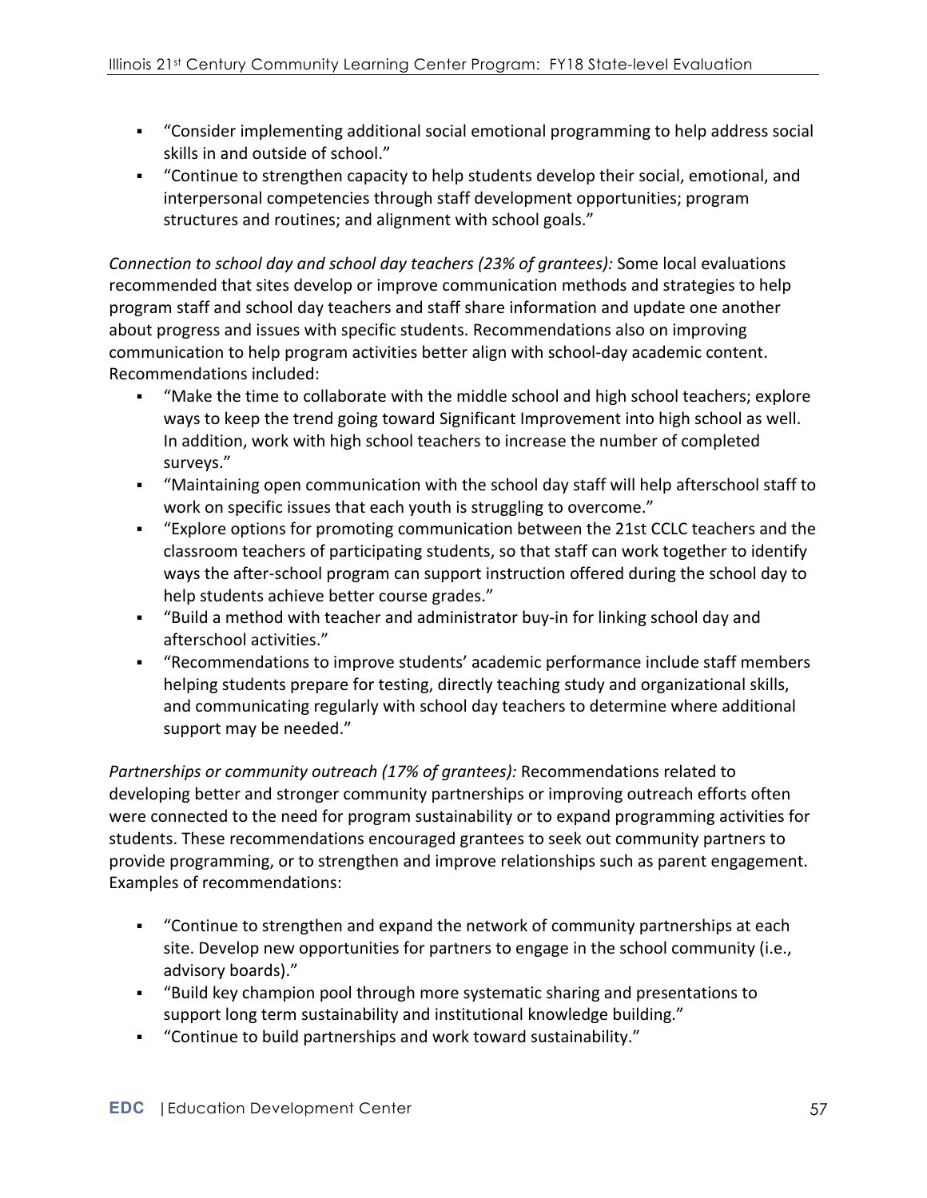- "Consider implementing additional social emotional programming to help address social skills in and outside of school."
- "Continue to strengthen capacity to help students develop their social, emotional, and interpersonal competencies through staff development opportunities; program structures and routines; and alignment with school goals."

*Connection to school day and school day teachers (23% of grantees):* Some local evaluations recommended that sites develop or improve communication methods and strategies to help program staff and school day teachers and staff share information and update one another about progress and issues with specific students. Recommendations also on improving communication to help program activities better align with school-day academic content. Recommendations included:

- "Make the time to collaborate with the middle school and high school teachers; explore ways to keep the trend going toward Significant Improvement into high school as well. In addition, work with high school teachers to increase the number of completed surveys."
- "Maintaining open communication with the school day staff will help afterschool staff to work on specific issues that each youth is struggling to overcome."
- "Explore options for promoting communication between the 21st CCLC teachers and the classroom teachers of participating students, so that staff can work together to identify ways the after-school program can support instruction offered during the school day to help students achieve better course grades."
- "Build a method with teacher and administrator buy-in for linking school day and afterschool activities."
- "Recommendations to improve students' academic performance include staff members helping students prepare for testing, directly teaching study and organizational skills, and communicating regularly with school day teachers to determine where additional support may be needed."

*Partnerships or community outreach (17% of grantees):* Recommendations related to developing better and stronger community partnerships or improving outreach efforts often were connected to the need for program sustainability or to expand programming activities for students. These recommendations encouraged grantees to seek out community partners to provide programming, or to strengthen and improve relationships such as parent engagement. Examples of recommendations:

- "Continue to strengthen and expand the network of community partnerships at each site. Develop new opportunities for partners to engage in the school community (i.e., advisory boards)."
- "Build key champion pool through more systematic sharing and presentations to support long term sustainability and institutional knowledge building."
- "Continue to build partnerships and work toward sustainability."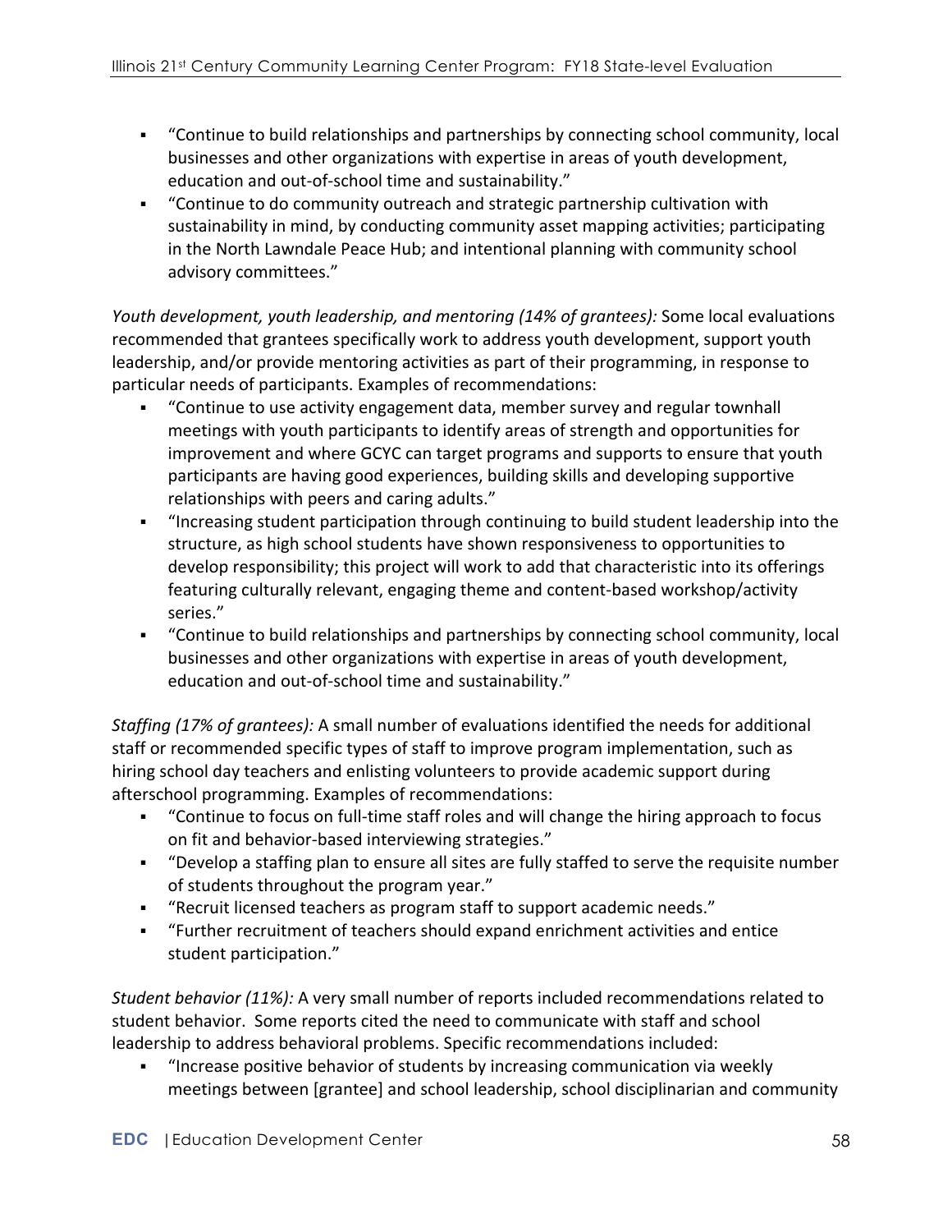- "Continue to build relationships and partnerships by connecting school community, local businesses and other organizations with expertise in areas of youth development, education and out-of-school time and sustainability."
- "Continue to do community outreach and strategic partnership cultivation with sustainability in mind, by conducting community asset mapping activities; participating in the North Lawndale Peace Hub; and intentional planning with community school advisory committees."

*Youth development, youth leadership, and mentoring (14% of grantees):* Some local evaluations recommended that grantees specifically work to address youth development, support youth leadership, and/or provide mentoring activities as part of their programming, in response to particular needs of participants. Examples of recommendations:

- "Continue to use activity engagement data, member survey and regular townhall meetings with youth participants to identify areas of strength and opportunities for improvement and where GCYC can target programs and supports to ensure that youth participants are having good experiences, building skills and developing supportive relationships with peers and caring adults."
- "Increasing student participation through continuing to build student leadership into the structure, as high school students have shown responsiveness to opportunities to develop responsibility; this project will work to add that characteristic into its offerings featuring culturally relevant, engaging theme and content-based workshop/activity series."
- "Continue to build relationships and partnerships by connecting school community, local businesses and other organizations with expertise in areas of youth development, education and out-of-school time and sustainability."

*Staffing (17% of grantees):* A small number of evaluations identified the needs for additional staff or recommended specific types of staff to improve program implementation, such as hiring school day teachers and enlisting volunteers to provide academic support during afterschool programming. Examples of recommendations:

- "Continue to focus on full-time staff roles and will change the hiring approach to focus on fit and behavior-based interviewing strategies."
- "Develop a staffing plan to ensure all sites are fully staffed to serve the requisite number of students throughout the program year."
- "Recruit licensed teachers as program staff to support academic needs."
- "Further recruitment of teachers should expand enrichment activities and entice student participation."

*Student behavior (11%):* A very small number of reports included recommendations related to student behavior. Some reports cited the need to communicate with staff and school leadership to address behavioral problems. Specific recommendations included:

- "Increase positive behavior of students by increasing communication via weekly meetings between [grantee] and school leadership, school disciplinarian and community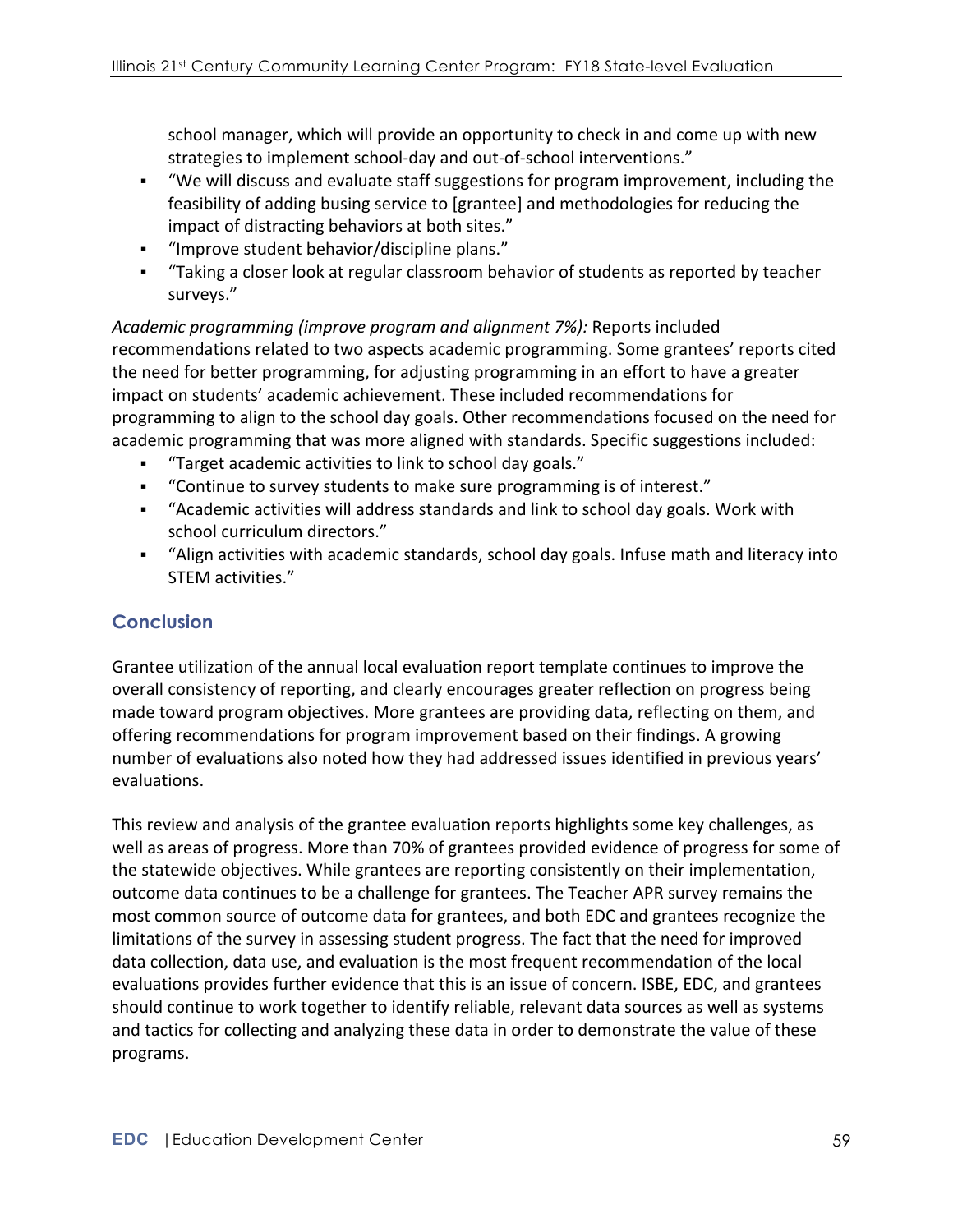school manager, which will provide an opportunity to check in and come up with new strategies to implement school-day and out-of-school interventions."

- "We will discuss and evaluate staff suggestions for program improvement, including the feasibility of adding busing service to [grantee] and methodologies for reducing the impact of distracting behaviors at both sites."
- "Improve student behavior/discipline plans."
- "Taking a closer look at regular classroom behavior of students as reported by teacher surveys."

*Academic programming (improve program and alignment 7%):* Reports included recommendations related to two aspects academic programming. Some grantees' reports cited the need for better programming, for adjusting programming in an effort to have a greater impact on students' academic achievement. These included recommendations for programming to align to the school day goals. Other recommendations focused on the need for academic programming that was more aligned with standards. Specific suggestions included:

- "Target academic activities to link to school day goals."
- "Continue to survey students to make sure programming is of interest."
- "Academic activities will address standards and link to school day goals. Work with school curriculum directors."
- "Align activities with academic standards, school day goals. Infuse math and literacy into STEM activities."

## Conclusion

Grantee utilization of the annual local evaluation report template continues to improve the overall consistency of reporting, and clearly encourages greater reflection on progress being made toward program objectives. More grantees are providing data, reflecting on them, and offering recommendations for program improvement based on their findings. A growing number of evaluations also noted how they had addressed issues identified in previous years' evaluations.

This review and analysis of the grantee evaluation reports highlights some key challenges, as well as areas of progress. More than 70% of grantees provided evidence of progress for some of the statewide objectives. While grantees are reporting consistently on their implementation, outcome data continues to be a challenge for grantees. The Teacher APR survey remains the most common source of outcome data for grantees, and both EDC and grantees recognize the limitations of the survey in assessing student progress. The fact that the need for improved data collection, data use, and evaluation is the most frequent recommendation of the local evaluations provides further evidence that this is an issue of concern. ISBE, EDC, and grantees should continue to work together to identify reliable, relevant data sources as well as systems and tactics for collecting and analyzing these data in order to demonstrate the value of these programs.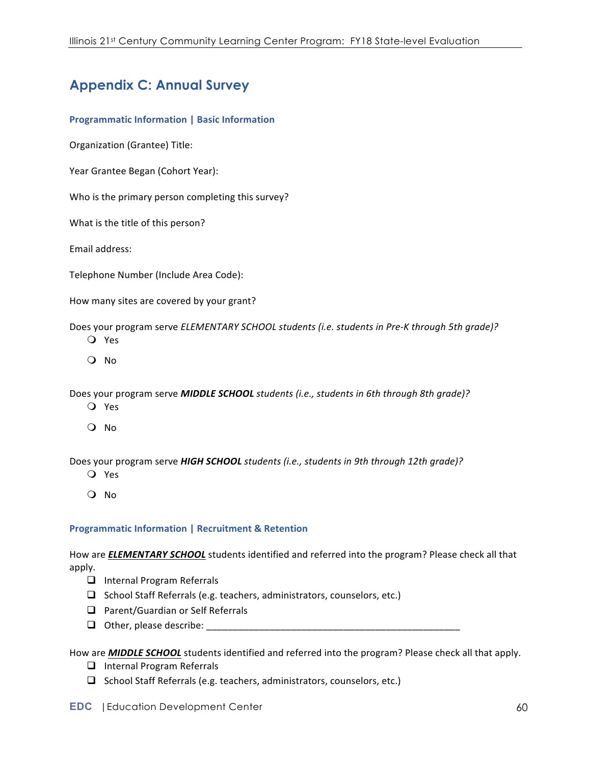# Appendix C: Annual Survey

### Programmatic Information | Basic Information

Organization (Grantee) Title:

Year Grantee Began (Cohort Year):

Who is the primary person completing this survey?

What is the title of this person?

Email address:

Telephone Number (Include Area Code):

How many sites are covered by your grant?

Does your program serve *ELEMENTARY SCHOOL students (i.e. students in Pre-K through 5th grade)?*

- ○ Yes
- ○ No

Does your program serve ***MIDDLE SCHOOL*** *students (i.e., students in 6th through 8th grade)?*

- ○ Yes
- ○ No

Does your program serve ***HIGH SCHOOL*** *students (i.e., students in 9th through 12th grade)?*

- ○ Yes
- ○ No

### Programmatic Information | Recruitment & Retention

How are ***ELEMENTARY SCHOOL*** students identified and referred into the program? Please check all that apply.

- ☐ Internal Program Referrals
- ☐ School Staff Referrals (e.g. teachers, administrators, counselors, etc.)
- ☐ Parent/Guardian or Self Referrals
- ☐ Other, please describe: ________________________________________________

How are ***MIDDLE SCHOOL*** students identified and referred into the program? Please check all that apply.

- ☐ Internal Program Referrals
- ☐ School Staff Referrals (e.g. teachers, administrators, counselors, etc.)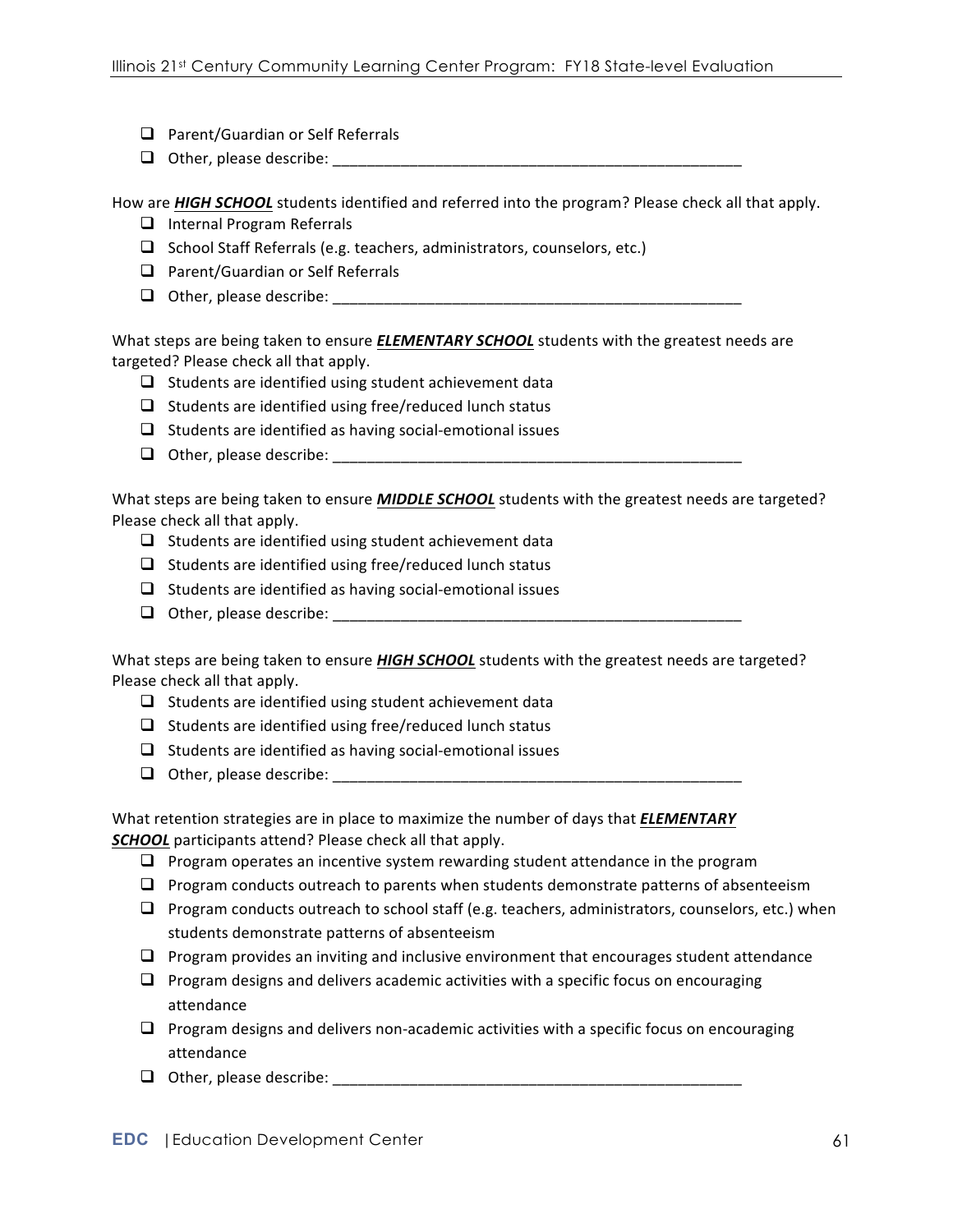- ☐ Parent/Guardian or Self Referrals
- ☐ Other, please describe: ________________________________________________

How are ***HIGH SCHOOL*** students identified and referred into the program? Please check all that apply.

- ☐ Internal Program Referrals
- ☐ School Staff Referrals (e.g. teachers, administrators, counselors, etc.)
- ☐ Parent/Guardian or Self Referrals
- ☐ Other, please describe: ________________________________________________

What steps are being taken to ensure ***ELEMENTARY SCHOOL*** students with the greatest needs are targeted? Please check all that apply.

- ☐ Students are identified using student achievement data
- ☐ Students are identified using free/reduced lunch status
- ☐ Students are identified as having social-emotional issues
- ☐ Other, please describe: ________________________________________________

What steps are being taken to ensure ***MIDDLE SCHOOL*** students with the greatest needs are targeted? Please check all that apply.

- ☐ Students are identified using student achievement data
- ☐ Students are identified using free/reduced lunch status
- ☐ Students are identified as having social-emotional issues
- ☐ Other, please describe: ________________________________________________

What steps are being taken to ensure ***HIGH SCHOOL*** students with the greatest needs are targeted? Please check all that apply.

- ☐ Students are identified using student achievement data
- ☐ Students are identified using free/reduced lunch status
- ☐ Students are identified as having social-emotional issues
- ☐ Other, please describe: ________________________________________________

What retention strategies are in place to maximize the number of days that ***ELEMENTARY SCHOOL*** participants attend? Please check all that apply.

- ☐ Program operates an incentive system rewarding student attendance in the program
- ☐ Program conducts outreach to parents when students demonstrate patterns of absenteeism
- ☐ Program conducts outreach to school staff (e.g. teachers, administrators, counselors, etc.) when students demonstrate patterns of absenteeism
- ☐ Program provides an inviting and inclusive environment that encourages student attendance
- ☐ Program designs and delivers academic activities with a specific focus on encouraging attendance
- ☐ Program designs and delivers non-academic activities with a specific focus on encouraging attendance
- ☐ Other, please describe: ________________________________________________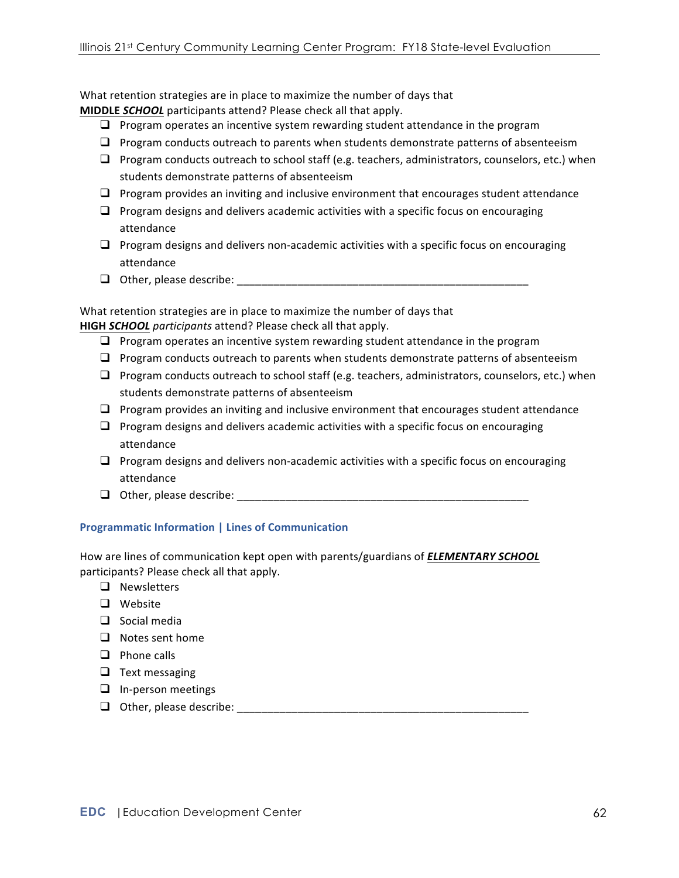What retention strategies are in place to maximize the number of days that **MIDDLE *SCHOOL*** participants attend? Please check all that apply.

- ❑ Program operates an incentive system rewarding student attendance in the program
- ❑ Program conducts outreach to parents when students demonstrate patterns of absenteeism
- ❑ Program conducts outreach to school staff (e.g. teachers, administrators, counselors, etc.) when students demonstrate patterns of absenteeism
- ❑ Program provides an inviting and inclusive environment that encourages student attendance
- ❑ Program designs and delivers academic activities with a specific focus on encouraging attendance
- ❑ Program designs and delivers non-academic activities with a specific focus on encouraging attendance
- ❑ Other, please describe: ________________________________________________

What retention strategies are in place to maximize the number of days that **HIGH *SCHOOL*** *participants* attend? Please check all that apply.

- ❑ Program operates an incentive system rewarding student attendance in the program
- ❑ Program conducts outreach to parents when students demonstrate patterns of absenteeism
- ❑ Program conducts outreach to school staff (e.g. teachers, administrators, counselors, etc.) when students demonstrate patterns of absenteeism
- ❑ Program provides an inviting and inclusive environment that encourages student attendance
- ❑ Program designs and delivers academic activities with a specific focus on encouraging attendance
- ❑ Program designs and delivers non-academic activities with a specific focus on encouraging attendance
- ❑ Other, please describe: ________________________________________________

### Programmatic Information | Lines of Communication

How are lines of communication kept open with parents/guardians of ***ELEMENTARY SCHOOL*** participants? Please check all that apply.

- ❑ Newsletters
- ❑ Website
- ❑ Social media
- ❑ Notes sent home
- ❑ Phone calls
- ❑ Text messaging
- ❑ In-person meetings
- ❑ Other, please describe: ________________________________________________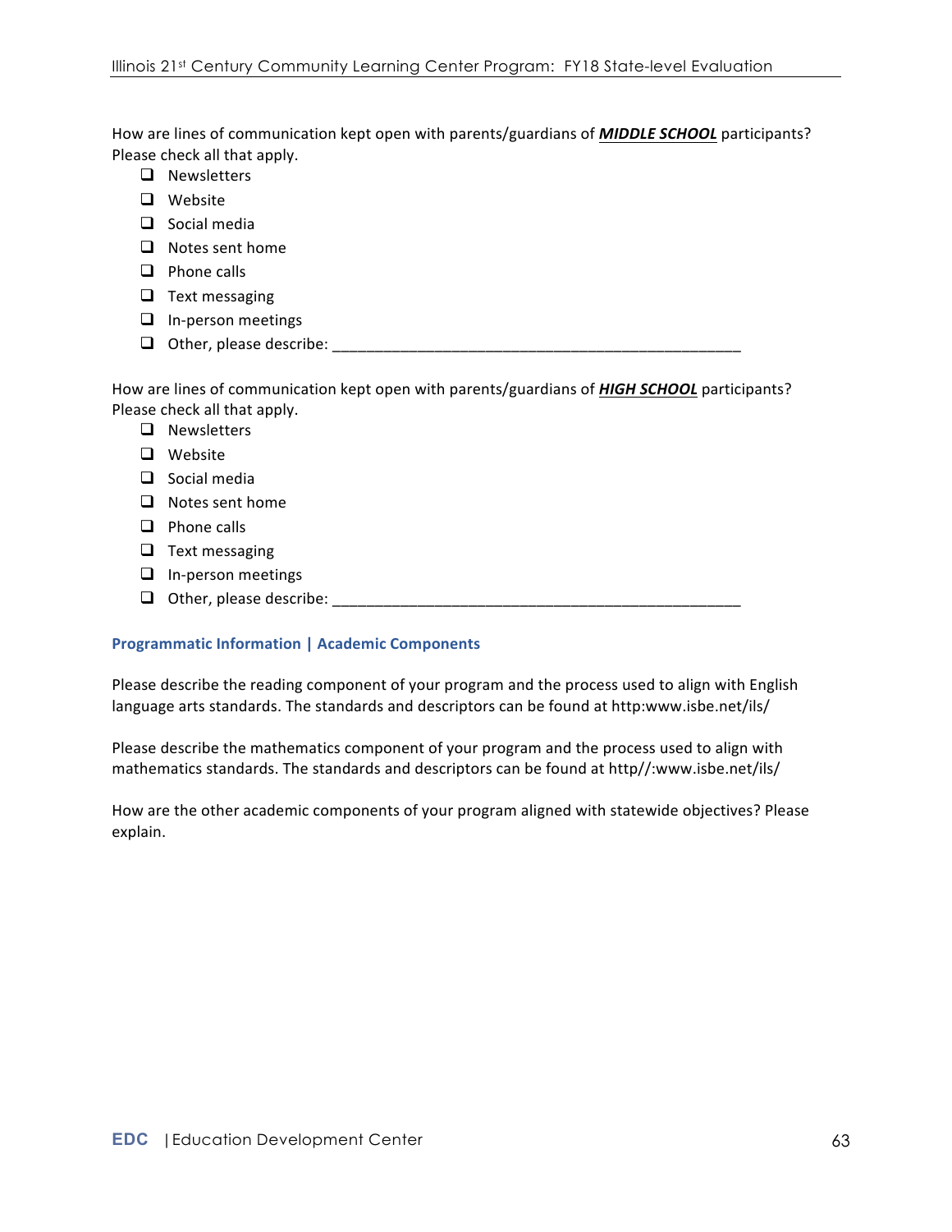How are lines of communication kept open with parents/guardians of ***MIDDLE SCHOOL*** participants? Please check all that apply.

- ☐ Newsletters
- ☐ Website
- ☐ Social media
- ☐ Notes sent home
- ☐ Phone calls
- ☐ Text messaging
- ☐ In-person meetings
- ☐ Other, please describe: ___________________________________________________

How are lines of communication kept open with parents/guardians of ***HIGH SCHOOL*** participants? Please check all that apply.

- ☐ Newsletters
- ☐ Website
- ☐ Social media
- ☐ Notes sent home
- ☐ Phone calls
- ☐ Text messaging
- ☐ In-person meetings
- ☐ Other, please describe: ___________________________________________________

### Programmatic Information | Academic Components

Please describe the reading component of your program and the process used to align with English language arts standards. The standards and descriptors can be found at http:www.isbe.net/ils/

Please describe the mathematics component of your program and the process used to align with mathematics standards. The standards and descriptors can be found at http//:www.isbe.net/ils/

How are the other academic components of your program aligned with statewide objectives? Please explain.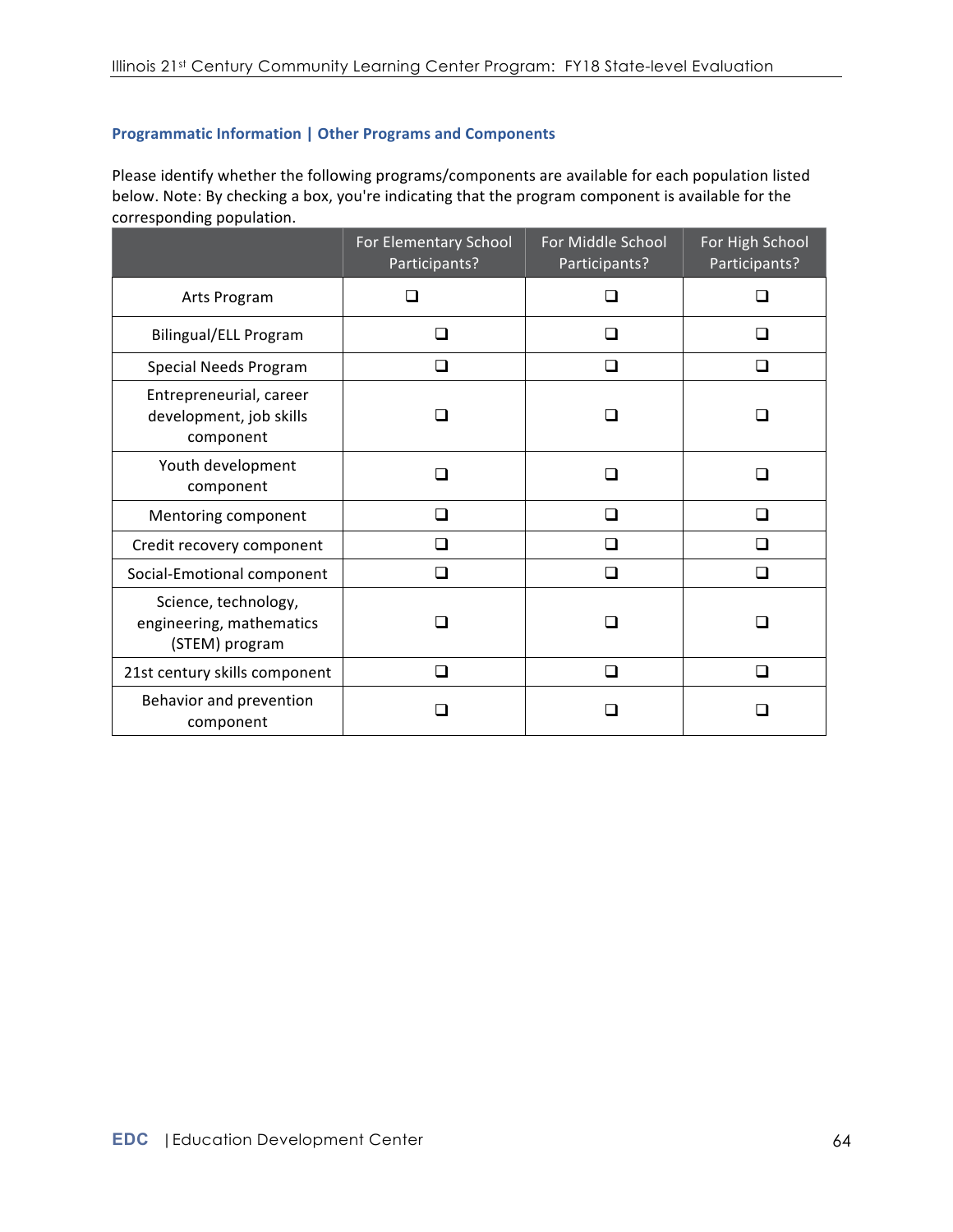### Programmatic Information | Other Programs and Components

Please identify whether the following programs/components are available for each population listed below. Note: By checking a box, you're indicating that the program component is available for the corresponding population.

| | For Elementary School Participants? | For Middle School Participants? | For High School Participants? |
|---|---|---|---|
| Arts Program | ❑ | ❑ | ❑ |
| Bilingual/ELL Program | ❑ | ❑ | ❑ |
| Special Needs Program | ❑ | ❑ | ❑ |
| Entrepreneurial, career development, job skills component | ❑ | ❑ | ❑ |
| Youth development component | ❑ | ❑ | ❑ |
| Mentoring component | ❑ | ❑ | ❑ |
| Credit recovery component | ❑ | ❑ | ❑ |
| Social-Emotional component | ❑ | ❑ | ❑ |
| Science, technology, engineering, mathematics (STEM) program | ❑ | ❑ | ❑ |
| 21st century skills component | ❑ | ❑ | ❑ |
| Behavior and prevention component | ❑ | ❑ | ❑ |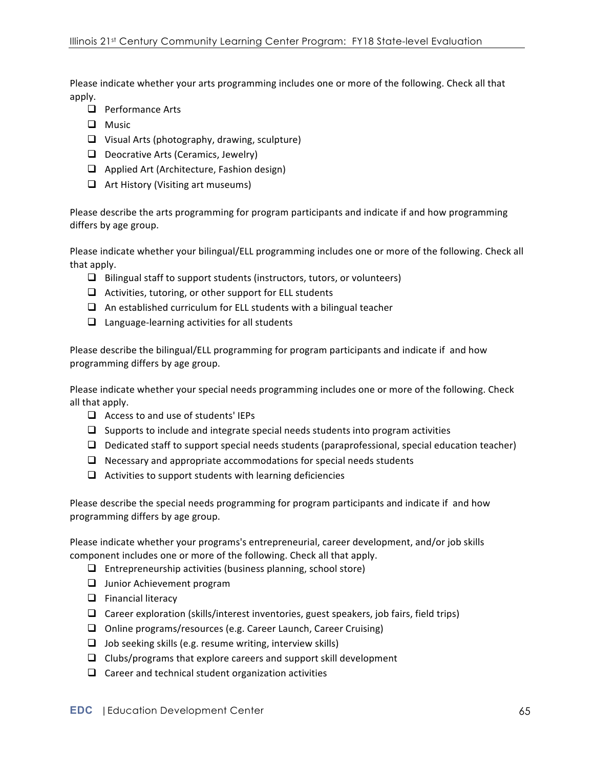Please indicate whether your arts programming includes one or more of the following. Check all that apply.

- ❑ Performance Arts
- ❑ Music
- ❑ Visual Arts (photography, drawing, sculpture)
- ❑ Deocrative Arts (Ceramics, Jewelry)
- ❑ Applied Art (Architecture, Fashion design)
- ❑ Art History (Visiting art museums)

Please describe the arts programming for program participants and indicate if and how programming differs by age group.

Please indicate whether your bilingual/ELL programming includes one or more of the following. Check all that apply.

- ❑ Bilingual staff to support students (instructors, tutors, or volunteers)
- ❑ Activities, tutoring, or other support for ELL students
- ❑ An established curriculum for ELL students with a bilingual teacher
- ❑ Language-learning activities for all students

Please describe the bilingual/ELL programming for program participants and indicate if and how programming differs by age group.

Please indicate whether your special needs programming includes one or more of the following. Check all that apply.

- ❑ Access to and use of students' IEPs
- ❑ Supports to include and integrate special needs students into program activities
- ❑ Dedicated staff to support special needs students (paraprofessional, special education teacher)
- ❑ Necessary and appropriate accommodations for special needs students
- ❑ Activities to support students with learning deficiencies

Please describe the special needs programming for program participants and indicate if and how programming differs by age group.

Please indicate whether your programs's entrepreneurial, career development, and/or job skills component includes one or more of the following. Check all that apply.

- ❑ Entrepreneurship activities (business planning, school store)
- ❑ Junior Achievement program
- ❑ Financial literacy
- ❑ Career exploration (skills/interest inventories, guest speakers, job fairs, field trips)
- ❑ Online programs/resources (e.g. Career Launch, Career Cruising)
- ❑ Job seeking skills (e.g. resume writing, interview skills)
- ❑ Clubs/programs that explore careers and support skill development
- ❑ Career and technical student organization activities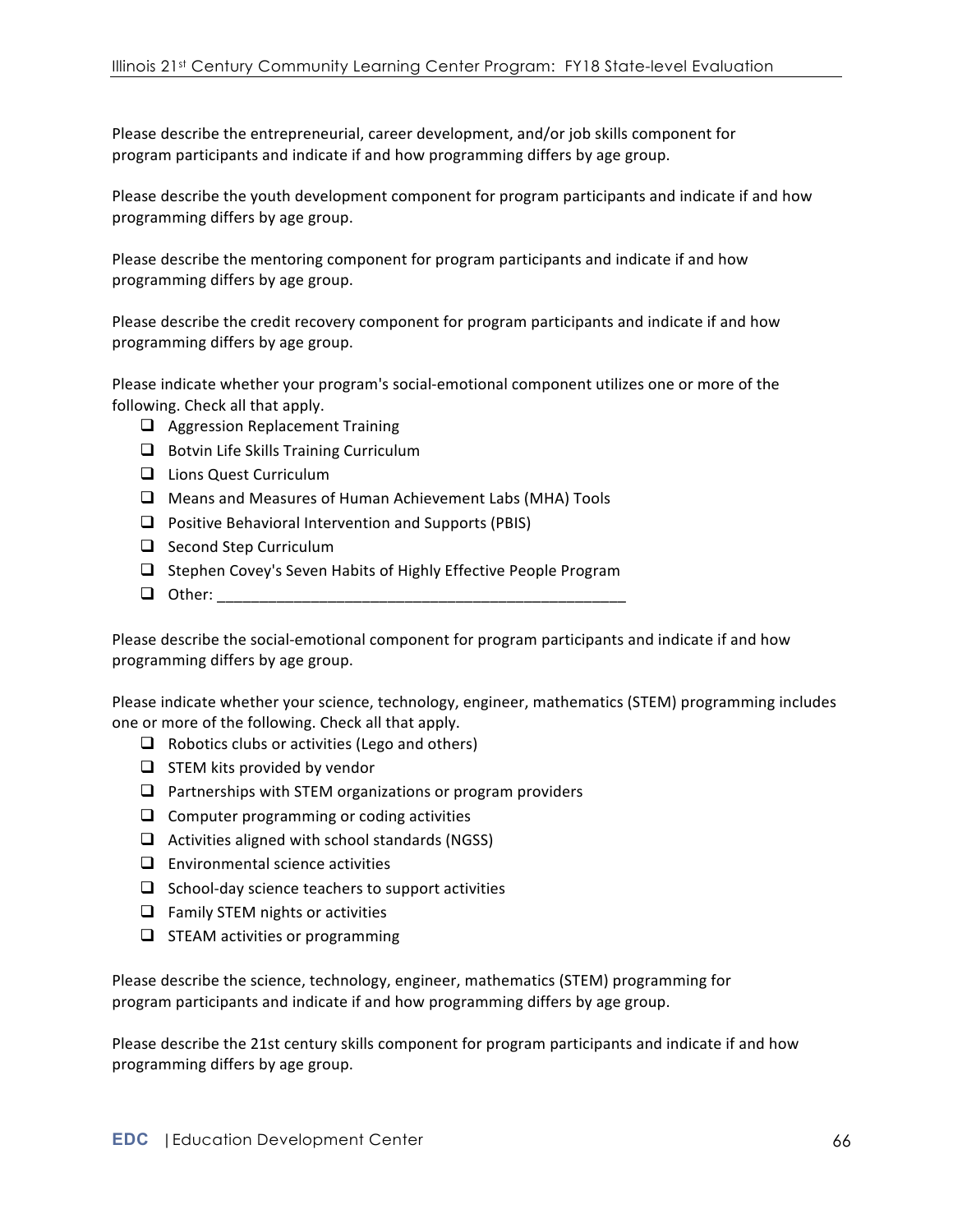Please describe the entrepreneurial, career development, and/or job skills component for program participants and indicate if and how programming differs by age group.

Please describe the youth development component for program participants and indicate if and how programming differs by age group.

Please describe the mentoring component for program participants and indicate if and how programming differs by age group.

Please describe the credit recovery component for program participants and indicate if and how programming differs by age group.

Please indicate whether your program's social-emotional component utilizes one or more of the following. Check all that apply.

- ❑ Aggression Replacement Training
- ❑ Botvin Life Skills Training Curriculum
- ❑ Lions Quest Curriculum
- ❑ Means and Measures of Human Achievement Labs (MHA) Tools
- ❑ Positive Behavioral Intervention and Supports (PBIS)
- ❑ Second Step Curriculum
- ❑ Stephen Covey's Seven Habits of Highly Effective People Program
- ❑ Other: _______________________________________________

Please describe the social-emotional component for program participants and indicate if and how programming differs by age group.

Please indicate whether your science, technology, engineer, mathematics (STEM) programming includes one or more of the following. Check all that apply.

- ❑ Robotics clubs or activities (Lego and others)
- ❑ STEM kits provided by vendor
- ❑ Partnerships with STEM organizations or program providers
- ❑ Computer programming or coding activities
- ❑ Activities aligned with school standards (NGSS)
- ❑ Environmental science activities
- ❑ School-day science teachers to support activities
- ❑ Family STEM nights or activities
- ❑ STEAM activities or programming

Please describe the science, technology, engineer, mathematics (STEM) programming for program participants and indicate if and how programming differs by age group.

Please describe the 21st century skills component for program participants and indicate if and how programming differs by age group.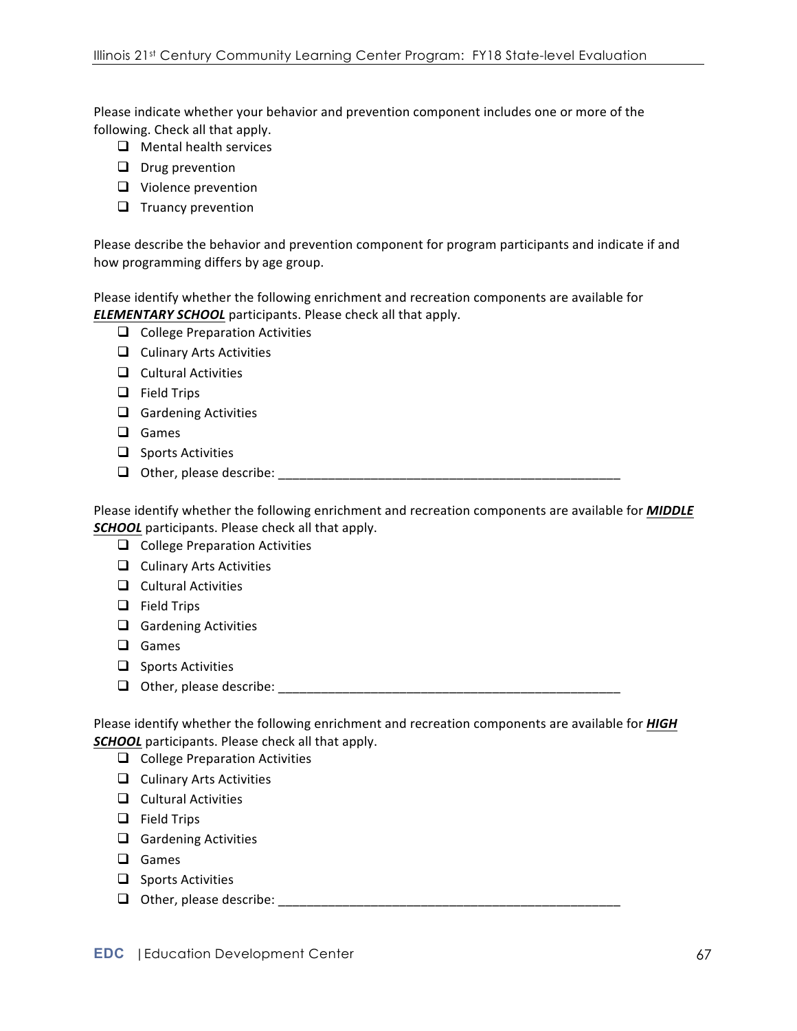Please indicate whether your behavior and prevention component includes one or more of the following. Check all that apply.

- ❑ Mental health services
- ❑ Drug prevention
- ❑ Violence prevention
- ❑ Truancy prevention

Please describe the behavior and prevention component for program participants and indicate if and how programming differs by age group.

Please identify whether the following enrichment and recreation components are available for ***ELEMENTARY SCHOOL*** participants. Please check all that apply.

- ❑ College Preparation Activities
- ❑ Culinary Arts Activities
- ❑ Cultural Activities
- ❑ Field Trips
- ❑ Gardening Activities
- ❑ Games
- ❑ Sports Activities
- ❑ Other, please describe: ________________________________________________

Please identify whether the following enrichment and recreation components are available for ***MIDDLE SCHOOL*** participants. Please check all that apply.

- ❑ College Preparation Activities
- ❑ Culinary Arts Activities
- ❑ Cultural Activities
- ❑ Field Trips
- ❑ Gardening Activities
- ❑ Games
- ❑ Sports Activities
- ❑ Other, please describe: ________________________________________________

Please identify whether the following enrichment and recreation components are available for ***HIGH SCHOOL*** participants. Please check all that apply.

- ❑ College Preparation Activities
- ❑ Culinary Arts Activities
- ❑ Cultural Activities
- ❑ Field Trips
- ❑ Gardening Activities
- ❑ Games
- ❑ Sports Activities
- ❑ Other, please describe: ________________________________________________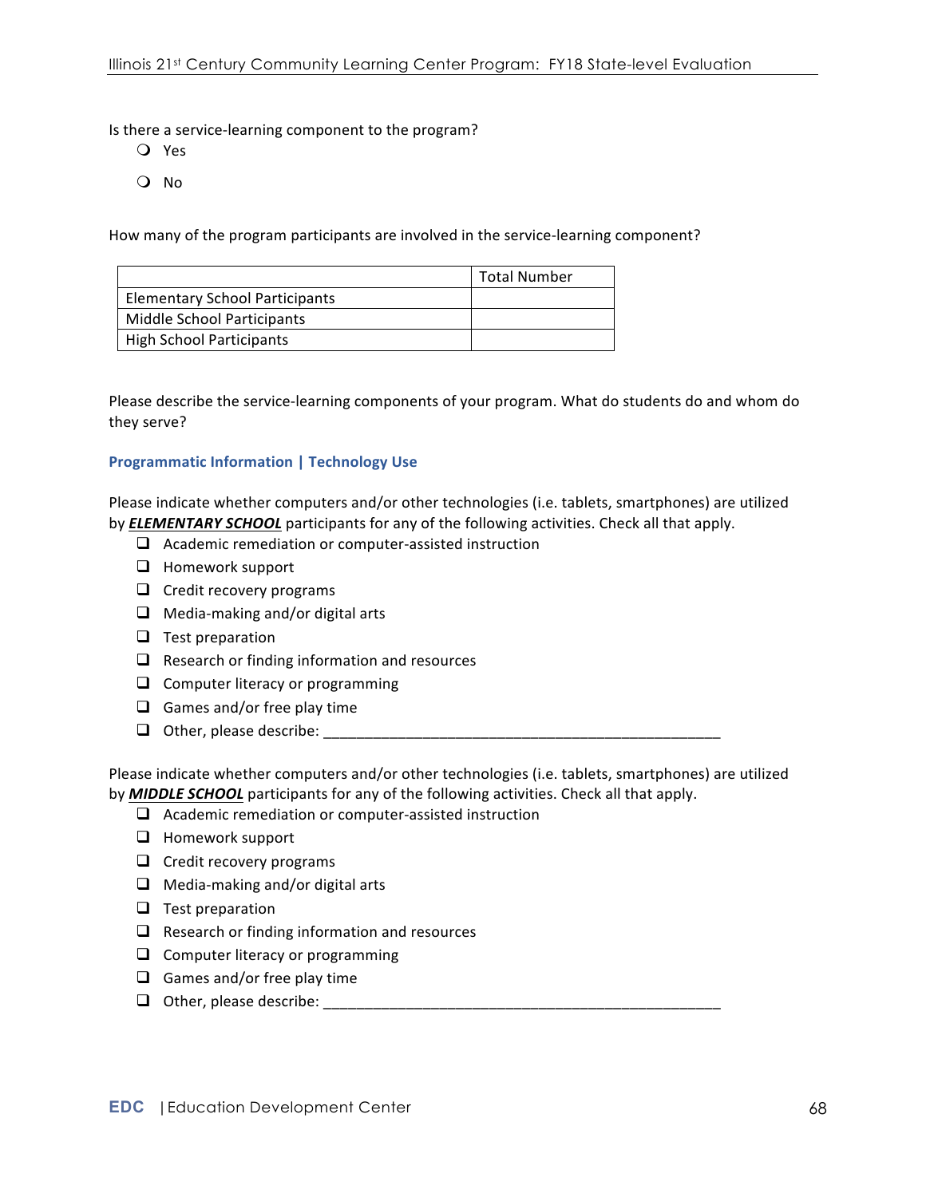Is there a service-learning component to the program?

- ○ Yes
- ○ No

How many of the program participants are involved in the service-learning component?

| | Total Number |
|---|---|
| Elementary School Participants | |
| Middle School Participants | |
| High School Participants | |

Please describe the service-learning components of your program. What do students do and whom do they serve?

### Programmatic Information | Technology Use

Please indicate whether computers and/or other technologies (i.e. tablets, smartphones) are utilized by ***ELEMENTARY SCHOOL*** participants for any of the following activities. Check all that apply.

- ☐ Academic remediation or computer-assisted instruction
- ☐ Homework support
- ☐ Credit recovery programs
- ☐ Media-making and/or digital arts
- ☐ Test preparation
- ☐ Research or finding information and resources
- ☐ Computer literacy or programming
- ☐ Games and/or free play time
- ☐ Other, please describe: ___________________________________________________

Please indicate whether computers and/or other technologies (i.e. tablets, smartphones) are utilized by ***MIDDLE SCHOOL*** participants for any of the following activities. Check all that apply.

- ☐ Academic remediation or computer-assisted instruction
- ☐ Homework support
- ☐ Credit recovery programs
- ☐ Media-making and/or digital arts
- ☐ Test preparation
- ☐ Research or finding information and resources
- ☐ Computer literacy or programming
- ☐ Games and/or free play time
- ☐ Other, please describe: ___________________________________________________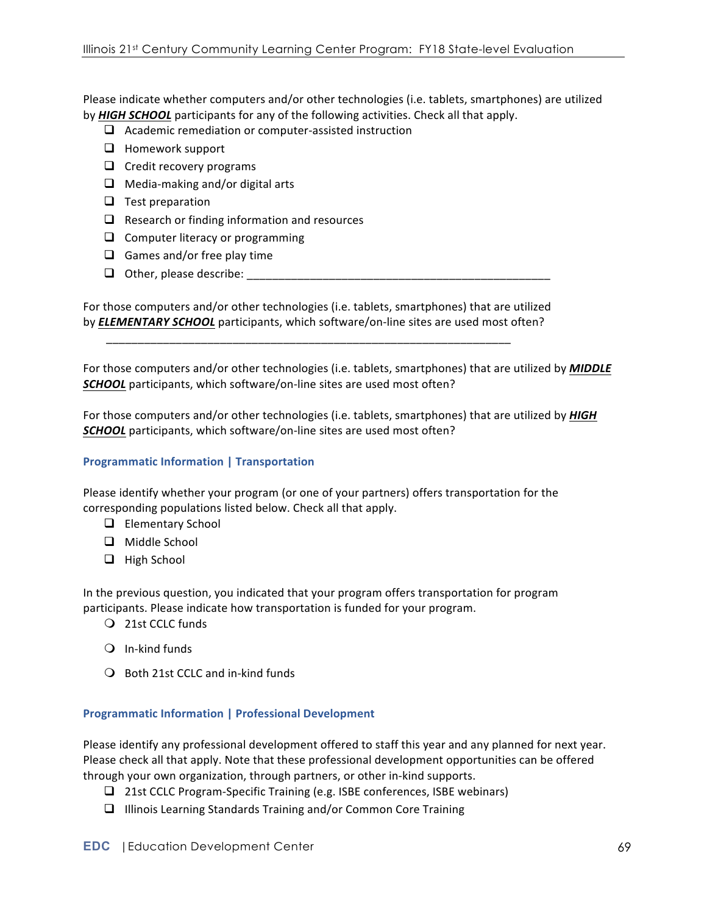Please indicate whether computers and/or other technologies (i.e. tablets, smartphones) are utilized by ***HIGH SCHOOL*** participants for any of the following activities. Check all that apply.

- ❑ Academic remediation or computer-assisted instruction
- ❑ Homework support
- ❑ Credit recovery programs
- ❑ Media-making and/or digital arts
- ❑ Test preparation
- ❑ Research or finding information and resources
- ❑ Computer literacy or programming
- ❑ Games and/or free play time
- ❑ Other, please describe: ________________________________________________

For those computers and/or other technologies (i.e. tablets, smartphones) that are utilized by ***ELEMENTARY SCHOOL*** participants, which software/on-line sites are used most often?

________________________________________________________________

For those computers and/or other technologies (i.e. tablets, smartphones) that are utilized by ***MIDDLE SCHOOL*** participants, which software/on-line sites are used most often?

For those computers and/or other technologies (i.e. tablets, smartphones) that are utilized by ***HIGH SCHOOL*** participants, which software/on-line sites are used most often?

### Programmatic Information | Transportation

Please identify whether your program (or one of your partners) offers transportation for the corresponding populations listed below. Check all that apply.

- ❑ Elementary School
- ❑ Middle School
- ❑ High School

In the previous question, you indicated that your program offers transportation for program participants. Please indicate how transportation is funded for your program.

- ❍ 21st CCLC funds
- ❍ In-kind funds
- ❍ Both 21st CCLC and in-kind funds

### Programmatic Information | Professional Development

Please identify any professional development offered to staff this year and any planned for next year. Please check all that apply. Note that these professional development opportunities can be offered through your own organization, through partners, or other in-kind supports.

- ❑ 21st CCLC Program-Specific Training (e.g. ISBE conferences, ISBE webinars)
- ❑ Illinois Learning Standards Training and/or Common Core Training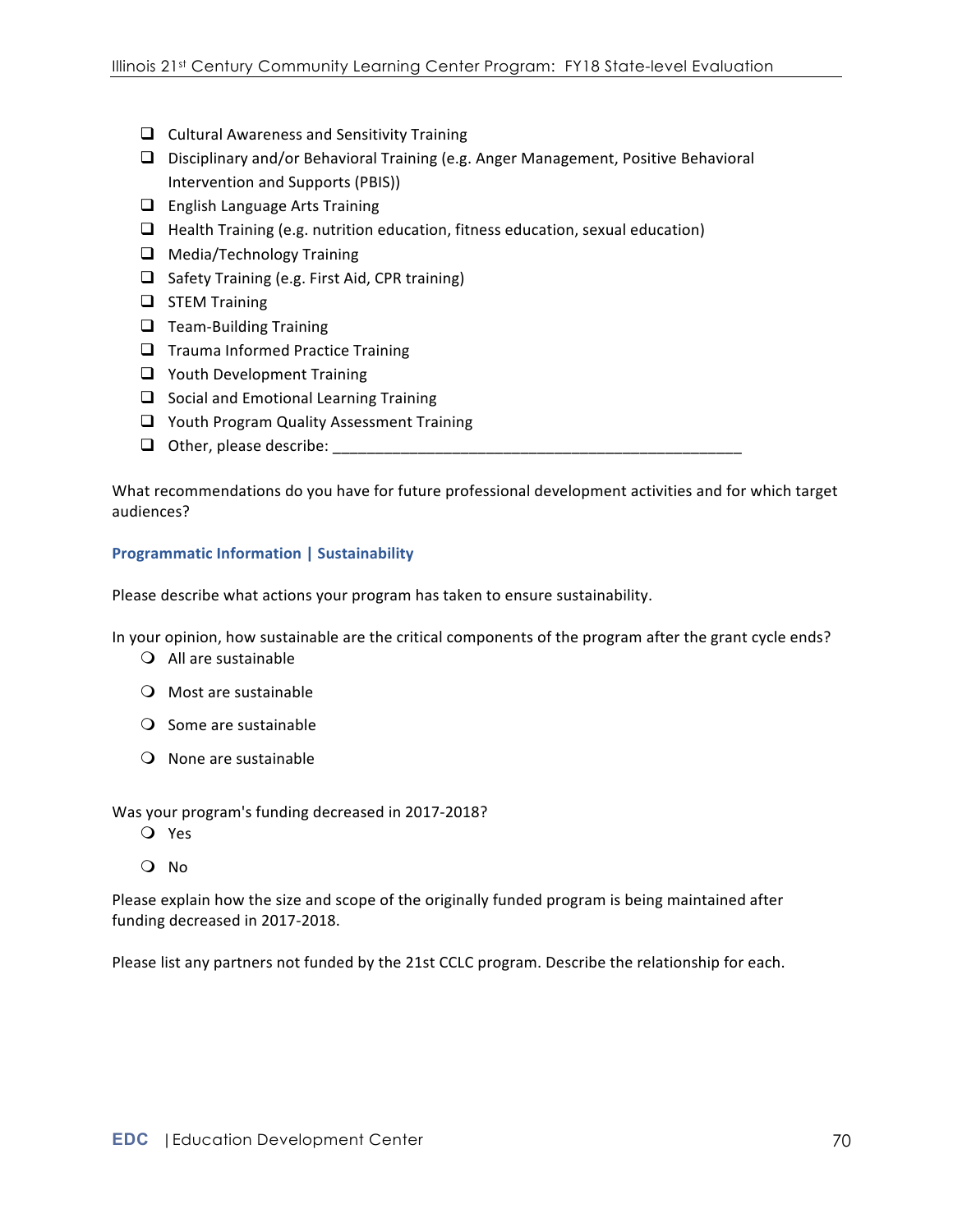- ❑ Cultural Awareness and Sensitivity Training
- ❑ Disciplinary and/or Behavioral Training (e.g. Anger Management, Positive Behavioral Intervention and Supports (PBIS))
- ❑ English Language Arts Training
- ❑ Health Training (e.g. nutrition education, fitness education, sexual education)
- ❑ Media/Technology Training
- ❑ Safety Training (e.g. First Aid, CPR training)
- ❑ STEM Training
- ❑ Team-Building Training
- ❑ Trauma Informed Practice Training
- ❑ Youth Development Training
- ❑ Social and Emotional Learning Training
- ❑ Youth Program Quality Assessment Training
- ❑ Other, please describe: ________________________________________________

What recommendations do you have for future professional development activities and for which target audiences?

### Programmatic Information | Sustainability

Please describe what actions your program has taken to ensure sustainability.

In your opinion, how sustainable are the critical components of the program after the grant cycle ends?

- ❍ All are sustainable
- ❍ Most are sustainable
- ❍ Some are sustainable
- ❍ None are sustainable

Was your program's funding decreased in 2017-2018?

- ❍ Yes
- ❍ No

Please explain how the size and scope of the originally funded program is being maintained after funding decreased in 2017-2018.

Please list any partners not funded by the 21st CCLC program. Describe the relationship for each.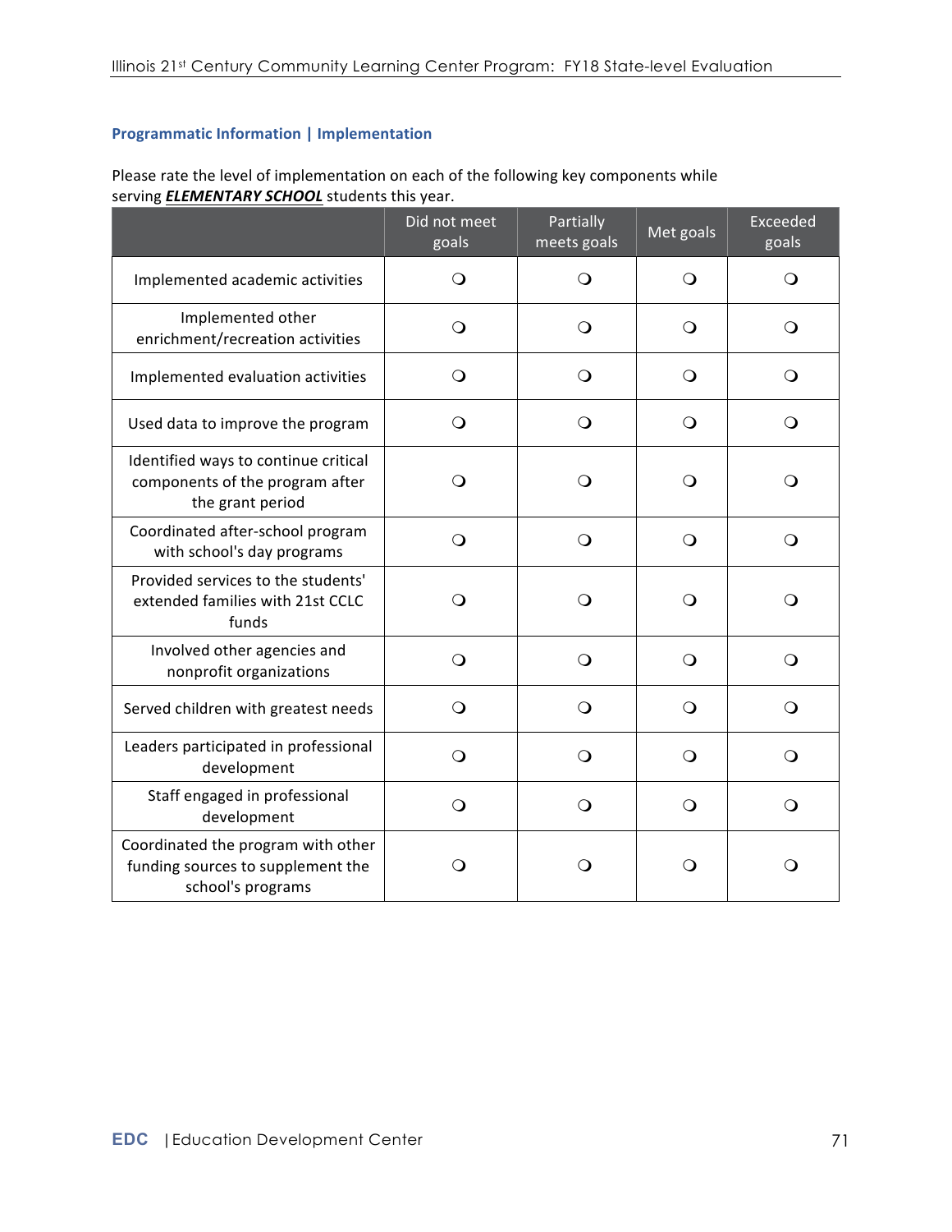### Programmatic Information | Implementation

Please rate the level of implementation on each of the following key components while serving ***ELEMENTARY SCHOOL*** students this year.

| | Did not meet goals | Partially meets goals | Met goals | Exceeded goals |
|---|---|---|---|---|
| Implemented academic activities | ❍ | ❍ | ❍ | ❍ |
| Implemented other enrichment/recreation activities | ❍ | ❍ | ❍ | ❍ |
| Implemented evaluation activities | ❍ | ❍ | ❍ | ❍ |
| Used data to improve the program | ❍ | ❍ | ❍ | ❍ |
| Identified ways to continue critical components of the program after the grant period | ❍ | ❍ | ❍ | ❍ |
| Coordinated after-school program with school's day programs | ❍ | ❍ | ❍ | ❍ |
| Provided services to the students' extended families with 21st CCLC funds | ❍ | ❍ | ❍ | ❍ |
| Involved other agencies and nonprofit organizations | ❍ | ❍ | ❍ | ❍ |
| Served children with greatest needs | ❍ | ❍ | ❍ | ❍ |
| Leaders participated in professional development | ❍ | ❍ | ❍ | ❍ |
| Staff engaged in professional development | ❍ | ❍ | ❍ | ❍ |
| Coordinated the program with other funding sources to supplement the school's programs | ❍ | ❍ | ❍ | ❍ |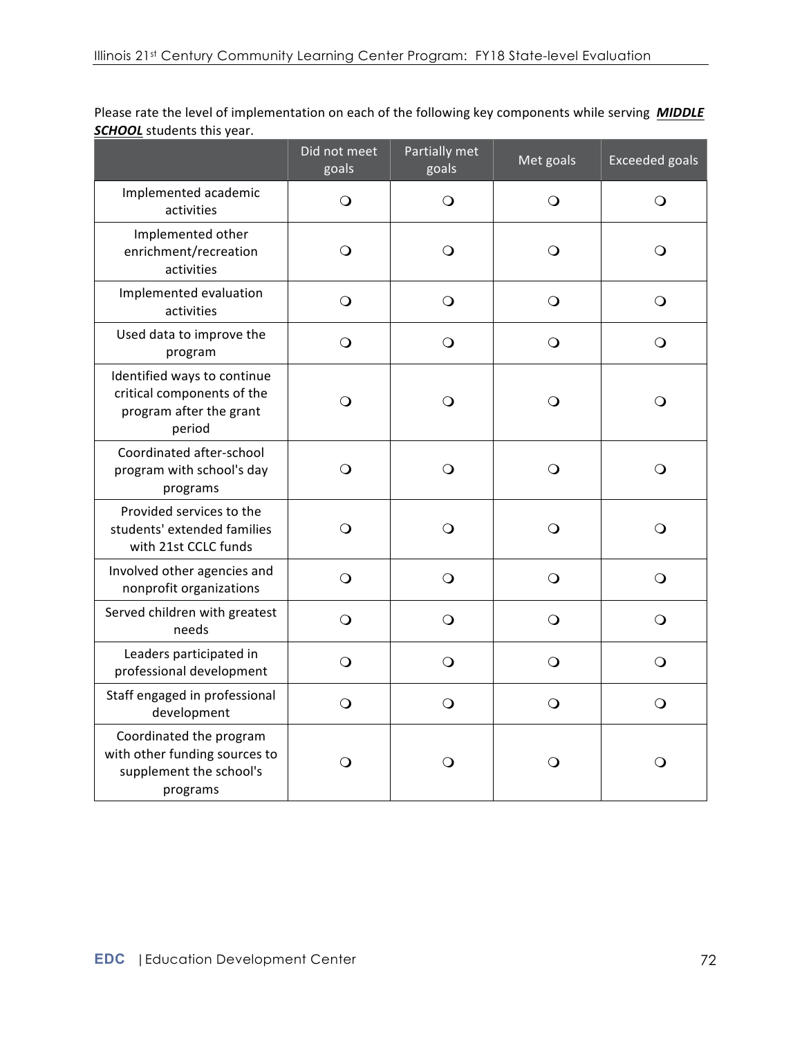Please rate the level of implementation on each of the following key components while serving ***MIDDLE SCHOOL*** students this year.

| | Did not meet goals | Partially met goals | Met goals | Exceeded goals |
|---|---|---|---|---|
| Implemented academic activities | ❍ | ❍ | ❍ | ❍ |
| Implemented other enrichment/recreation activities | ❍ | ❍ | ❍ | ❍ |
| Implemented evaluation activities | ❍ | ❍ | ❍ | ❍ |
| Used data to improve the program | ❍ | ❍ | ❍ | ❍ |
| Identified ways to continue critical components of the program after the grant period | ❍ | ❍ | ❍ | ❍ |
| Coordinated after-school program with school's day programs | ❍ | ❍ | ❍ | ❍ |
| Provided services to the students' extended families with 21st CCLC funds | ❍ | ❍ | ❍ | ❍ |
| Involved other agencies and nonprofit organizations | ❍ | ❍ | ❍ | ❍ |
| Served children with greatest needs | ❍ | ❍ | ❍ | ❍ |
| Leaders participated in professional development | ❍ | ❍ | ❍ | ❍ |
| Staff engaged in professional development | ❍ | ❍ | ❍ | ❍ |
| Coordinated the program with other funding sources to supplement the school's programs | ❍ | ❍ | ❍ | ❍ |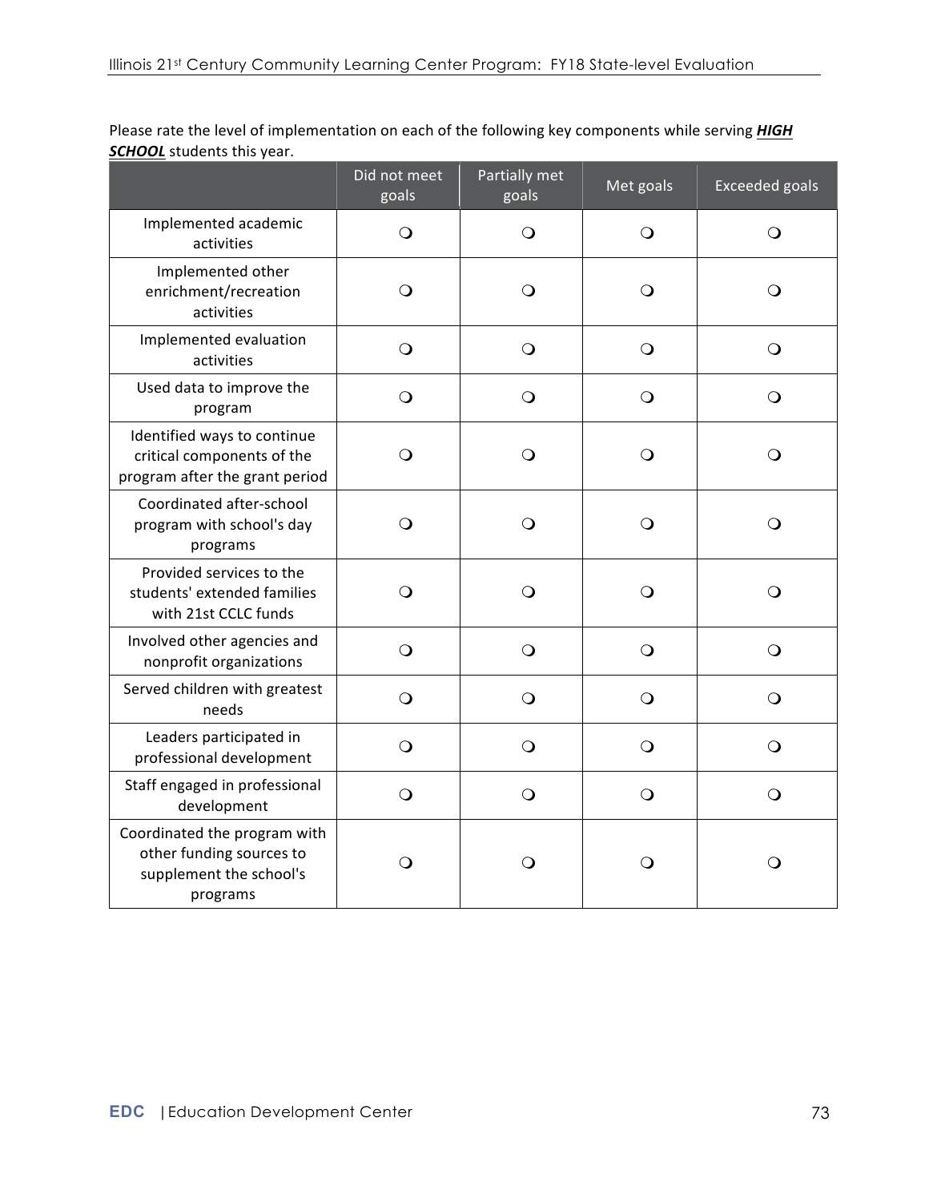Please rate the level of implementation on each of the following key components while serving ***HIGH SCHOOL*** students this year.

| | Did not meet goals | Partially met goals | Met goals | Exceeded goals |
|---|---|---|---|---|
| Implemented academic activities | ❍ | ❍ | ❍ | ❍ |
| Implemented other enrichment/recreation activities | ❍ | ❍ | ❍ | ❍ |
| Implemented evaluation activities | ❍ | ❍ | ❍ | ❍ |
| Used data to improve the program | ❍ | ❍ | ❍ | ❍ |
| Identified ways to continue critical components of the program after the grant period | ❍ | ❍ | ❍ | ❍ |
| Coordinated after-school program with school's day programs | ❍ | ❍ | ❍ | ❍ |
| Provided services to the students' extended families with 21st CCLC funds | ❍ | ❍ | ❍ | ❍ |
| Involved other agencies and nonprofit organizations | ❍ | ❍ | ❍ | ❍ |
| Served children with greatest needs | ❍ | ❍ | ❍ | ❍ |
| Leaders participated in professional development | ❍ | ❍ | ❍ | ❍ |
| Staff engaged in professional development | ❍ | ❍ | ❍ | ❍ |
| Coordinated the program with other funding sources to supplement the school's programs | ❍ | ❍ | ❍ | ❍ |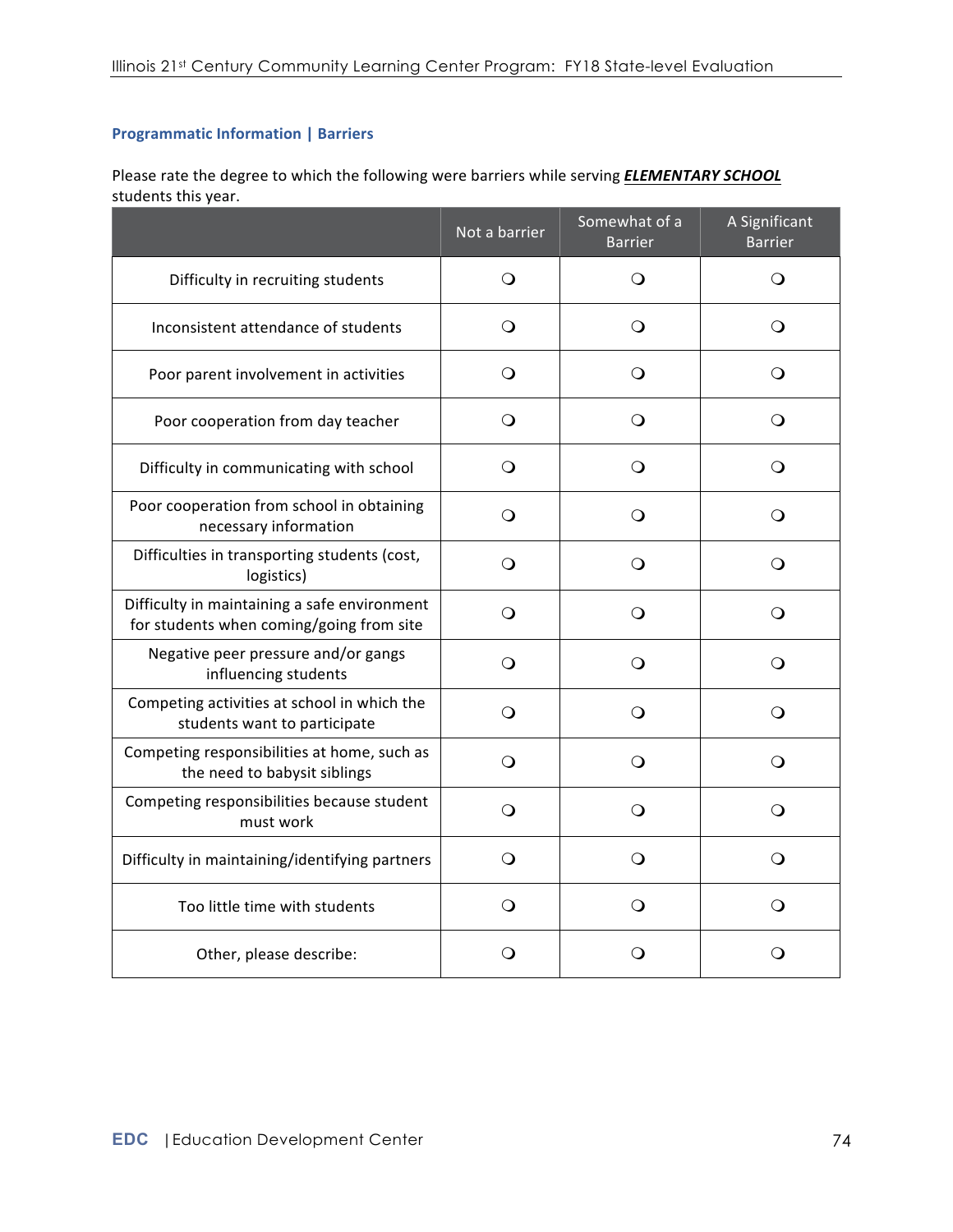### Programmatic Information | Barriers

Please rate the degree to which the following were barriers while serving ***ELEMENTARY SCHOOL*** students this year.

| | Not a barrier | Somewhat of a Barrier | A Significant Barrier |
|---|---|---|---|
| Difficulty in recruiting students | ❍ | ❍ | ❍ |
| Inconsistent attendance of students | ❍ | ❍ | ❍ |
| Poor parent involvement in activities | ❍ | ❍ | ❍ |
| Poor cooperation from day teacher | ❍ | ❍ | ❍ |
| Difficulty in communicating with school | ❍ | ❍ | ❍ |
| Poor cooperation from school in obtaining necessary information | ❍ | ❍ | ❍ |
| Difficulties in transporting students (cost, logistics) | ❍ | ❍ | ❍ |
| Difficulty in maintaining a safe environment for students when coming/going from site | ❍ | ❍ | ❍ |
| Negative peer pressure and/or gangs influencing students | ❍ | ❍ | ❍ |
| Competing activities at school in which the students want to participate | ❍ | ❍ | ❍ |
| Competing responsibilities at home, such as the need to babysit siblings | ❍ | ❍ | ❍ |
| Competing responsibilities because student must work | ❍ | ❍ | ❍ |
| Difficulty in maintaining/identifying partners | ❍ | ❍ | ❍ |
| Too little time with students | ❍ | ❍ | ❍ |
| Other, please describe: | ❍ | ❍ | ❍ |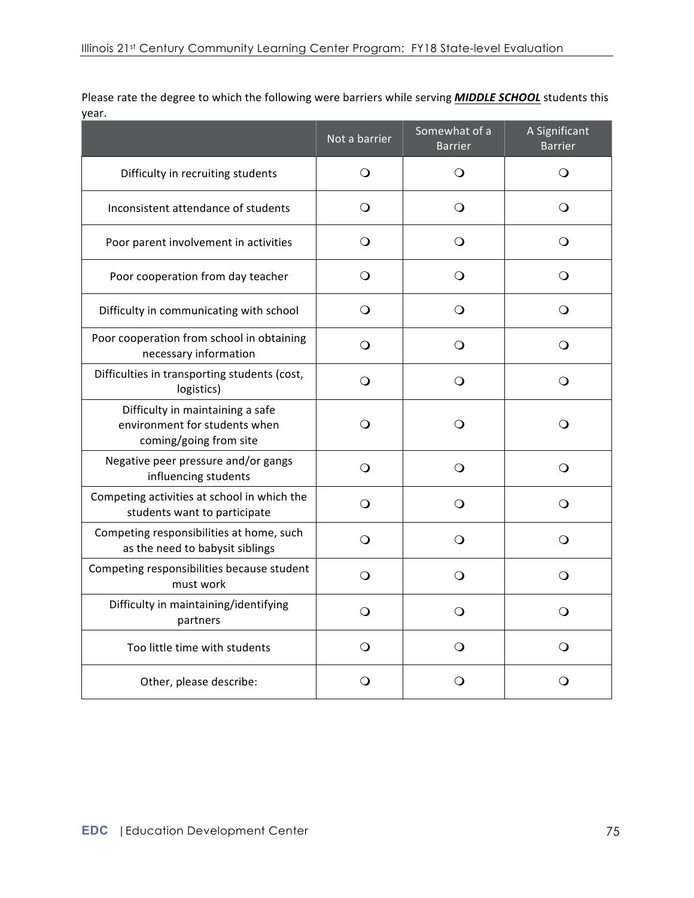Please rate the degree to which the following were barriers while serving ***MIDDLE SCHOOL*** students this year.

| | Not a barrier | Somewhat of a Barrier | A Significant Barrier |
|---|---|---|---|
| Difficulty in recruiting students | ❍ | ❍ | ❍ |
| Inconsistent attendance of students | ❍ | ❍ | ❍ |
| Poor parent involvement in activities | ❍ | ❍ | ❍ |
| Poor cooperation from day teacher | ❍ | ❍ | ❍ |
| Difficulty in communicating with school | ❍ | ❍ | ❍ |
| Poor cooperation from school in obtaining necessary information | ❍ | ❍ | ❍ |
| Difficulties in transporting students (cost, logistics) | ❍ | ❍ | ❍ |
| Difficulty in maintaining a safe environment for students when coming/going from site | ❍ | ❍ | ❍ |
| Negative peer pressure and/or gangs influencing students | ❍ | ❍ | ❍ |
| Competing activities at school in which the students want to participate | ❍ | ❍ | ❍ |
| Competing responsibilities at home, such as the need to babysit siblings | ❍ | ❍ | ❍ |
| Competing responsibilities because student must work | ❍ | ❍ | ❍ |
| Difficulty in maintaining/identifying partners | ❍ | ❍ | ❍ |
| Too little time with students | ❍ | ❍ | ❍ |
| Other, please describe: | ❍ | ❍ | ❍ |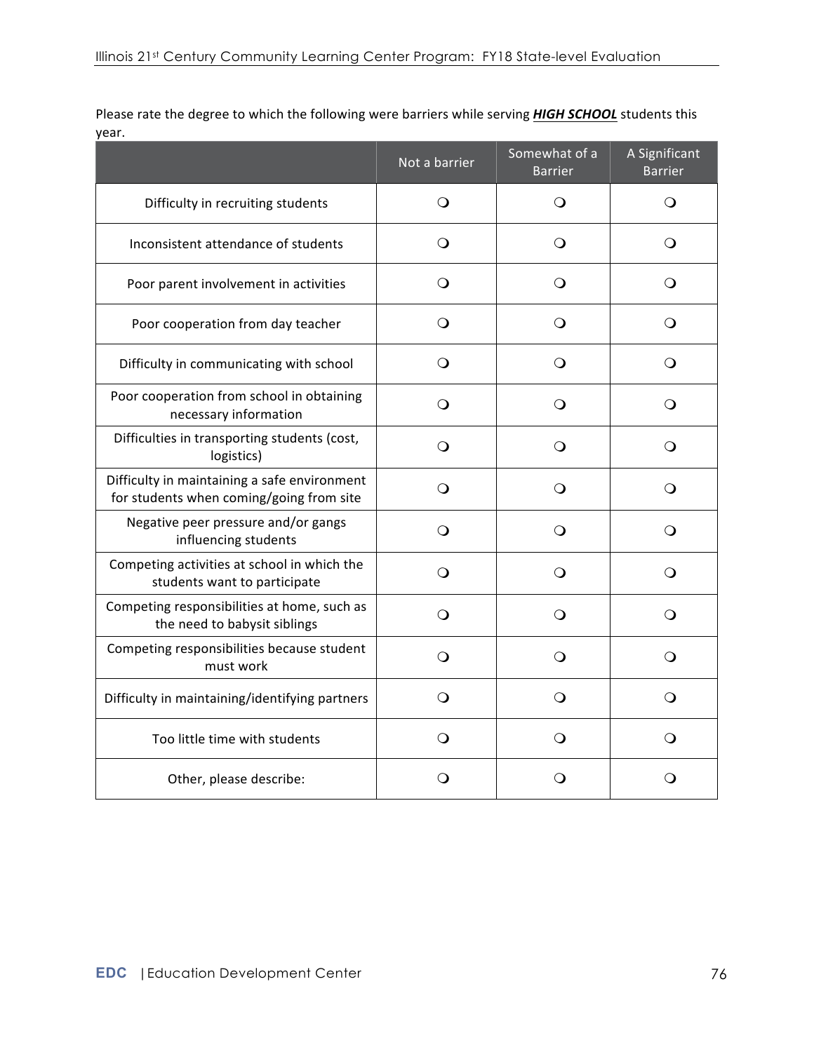Please rate the degree to which the following were barriers while serving ***HIGH SCHOOL*** students this year.

| | Not a barrier | Somewhat of a Barrier | A Significant Barrier |
|---|---|---|---|
| Difficulty in recruiting students | ❍ | ❍ | ❍ |
| Inconsistent attendance of students | ❍ | ❍ | ❍ |
| Poor parent involvement in activities | ❍ | ❍ | ❍ |
| Poor cooperation from day teacher | ❍ | ❍ | ❍ |
| Difficulty in communicating with school | ❍ | ❍ | ❍ |
| Poor cooperation from school in obtaining necessary information | ❍ | ❍ | ❍ |
| Difficulties in transporting students (cost, logistics) | ❍ | ❍ | ❍ |
| Difficulty in maintaining a safe environment for students when coming/going from site | ❍ | ❍ | ❍ |
| Negative peer pressure and/or gangs influencing students | ❍ | ❍ | ❍ |
| Competing activities at school in which the students want to participate | ❍ | ❍ | ❍ |
| Competing responsibilities at home, such as the need to babysit siblings | ❍ | ❍ | ❍ |
| Competing responsibilities because student must work | ❍ | ❍ | ❍ |
| Difficulty in maintaining/identifying partners | ❍ | ❍ | ❍ |
| Too little time with students | ❍ | ❍ | ❍ |
| Other, please describe: | ❍ | ❍ | ❍ |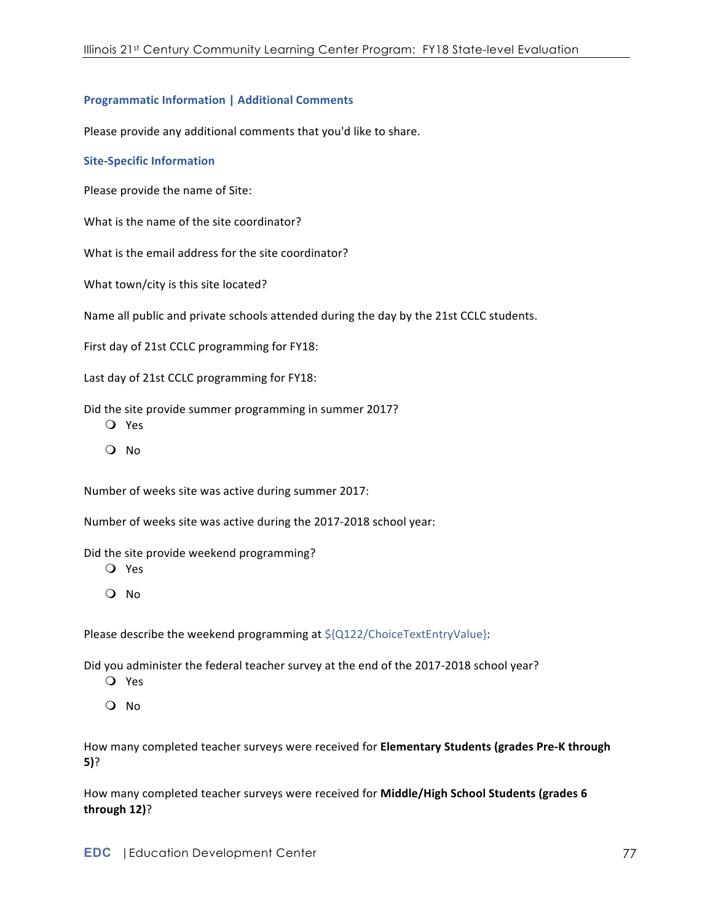### Programmatic Information | Additional Comments

Please provide any additional comments that you'd like to share.

### Site-Specific Information

Please provide the name of Site:

What is the name of the site coordinator?

What is the email address for the site coordinator?

What town/city is this site located?

Name all public and private schools attended during the day by the 21st CCLC students.

First day of 21st CCLC programming for FY18:

Last day of 21st CCLC programming for FY18:

Did the site provide summer programming in summer 2017?

- Yes
- No

Number of weeks site was active during summer 2017:

Number of weeks site was active during the 2017-2018 school year:

Did the site provide weekend programming?

- Yes
- No

Please describe the weekend programming at ${Q122/ChoiceTextEntryValue}:

Did you administer the federal teacher survey at the end of the 2017-2018 school year?

- Yes
- No

How many completed teacher surveys were received for **Elementary Students (grades Pre-K through 5)**?

How many completed teacher surveys were received for **Middle/High School Students (grades 6 through 12)**?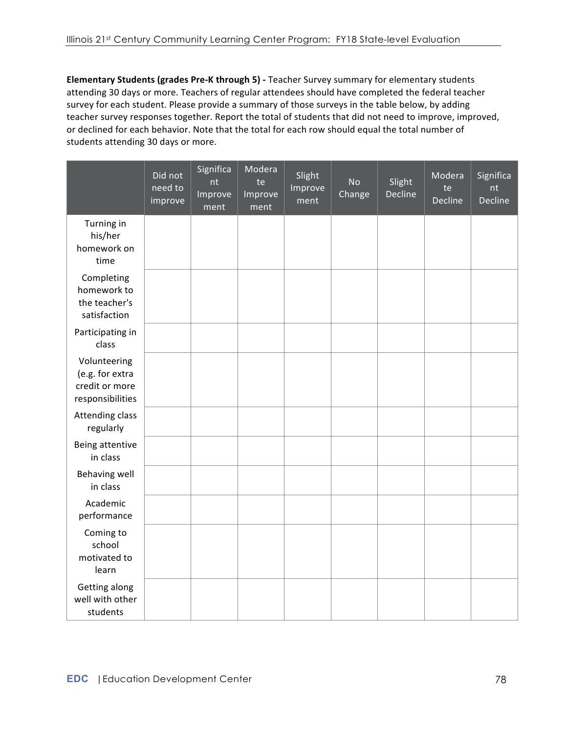**Elementary Students (grades Pre-K through 5) -** Teacher Survey summary for elementary students attending 30 days or more. Teachers of regular attendees should have completed the federal teacher survey for each student. Please provide a summary of those surveys in the table below, by adding teacher survey responses together. Report the total of students that did not need to improve, improved, or declined for each behavior. Note that the total for each row should equal the total number of students attending 30 days or more.

| | Did not need to improve | Significant Improvement | Moderate Improvement | Slight Improvement | No Change | Slight Decline | Moderate Decline | Significant Decline |
|---|---|---|---|---|---|---|---|---|
| Turning in his/her homework on time | | | | | | | | |
| Completing homework to the teacher's satisfaction | | | | | | | | |
| Participating in class | | | | | | | | |
| Volunteering (e.g. for extra credit or more responsibilities | | | | | | | | |
| Attending class regularly | | | | | | | | |
| Being attentive in class | | | | | | | | |
| Behaving well in class | | | | | | | | |
| Academic performance | | | | | | | | |
| Coming to school motivated to learn | | | | | | | | |
| Getting along well with other students | | | | | | | | |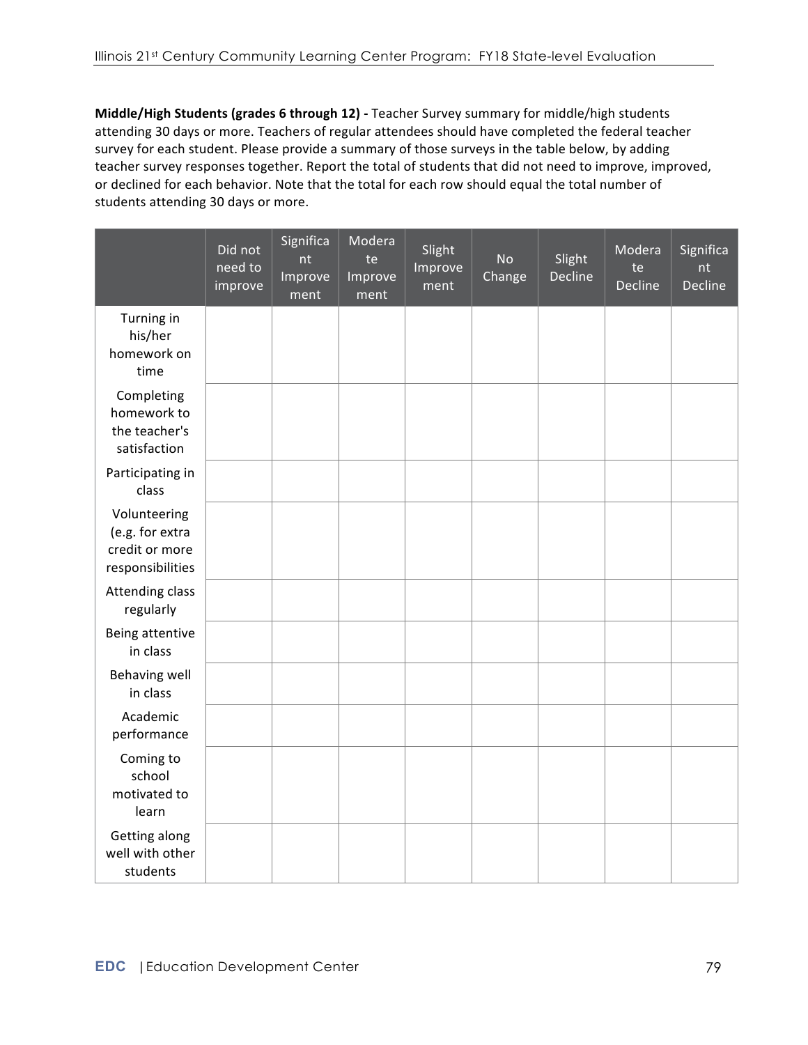**Middle/High Students (grades 6 through 12) -** Teacher Survey summary for middle/high students attending 30 days or more. Teachers of regular attendees should have completed the federal teacher survey for each student. Please provide a summary of those surveys in the table below, by adding teacher survey responses together. Report the total of students that did not need to improve, improved, or declined for each behavior. Note that the total for each row should equal the total number of students attending 30 days or more.

| | Did not need to improve | Significant Improvement | Moderate Improvement | Slight Improvement | No Change | Slight Decline | Moderate Decline | Significant Decline |
|---|---|---|---|---|---|---|---|---|
| Turning in his/her homework on time | | | | | | | | |
| Completing homework to the teacher's satisfaction | | | | | | | | |
| Participating in class | | | | | | | | |
| Volunteering (e.g. for extra credit or more responsibilities | | | | | | | | |
| Attending class regularly | | | | | | | | |
| Being attentive in class | | | | | | | | |
| Behaving well in class | | | | | | | | |
| Academic performance | | | | | | | | |
| Coming to school motivated to learn | | | | | | | | |
| Getting along well with other students | | | | | | | | |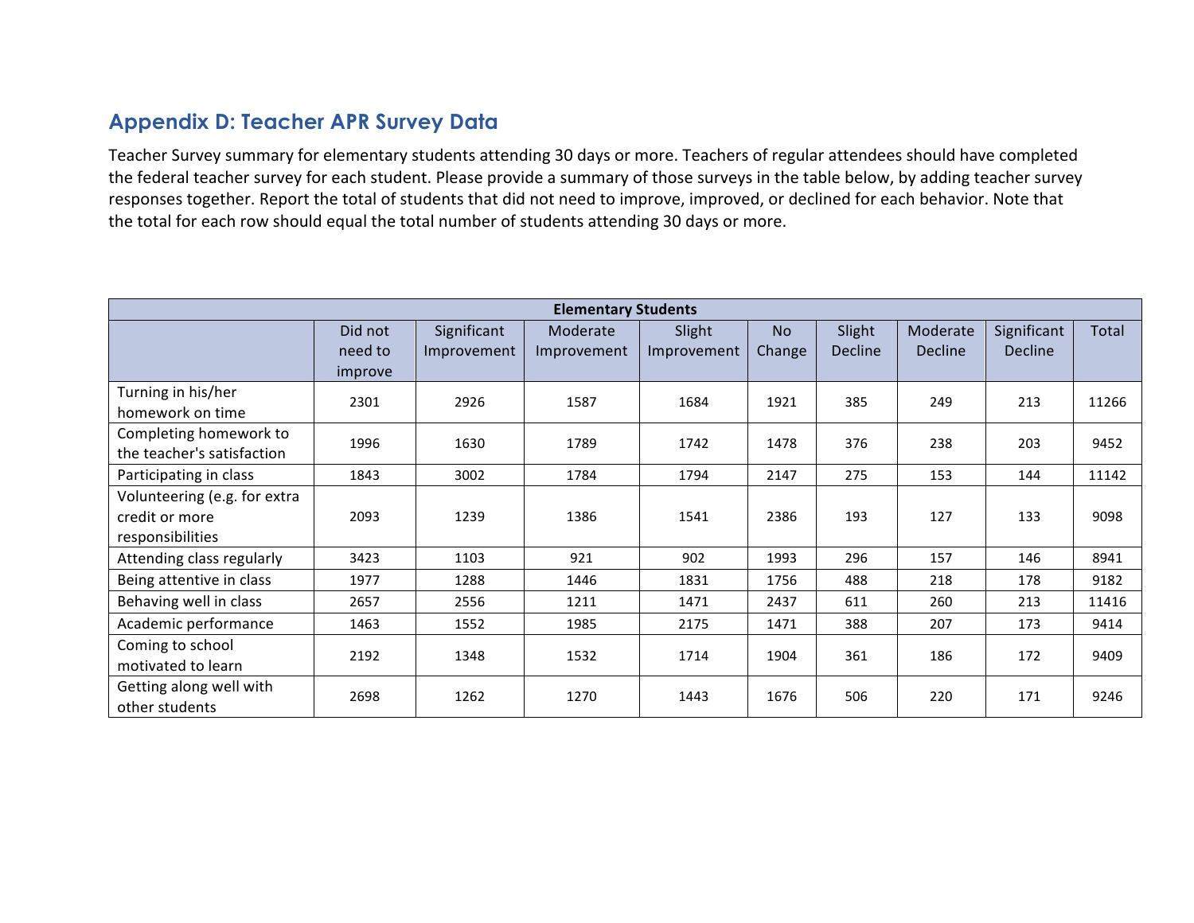## Appendix D: Teacher APR Survey Data

Teacher Survey summary for elementary students attending 30 days or more. Teachers of regular attendees should have completed the federal teacher survey for each student. Please provide a summary of those surveys in the table below, by adding teacher survey responses together. Report the total of students that did not need to improve, improved, or declined for each behavior. Note that the total for each row should equal the total number of students attending 30 days or more.

| Elementary Students | | | | | | | | | |
|---|---|---|---|---|---|---|---|---|---|
| | Did not need to improve | Significant Improvement | Moderate Improvement | Slight Improvement | No Change | Slight Decline | Moderate Decline | Significant Decline | Total |
| Turning in his/her homework on time | 2301 | 2926 | 1587 | 1684 | 1921 | 385 | 249 | 213 | 11266 |
| Completing homework to the teacher's satisfaction | 1996 | 1630 | 1789 | 1742 | 1478 | 376 | 238 | 203 | 9452 |
| Participating in class | 1843 | 3002 | 1784 | 1794 | 2147 | 275 | 153 | 144 | 11142 |
| Volunteering (e.g. for extra credit or more responsibilities | 2093 | 1239 | 1386 | 1541 | 2386 | 193 | 127 | 133 | 9098 |
| Attending class regularly | 3423 | 1103 | 921 | 902 | 1993 | 296 | 157 | 146 | 8941 |
| Being attentive in class | 1977 | 1288 | 1446 | 1831 | 1756 | 488 | 218 | 178 | 9182 |
| Behaving well in class | 2657 | 2556 | 1211 | 1471 | 2437 | 611 | 260 | 213 | 11416 |
| Academic performance | 1463 | 1552 | 1985 | 2175 | 1471 | 388 | 207 | 173 | 9414 |
| Coming to school motivated to learn | 2192 | 1348 | 1532 | 1714 | 1904 | 361 | 186 | 172 | 9409 |
| Getting along well with other students | 2698 | 1262 | 1270 | 1443 | 1676 | 506 | 220 | 171 | 9246 |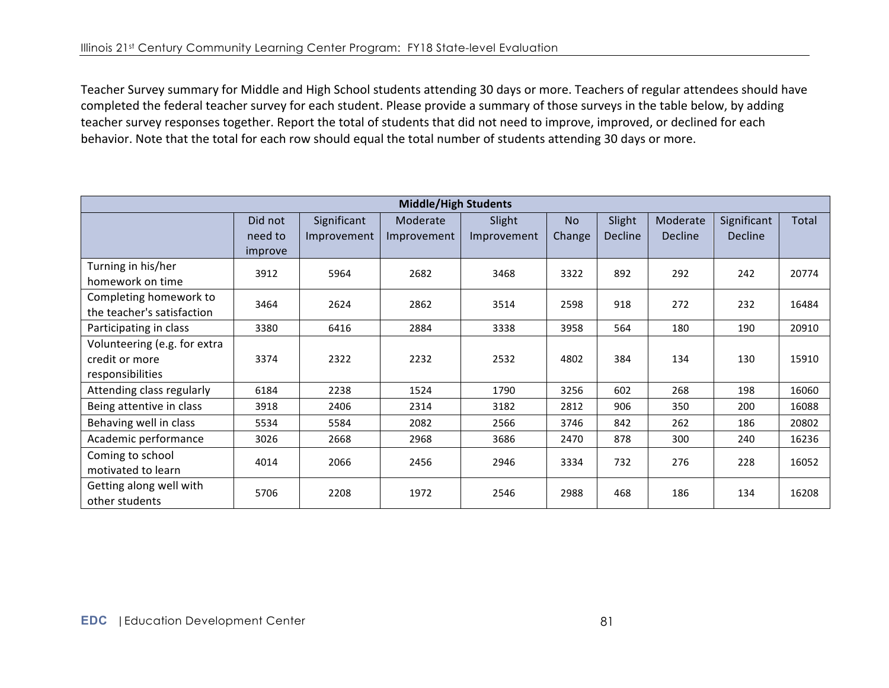Teacher Survey summary for Middle and High School students attending 30 days or more. Teachers of regular attendees should have completed the federal teacher survey for each student. Please provide a summary of those surveys in the table below, by adding teacher survey responses together. Report the total of students that did not need to improve, improved, or declined for each behavior. Note that the total for each row should equal the total number of students attending 30 days or more.

| Middle/High Students | | | | | | | | | |
|---|---|---|---|---|---|---|---|---|---|
| | Did not need to improve | Significant Improvement | Moderate Improvement | Slight Improvement | No Change | Slight Decline | Moderate Decline | Significant Decline | Total |
| Turning in his/her homework on time | 3912 | 5964 | 2682 | 3468 | 3322 | 892 | 292 | 242 | 20774 |
| Completing homework to the teacher's satisfaction | 3464 | 2624 | 2862 | 3514 | 2598 | 918 | 272 | 232 | 16484 |
| Participating in class | 3380 | 6416 | 2884 | 3338 | 3958 | 564 | 180 | 190 | 20910 |
| Volunteering (e.g. for extra credit or more responsibilities | 3374 | 2322 | 2232 | 2532 | 4802 | 384 | 134 | 130 | 15910 |
| Attending class regularly | 6184 | 2238 | 1524 | 1790 | 3256 | 602 | 268 | 198 | 16060 |
| Being attentive in class | 3918 | 2406 | 2314 | 3182 | 2812 | 906 | 350 | 200 | 16088 |
| Behaving well in class | 5534 | 5584 | 2082 | 2566 | 3746 | 842 | 262 | 186 | 20802 |
| Academic performance | 3026 | 2668 | 2968 | 3686 | 2470 | 878 | 300 | 240 | 16236 |
| Coming to school motivated to learn | 4014 | 2066 | 2456 | 2946 | 3334 | 732 | 276 | 228 | 16052 |
| Getting along well with other students | 5706 | 2208 | 1972 | 2546 | 2988 | 468 | 186 | 134 | 16208 |